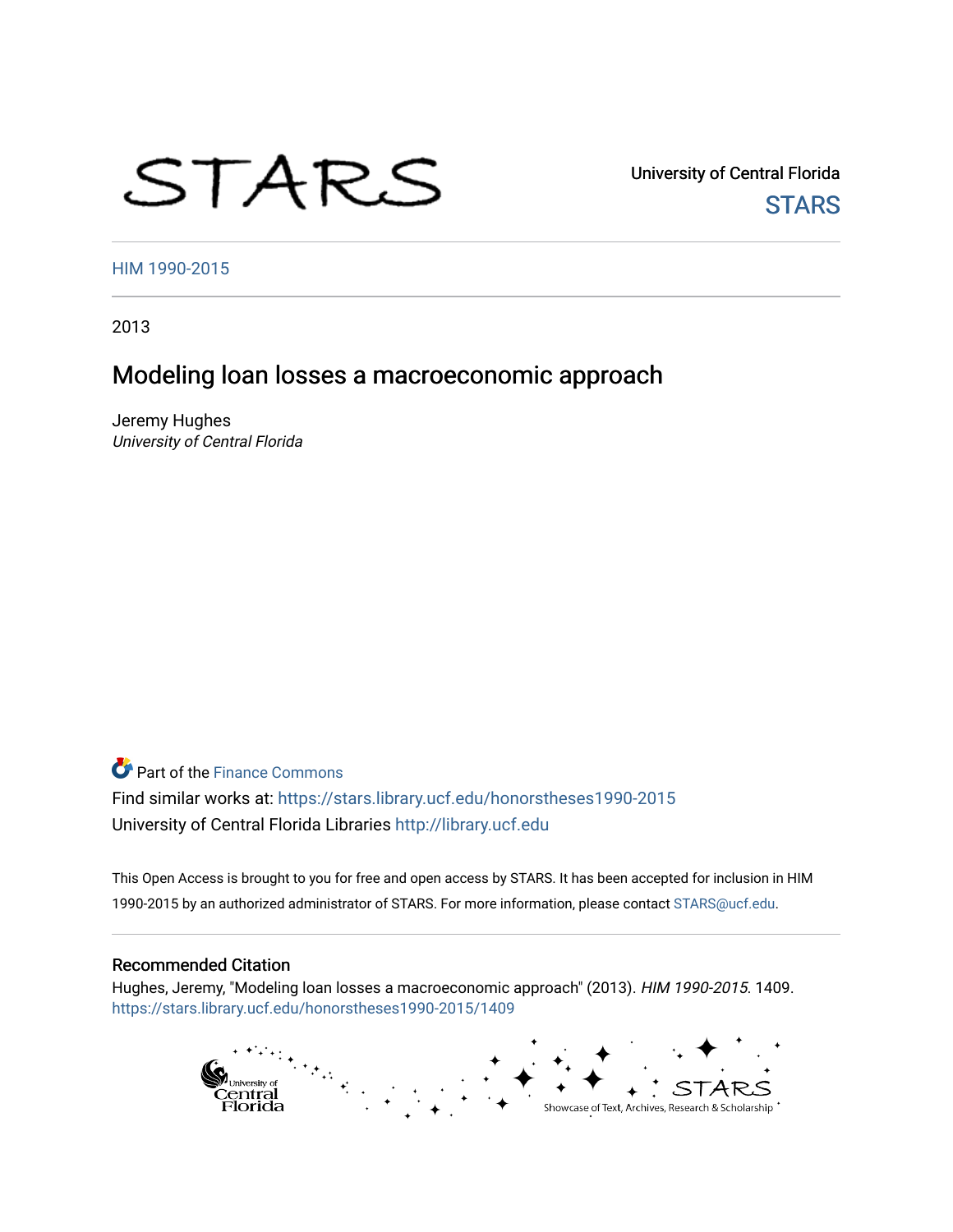STARS

University of Central Florida
STARS

HIM 1990-2015

2013

# Modeling loan losses a macroeconomic approach

Jeremy Hughes
*University of Central Florida*

Part of the Finance Commons

Find similar works at: https://stars.library.ucf.edu/honorstheses1990-2015

University of Central Florida Libraries http://library.ucf.edu

This Open Access is brought to you for free and open access by STARS. It has been accepted for inclusion in HIM 1990-2015 by an authorized administrator of STARS. For more information, please contact STARS@ucf.edu.

## Recommended Citation

Hughes, Jeremy, "Modeling loan losses a macroeconomic approach" (2013). *HIM 1990-2015*. 1409.
https://stars.library.ucf.edu/honorstheses1990-2015/1409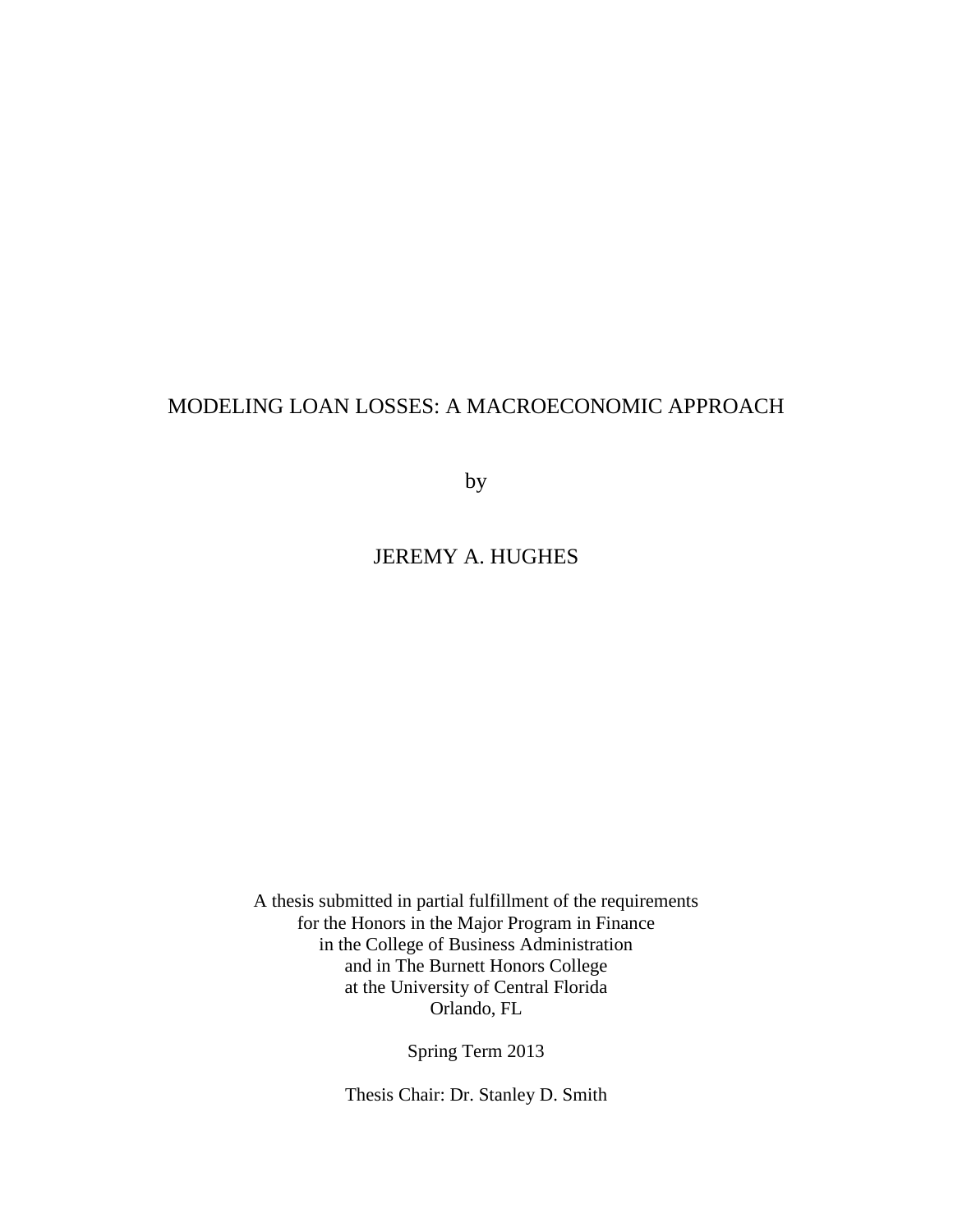# MODELING LOAN LOSSES: A MACROECONOMIC APPROACH

by

JEREMY A. HUGHES

A thesis submitted in partial fulfillment of the requirements
for the Honors in the Major Program in Finance
in the College of Business Administration
and in The Burnett Honors College
at the University of Central Florida
Orlando, FL

Spring Term 2013

Thesis Chair: Dr. Stanley D. Smith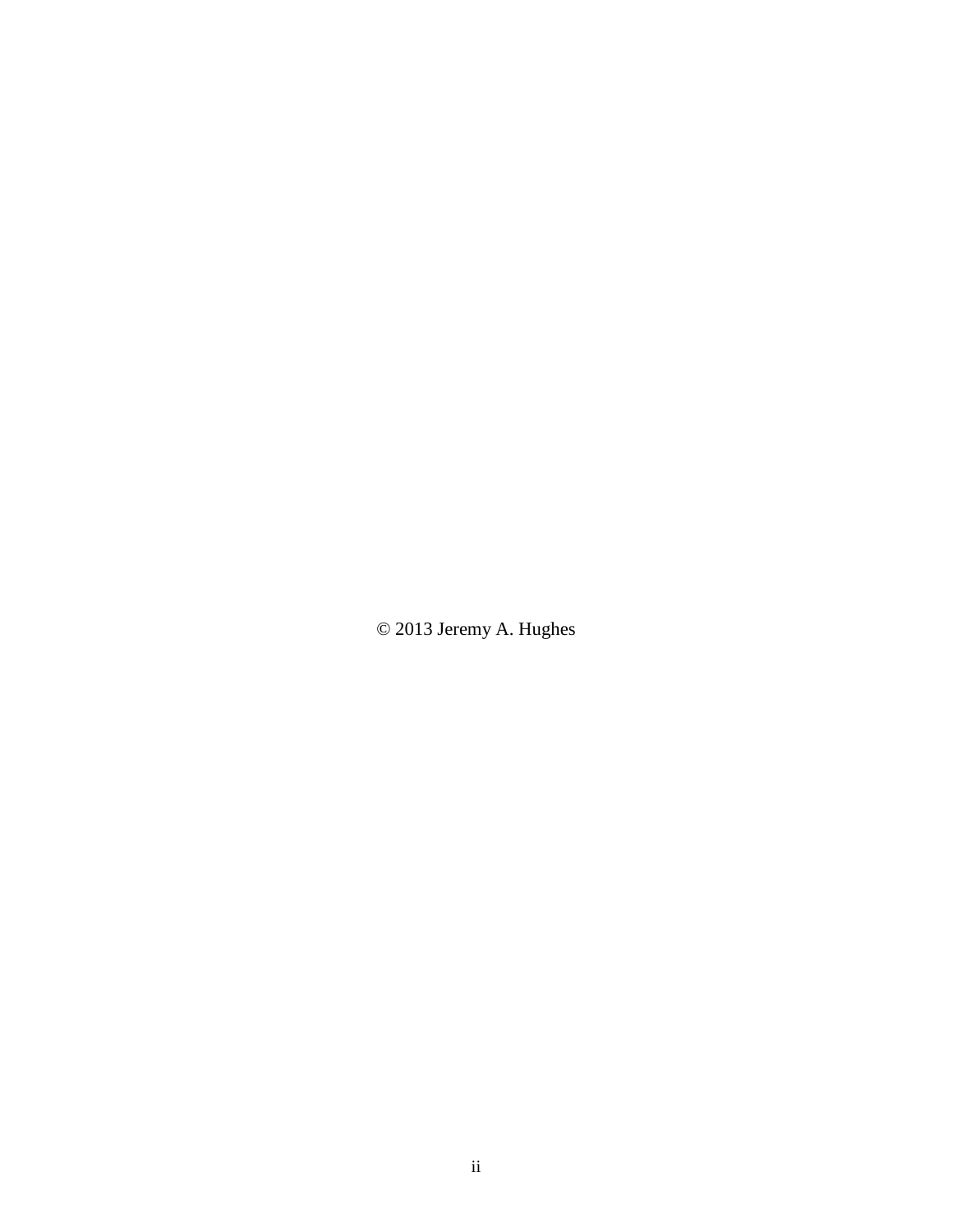© 2013 Jeremy A. Hughes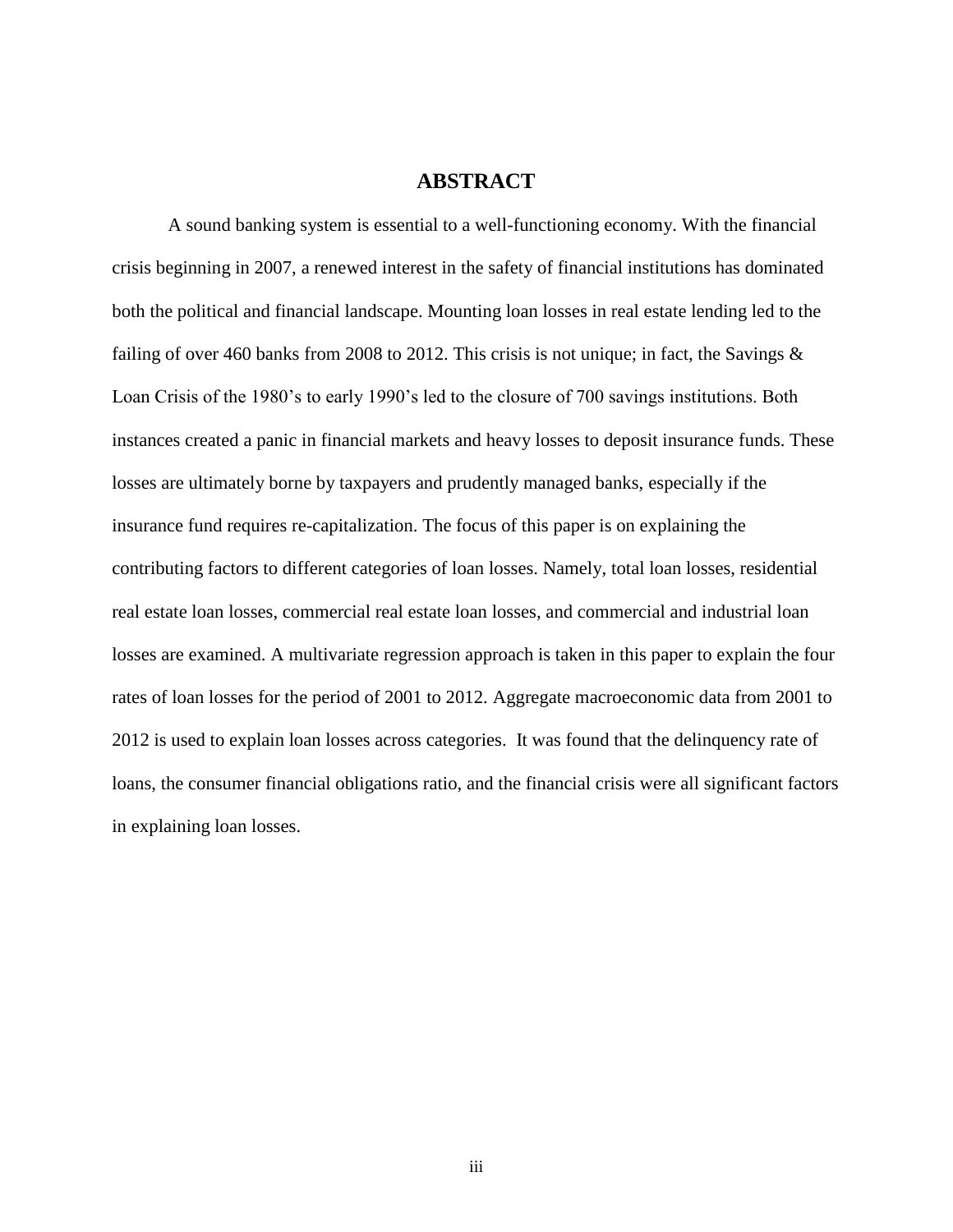# ABSTRACT

A sound banking system is essential to a well-functioning economy. With the financial crisis beginning in 2007, a renewed interest in the safety of financial institutions has dominated both the political and financial landscape. Mounting loan losses in real estate lending led to the failing of over 460 banks from 2008 to 2012. This crisis is not unique; in fact, the Savings & Loan Crisis of the 1980's to early 1990's led to the closure of 700 savings institutions. Both instances created a panic in financial markets and heavy losses to deposit insurance funds. These losses are ultimately borne by taxpayers and prudently managed banks, especially if the insurance fund requires re-capitalization. The focus of this paper is on explaining the contributing factors to different categories of loan losses. Namely, total loan losses, residential real estate loan losses, commercial real estate loan losses, and commercial and industrial loan losses are examined. A multivariate regression approach is taken in this paper to explain the four rates of loan losses for the period of 2001 to 2012. Aggregate macroeconomic data from 2001 to 2012 is used to explain loan losses across categories. It was found that the delinquency rate of loans, the consumer financial obligations ratio, and the financial crisis were all significant factors in explaining loan losses.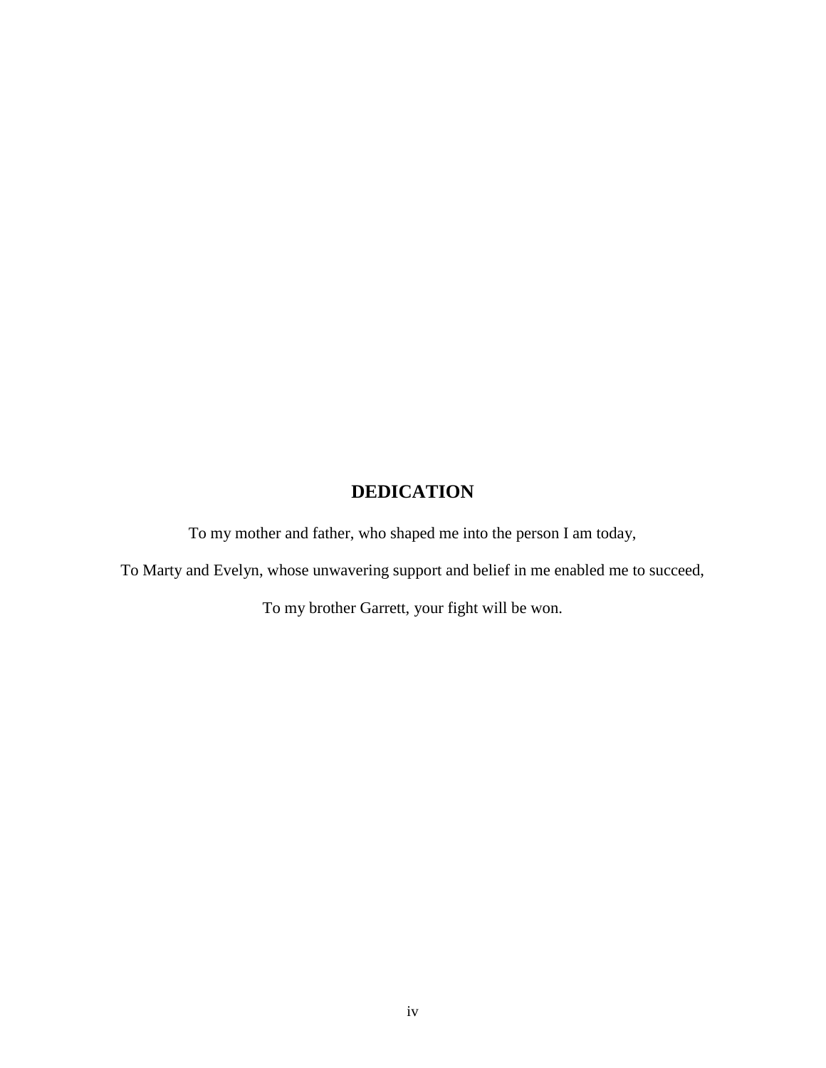# DEDICATION

To my mother and father, who shaped me into the person I am today,

To Marty and Evelyn, whose unwavering support and belief in me enabled me to succeed,

To my brother Garrett, your fight will be won.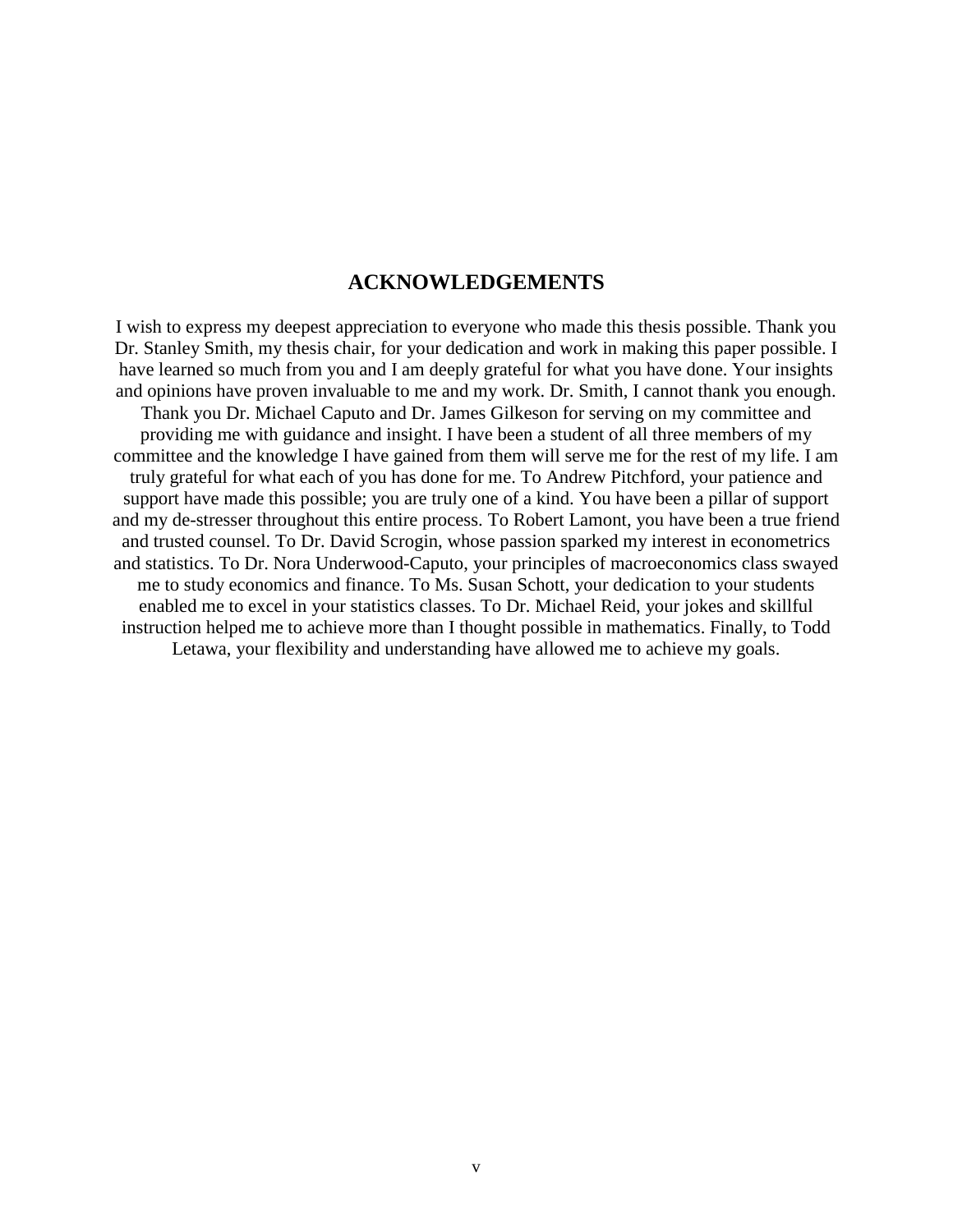# ACKNOWLEDGEMENTS

I wish to express my deepest appreciation to everyone who made this thesis possible. Thank you Dr. Stanley Smith, my thesis chair, for your dedication and work in making this paper possible. I have learned so much from you and I am deeply grateful for what you have done. Your insights and opinions have proven invaluable to me and my work. Dr. Smith, I cannot thank you enough. Thank you Dr. Michael Caputo and Dr. James Gilkeson for serving on my committee and providing me with guidance and insight. I have been a student of all three members of my committee and the knowledge I have gained from them will serve me for the rest of my life. I am truly grateful for what each of you has done for me. To Andrew Pitchford, your patience and support have made this possible; you are truly one of a kind. You have been a pillar of support and my de-stresser throughout this entire process. To Robert Lamont, you have been a true friend and trusted counsel. To Dr. David Scrogin, whose passion sparked my interest in econometrics and statistics. To Dr. Nora Underwood-Caputo, your principles of macroeconomics class swayed me to study economics and finance. To Ms. Susan Schott, your dedication to your students enabled me to excel in your statistics classes. To Dr. Michael Reid, your jokes and skillful instruction helped me to achieve more than I thought possible in mathematics. Finally, to Todd Letawa, your flexibility and understanding have allowed me to achieve my goals.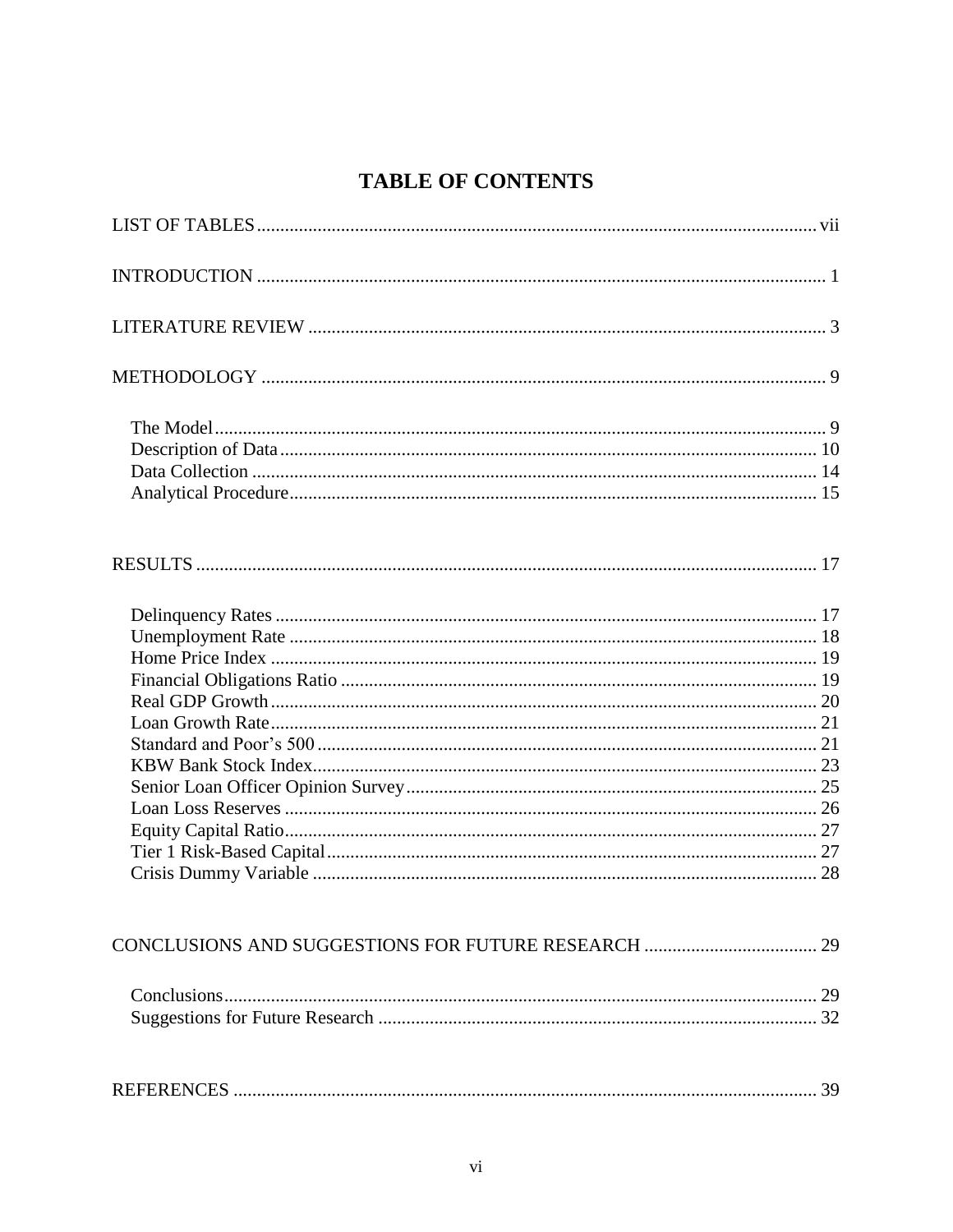# TABLE OF CONTENTS

LIST OF TABLES ........ vii

INTRODUCTION ........ 1

LITERATURE REVIEW ........ 3

METHODOLOGY ........ 9

- The Model ........ 9
- Description of Data ........ 10
- Data Collection ........ 14
- Analytical Procedure ........ 15

RESULTS ........ 17

- Delinquency Rates ........ 17
- Unemployment Rate ........ 18
- Home Price Index ........ 19
- Financial Obligations Ratio ........ 19
- Real GDP Growth ........ 20
- Loan Growth Rate ........ 21
- Standard and Poor's 500 ........ 21
- KBW Bank Stock Index ........ 23
- Senior Loan Officer Opinion Survey ........ 25
- Loan Loss Reserves ........ 26
- Equity Capital Ratio ........ 27
- Tier 1 Risk-Based Capital ........ 27
- Crisis Dummy Variable ........ 28

CONCLUSIONS AND SUGGESTIONS FOR FUTURE RESEARCH ........ 29

- Conclusions ........ 29
- Suggestions for Future Research ........ 32

REFERENCES ........ 39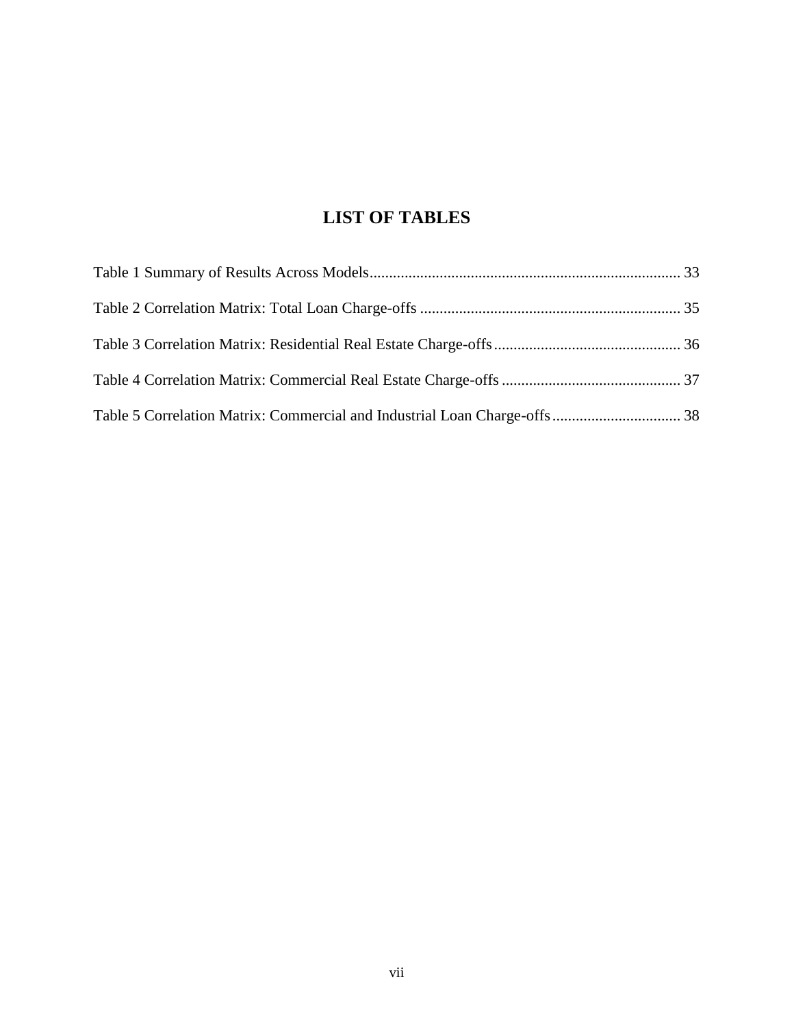# LIST OF TABLES

Table 1 Summary of Results Across Models ........................................ 33

Table 2 Correlation Matrix: Total Loan Charge-offs ........................................ 35

Table 3 Correlation Matrix: Residential Real Estate Charge-offs ........................................ 36

Table 4 Correlation Matrix: Commercial Real Estate Charge-offs ........................................ 37

Table 5 Correlation Matrix: Commercial and Industrial Loan Charge-offs ........................................ 38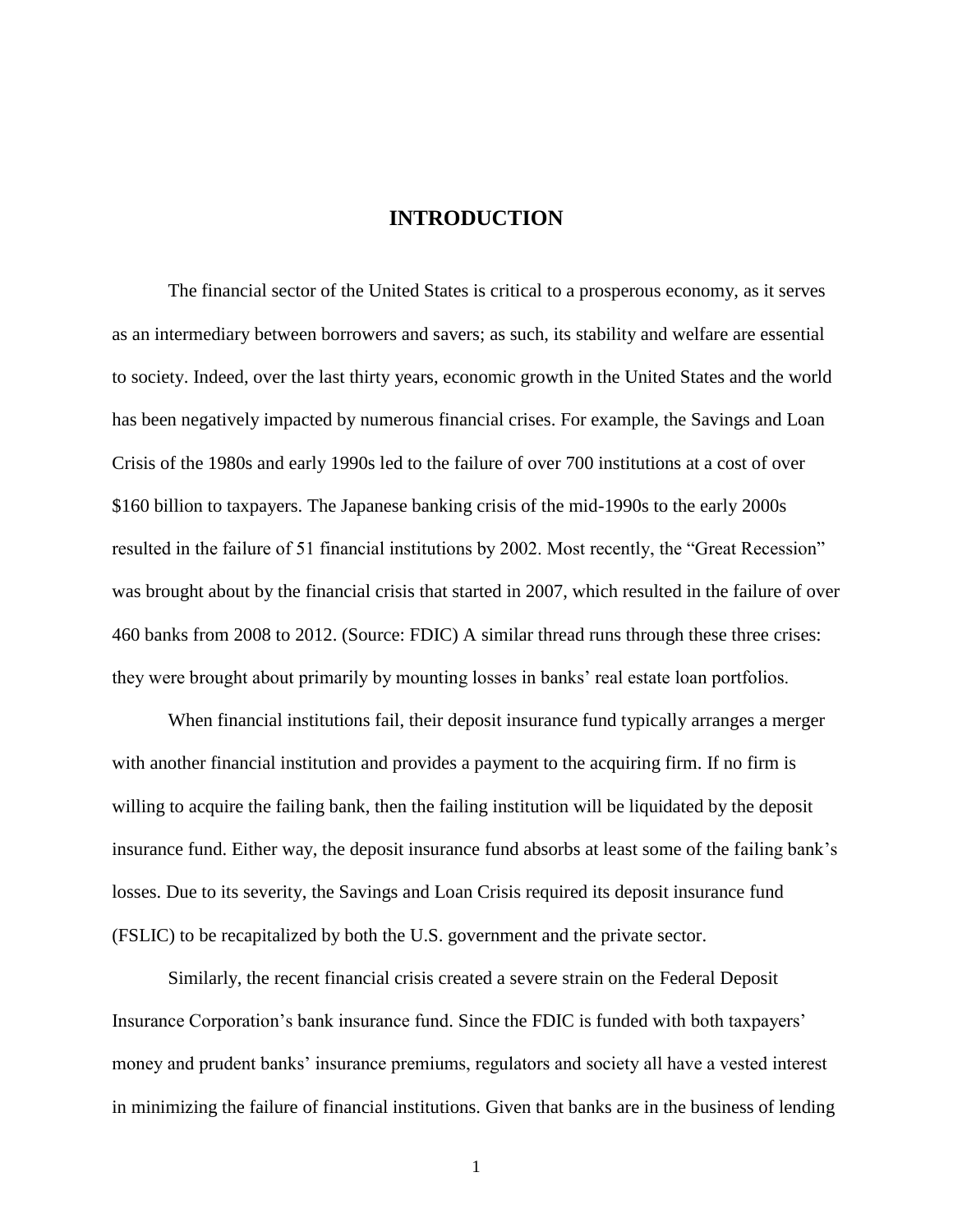# INTRODUCTION

The financial sector of the United States is critical to a prosperous economy, as it serves as an intermediary between borrowers and savers; as such, its stability and welfare are essential to society. Indeed, over the last thirty years, economic growth in the United States and the world has been negatively impacted by numerous financial crises. For example, the Savings and Loan Crisis of the 1980s and early 1990s led to the failure of over 700 institutions at a cost of over $160 billion to taxpayers. The Japanese banking crisis of the mid-1990s to the early 2000s resulted in the failure of 51 financial institutions by 2002. Most recently, the "Great Recession" was brought about by the financial crisis that started in 2007, which resulted in the failure of over 460 banks from 2008 to 2012. (Source: FDIC) A similar thread runs through these three crises: they were brought about primarily by mounting losses in banks' real estate loan portfolios.

When financial institutions fail, their deposit insurance fund typically arranges a merger with another financial institution and provides a payment to the acquiring firm. If no firm is willing to acquire the failing bank, then the failing institution will be liquidated by the deposit insurance fund. Either way, the deposit insurance fund absorbs at least some of the failing bank's losses. Due to its severity, the Savings and Loan Crisis required its deposit insurance fund (FSLIC) to be recapitalized by both the U.S. government and the private sector.

Similarly, the recent financial crisis created a severe strain on the Federal Deposit Insurance Corporation's bank insurance fund. Since the FDIC is funded with both taxpayers' money and prudent banks' insurance premiums, regulators and society all have a vested interest in minimizing the failure of financial institutions. Given that banks are in the business of lending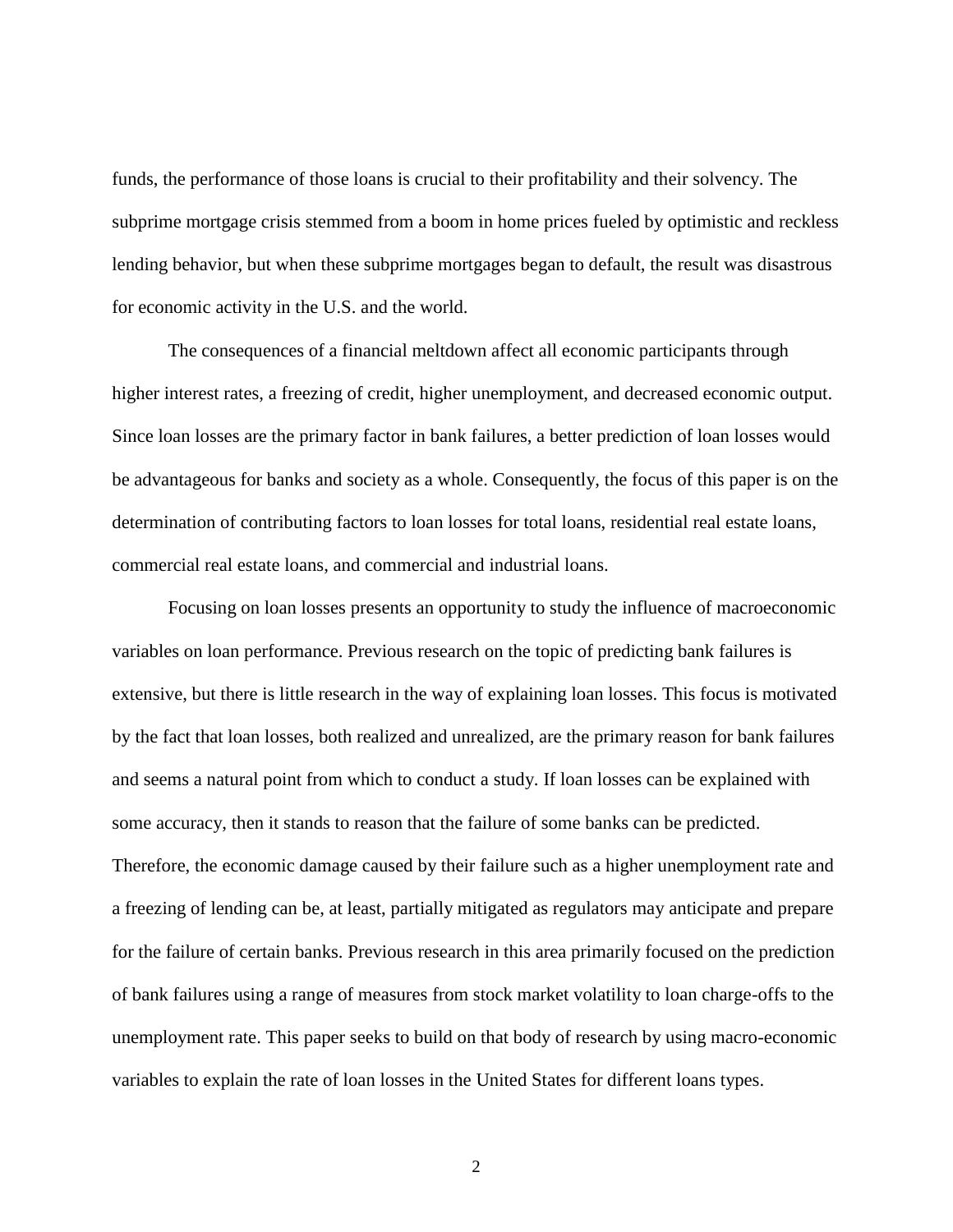funds, the performance of those loans is crucial to their profitability and their solvency. The subprime mortgage crisis stemmed from a boom in home prices fueled by optimistic and reckless lending behavior, but when these subprime mortgages began to default, the result was disastrous for economic activity in the U.S. and the world.

The consequences of a financial meltdown affect all economic participants through higher interest rates, a freezing of credit, higher unemployment, and decreased economic output. Since loan losses are the primary factor in bank failures, a better prediction of loan losses would be advantageous for banks and society as a whole. Consequently, the focus of this paper is on the determination of contributing factors to loan losses for total loans, residential real estate loans, commercial real estate loans, and commercial and industrial loans.

Focusing on loan losses presents an opportunity to study the influence of macroeconomic variables on loan performance. Previous research on the topic of predicting bank failures is extensive, but there is little research in the way of explaining loan losses. This focus is motivated by the fact that loan losses, both realized and unrealized, are the primary reason for bank failures and seems a natural point from which to conduct a study. If loan losses can be explained with some accuracy, then it stands to reason that the failure of some banks can be predicted. Therefore, the economic damage caused by their failure such as a higher unemployment rate and a freezing of lending can be, at least, partially mitigated as regulators may anticipate and prepare for the failure of certain banks. Previous research in this area primarily focused on the prediction of bank failures using a range of measures from stock market volatility to loan charge-offs to the unemployment rate. This paper seeks to build on that body of research by using macro-economic variables to explain the rate of loan losses in the United States for different loans types.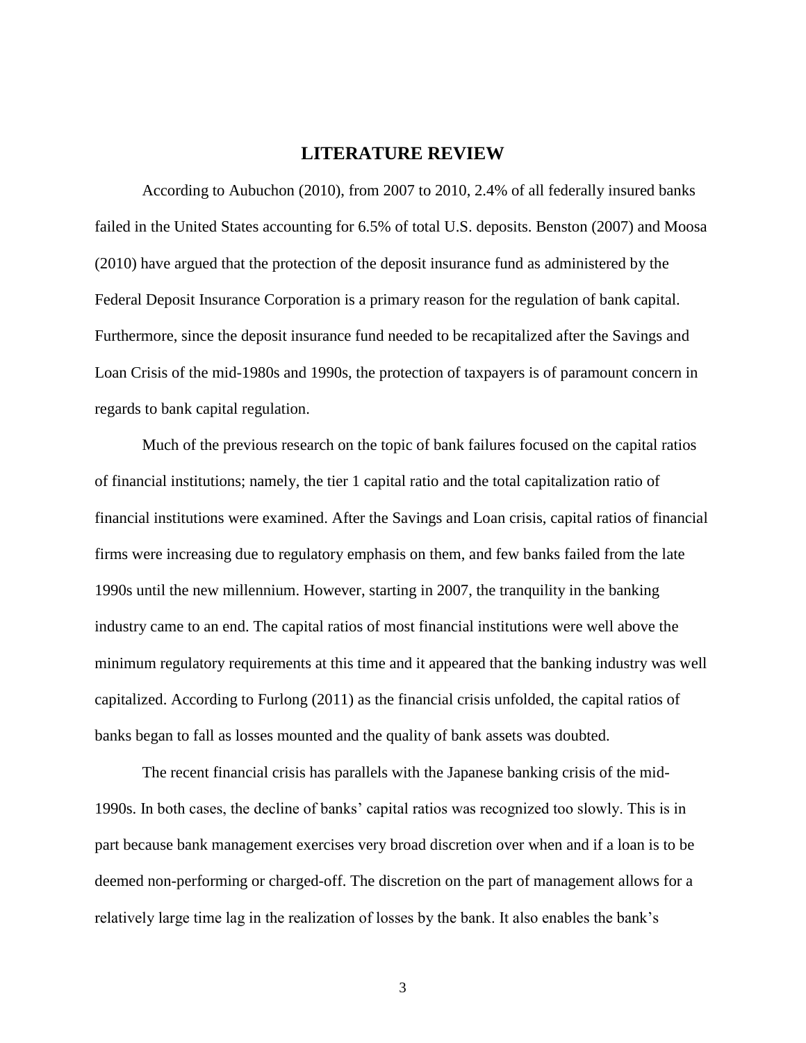# LITERATURE REVIEW

According to Aubuchon (2010), from 2007 to 2010, 2.4% of all federally insured banks failed in the United States accounting for 6.5% of total U.S. deposits. Benston (2007) and Moosa (2010) have argued that the protection of the deposit insurance fund as administered by the Federal Deposit Insurance Corporation is a primary reason for the regulation of bank capital. Furthermore, since the deposit insurance fund needed to be recapitalized after the Savings and Loan Crisis of the mid-1980s and 1990s, the protection of taxpayers is of paramount concern in regards to bank capital regulation.

Much of the previous research on the topic of bank failures focused on the capital ratios of financial institutions; namely, the tier 1 capital ratio and the total capitalization ratio of financial institutions were examined. After the Savings and Loan crisis, capital ratios of financial firms were increasing due to regulatory emphasis on them, and few banks failed from the late 1990s until the new millennium. However, starting in 2007, the tranquility in the banking industry came to an end. The capital ratios of most financial institutions were well above the minimum regulatory requirements at this time and it appeared that the banking industry was well capitalized. According to Furlong (2011) as the financial crisis unfolded, the capital ratios of banks began to fall as losses mounted and the quality of bank assets was doubted.

The recent financial crisis has parallels with the Japanese banking crisis of the mid-1990s. In both cases, the decline of banks' capital ratios was recognized too slowly. This is in part because bank management exercises very broad discretion over when and if a loan is to be deemed non-performing or charged-off. The discretion on the part of management allows for a relatively large time lag in the realization of losses by the bank. It also enables the bank's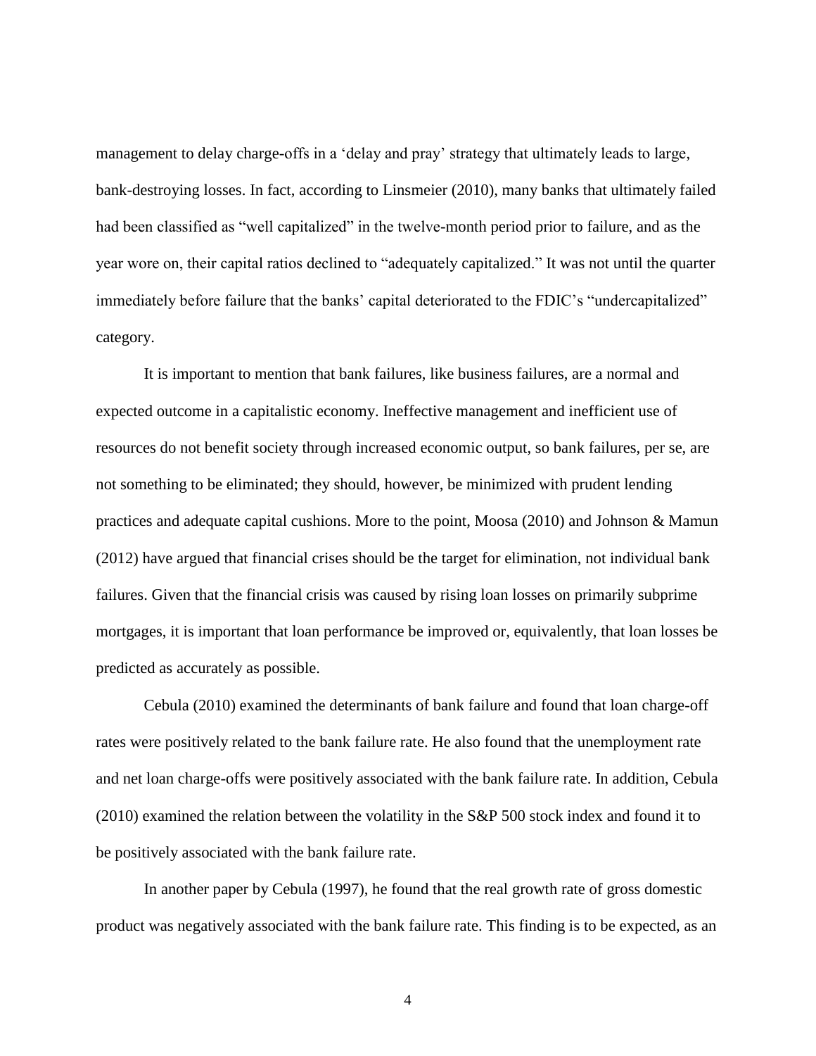management to delay charge-offs in a 'delay and pray' strategy that ultimately leads to large, bank-destroying losses. In fact, according to Linsmeier (2010), many banks that ultimately failed had been classified as "well capitalized" in the twelve-month period prior to failure, and as the year wore on, their capital ratios declined to "adequately capitalized." It was not until the quarter immediately before failure that the banks' capital deteriorated to the FDIC's "undercapitalized" category.

It is important to mention that bank failures, like business failures, are a normal and expected outcome in a capitalistic economy. Ineffective management and inefficient use of resources do not benefit society through increased economic output, so bank failures, per se, are not something to be eliminated; they should, however, be minimized with prudent lending practices and adequate capital cushions. More to the point, Moosa (2010) and Johnson & Mamun (2012) have argued that financial crises should be the target for elimination, not individual bank failures. Given that the financial crisis was caused by rising loan losses on primarily subprime mortgages, it is important that loan performance be improved or, equivalently, that loan losses be predicted as accurately as possible.

Cebula (2010) examined the determinants of bank failure and found that loan charge-off rates were positively related to the bank failure rate. He also found that the unemployment rate and net loan charge-offs were positively associated with the bank failure rate. In addition, Cebula (2010) examined the relation between the volatility in the S&P 500 stock index and found it to be positively associated with the bank failure rate.

In another paper by Cebula (1997), he found that the real growth rate of gross domestic product was negatively associated with the bank failure rate. This finding is to be expected, as an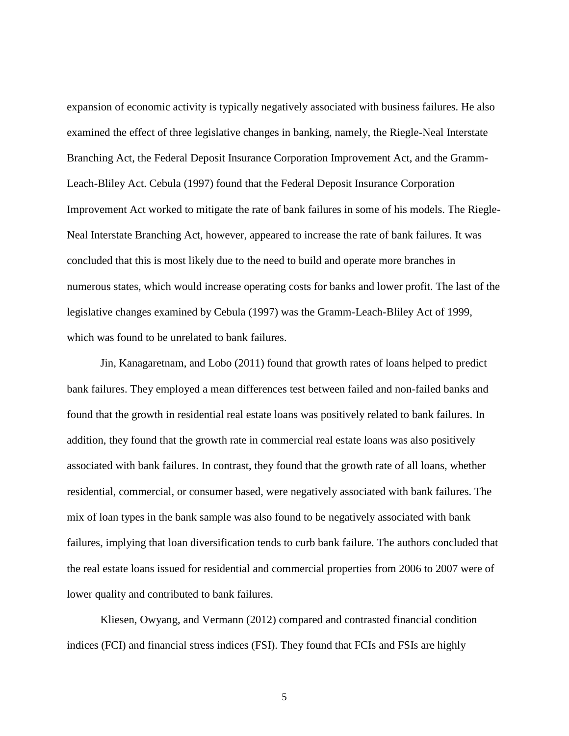expansion of economic activity is typically negatively associated with business failures. He also examined the effect of three legislative changes in banking, namely, the Riegle-Neal Interstate Branching Act, the Federal Deposit Insurance Corporation Improvement Act, and the Gramm-Leach-Bliley Act. Cebula (1997) found that the Federal Deposit Insurance Corporation Improvement Act worked to mitigate the rate of bank failures in some of his models. The Riegle-Neal Interstate Branching Act, however, appeared to increase the rate of bank failures. It was concluded that this is most likely due to the need to build and operate more branches in numerous states, which would increase operating costs for banks and lower profit. The last of the legislative changes examined by Cebula (1997) was the Gramm-Leach-Bliley Act of 1999, which was found to be unrelated to bank failures.

Jin, Kanagaretnam, and Lobo (2011) found that growth rates of loans helped to predict bank failures. They employed a mean differences test between failed and non-failed banks and found that the growth in residential real estate loans was positively related to bank failures. In addition, they found that the growth rate in commercial real estate loans was also positively associated with bank failures. In contrast, they found that the growth rate of all loans, whether residential, commercial, or consumer based, were negatively associated with bank failures. The mix of loan types in the bank sample was also found to be negatively associated with bank failures, implying that loan diversification tends to curb bank failure. The authors concluded that the real estate loans issued for residential and commercial properties from 2006 to 2007 were of lower quality and contributed to bank failures.

Kliesen, Owyang, and Vermann (2012) compared and contrasted financial condition indices (FCI) and financial stress indices (FSI). They found that FCIs and FSIs are highly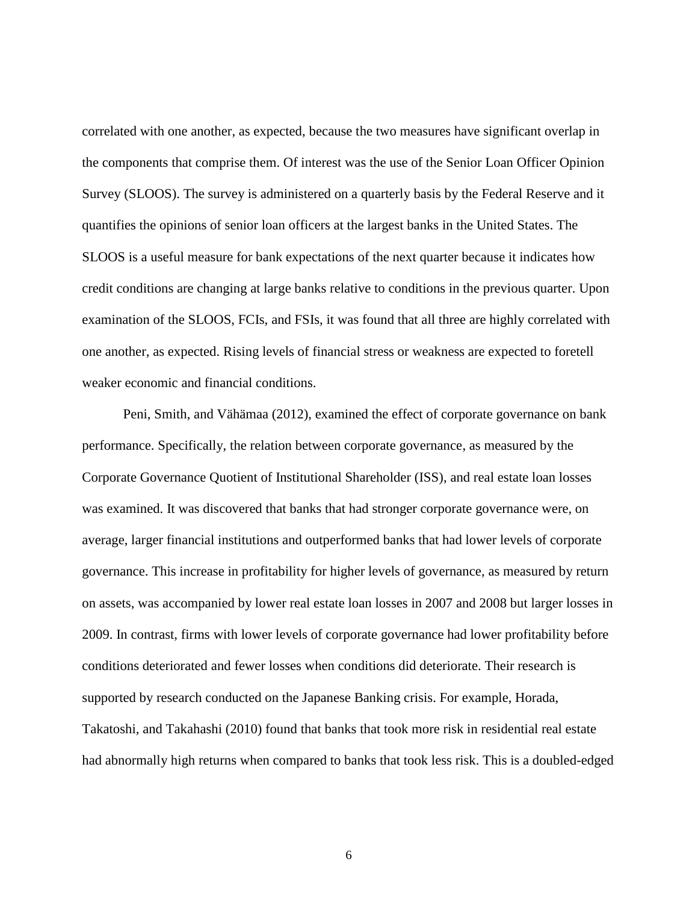correlated with one another, as expected, because the two measures have significant overlap in the components that comprise them. Of interest was the use of the Senior Loan Officer Opinion Survey (SLOOS). The survey is administered on a quarterly basis by the Federal Reserve and it quantifies the opinions of senior loan officers at the largest banks in the United States. The SLOOS is a useful measure for bank expectations of the next quarter because it indicates how credit conditions are changing at large banks relative to conditions in the previous quarter. Upon examination of the SLOOS, FCIs, and FSIs, it was found that all three are highly correlated with one another, as expected. Rising levels of financial stress or weakness are expected to foretell weaker economic and financial conditions.

Peni, Smith, and Vähämaa (2012), examined the effect of corporate governance on bank performance. Specifically, the relation between corporate governance, as measured by the Corporate Governance Quotient of Institutional Shareholder (ISS), and real estate loan losses was examined. It was discovered that banks that had stronger corporate governance were, on average, larger financial institutions and outperformed banks that had lower levels of corporate governance. This increase in profitability for higher levels of governance, as measured by return on assets, was accompanied by lower real estate loan losses in 2007 and 2008 but larger losses in 2009. In contrast, firms with lower levels of corporate governance had lower profitability before conditions deteriorated and fewer losses when conditions did deteriorate. Their research is supported by research conducted on the Japanese Banking crisis. For example, Horada, Takatoshi, and Takahashi (2010) found that banks that took more risk in residential real estate had abnormally high returns when compared to banks that took less risk. This is a doubled-edged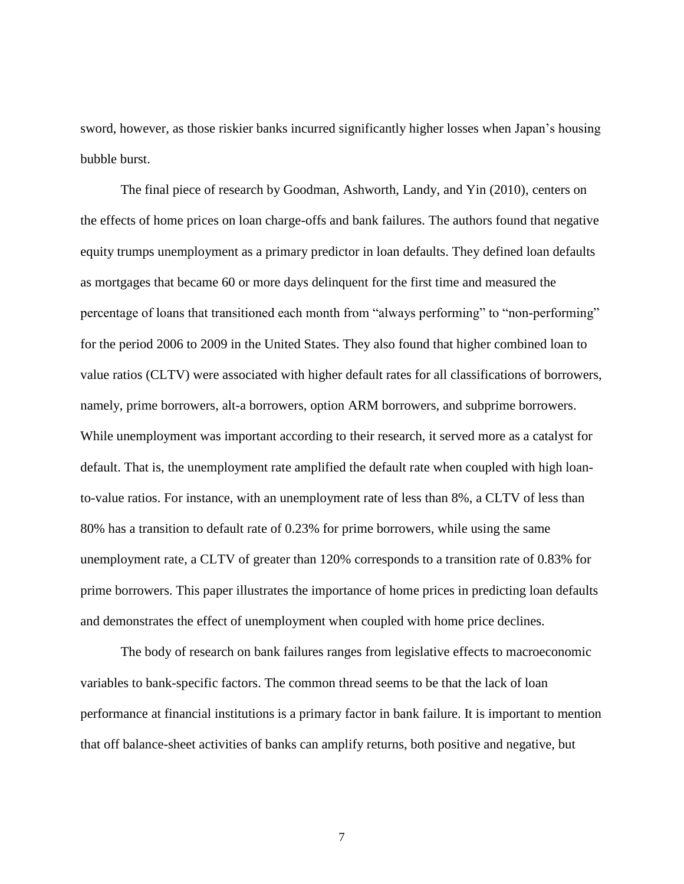sword, however, as those riskier banks incurred significantly higher losses when Japan's housing bubble burst.

The final piece of research by Goodman, Ashworth, Landy, and Yin (2010), centers on the effects of home prices on loan charge-offs and bank failures. The authors found that negative equity trumps unemployment as a primary predictor in loan defaults. They defined loan defaults as mortgages that became 60 or more days delinquent for the first time and measured the percentage of loans that transitioned each month from "always performing" to "non-performing" for the period 2006 to 2009 in the United States. They also found that higher combined loan to value ratios (CLTV) were associated with higher default rates for all classifications of borrowers, namely, prime borrowers, alt-a borrowers, option ARM borrowers, and subprime borrowers. While unemployment was important according to their research, it served more as a catalyst for default. That is, the unemployment rate amplified the default rate when coupled with high loan-to-value ratios. For instance, with an unemployment rate of less than 8%, a CLTV of less than 80% has a transition to default rate of 0.23% for prime borrowers, while using the same unemployment rate, a CLTV of greater than 120% corresponds to a transition rate of 0.83% for prime borrowers. This paper illustrates the importance of home prices in predicting loan defaults and demonstrates the effect of unemployment when coupled with home price declines.

The body of research on bank failures ranges from legislative effects to macroeconomic variables to bank-specific factors. The common thread seems to be that the lack of loan performance at financial institutions is a primary factor in bank failure. It is important to mention that off balance-sheet activities of banks can amplify returns, both positive and negative, but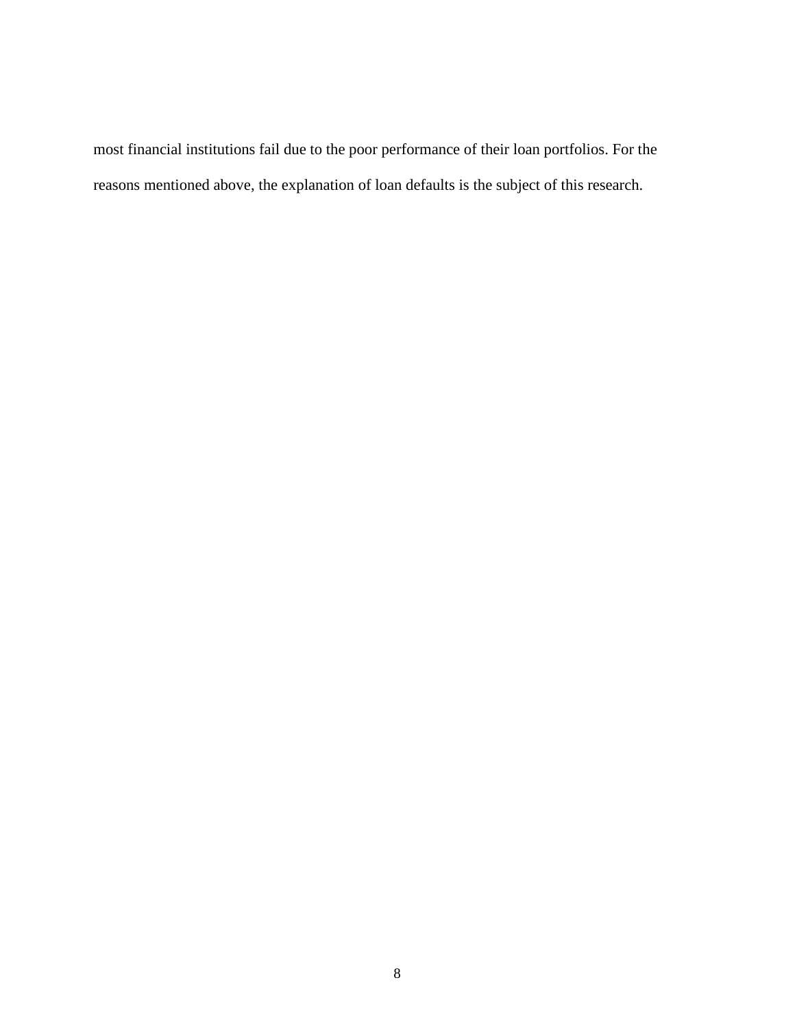most financial institutions fail due to the poor performance of their loan portfolios. For the reasons mentioned above, the explanation of loan defaults is the subject of this research.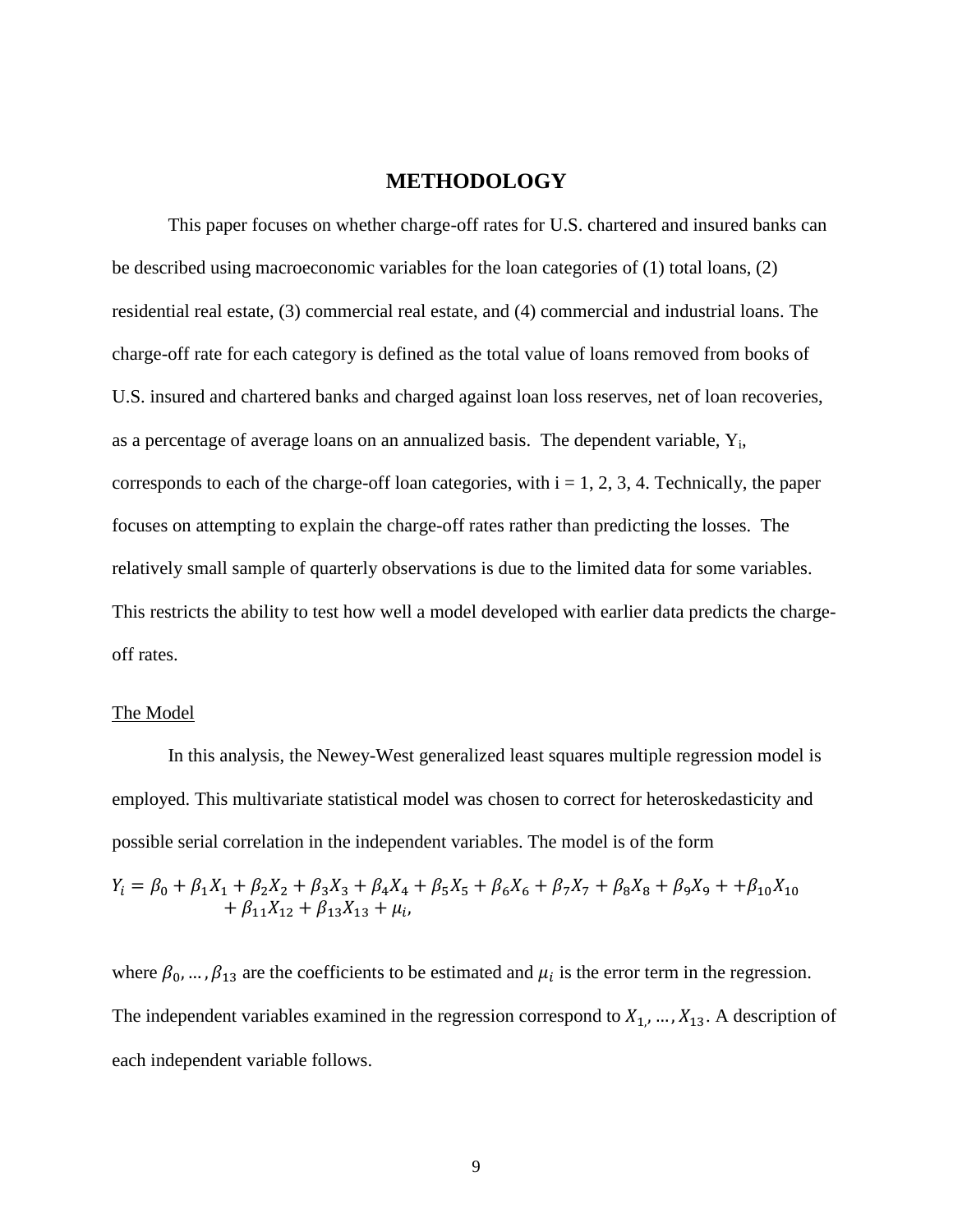# METHODOLOGY

This paper focuses on whether charge-off rates for U.S. chartered and insured banks can be described using macroeconomic variables for the loan categories of (1) total loans, (2) residential real estate, (3) commercial real estate, and (4) commercial and industrial loans. The charge-off rate for each category is defined as the total value of loans removed from books of U.S. insured and chartered banks and charged against loan loss reserves, net of loan recoveries, as a percentage of average loans on an annualized basis. The dependent variable, $Y_i$, corresponds to each of the charge-off loan categories, with i = 1, 2, 3, 4. Technically, the paper focuses on attempting to explain the charge-off rates rather than predicting the losses. The relatively small sample of quarterly observations is due to the limited data for some variables. This restricts the ability to test how well a model developed with earlier data predicts the charge-off rates.

## The Model

In this analysis, the Newey-West generalized least squares multiple regression model is employed. This multivariate statistical model was chosen to correct for heteroskedasticity and possible serial correlation in the independent variables. The model is of the form

$$Y_i = \beta_0 + \beta_1 X_1 + \beta_2 X_2 + \beta_3 X_3 + \beta_4 X_4 + \beta_5 X_5 + \beta_6 X_6 + \beta_7 X_7 + \beta_8 X_8 + \beta_9 X_9 + +\beta_{10} X_{10} + \beta_{11} X_{12} + \beta_{13} X_{13} + \mu_i,$$

where $\beta_0, \dots, \beta_{13}$ are the coefficients to be estimated and $\mu_i$ is the error term in the regression. The independent variables examined in the regression correspond to $X_{1,}, \dots, X_{13}$. A description of each independent variable follows.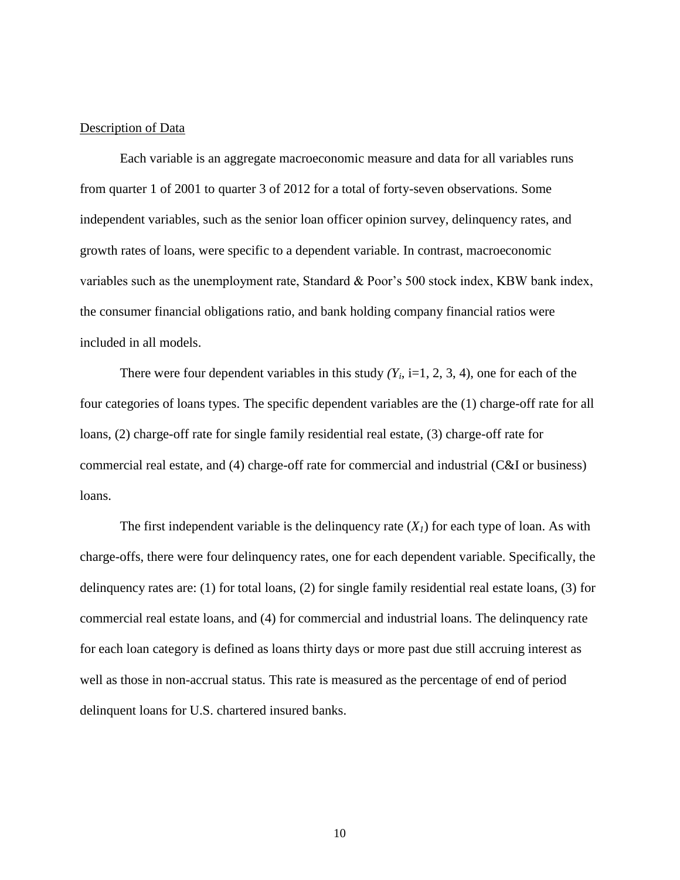Description of Data

Each variable is an aggregate macroeconomic measure and data for all variables runs from quarter 1 of 2001 to quarter 3 of 2012 for a total of forty-seven observations. Some independent variables, such as the senior loan officer opinion survey, delinquency rates, and growth rates of loans, were specific to a dependent variable. In contrast, macroeconomic variables such as the unemployment rate, Standard & Poor's 500 stock index, KBW bank index, the consumer financial obligations ratio, and bank holding company financial ratios were included in all models.

There were four dependent variables in this study ($Y_i$, i=1, 2, 3, 4), one for each of the four categories of loans types. The specific dependent variables are the (1) charge-off rate for all loans, (2) charge-off rate for single family residential real estate, (3) charge-off rate for commercial real estate, and (4) charge-off rate for commercial and industrial (C&I or business) loans.

The first independent variable is the delinquency rate ($X_1$) for each type of loan. As with charge-offs, there were four delinquency rates, one for each dependent variable. Specifically, the delinquency rates are: (1) for total loans, (2) for single family residential real estate loans, (3) for commercial real estate loans, and (4) for commercial and industrial loans. The delinquency rate for each loan category is defined as loans thirty days or more past due still accruing interest as well as those in non-accrual status. This rate is measured as the percentage of end of period delinquent loans for U.S. chartered insured banks.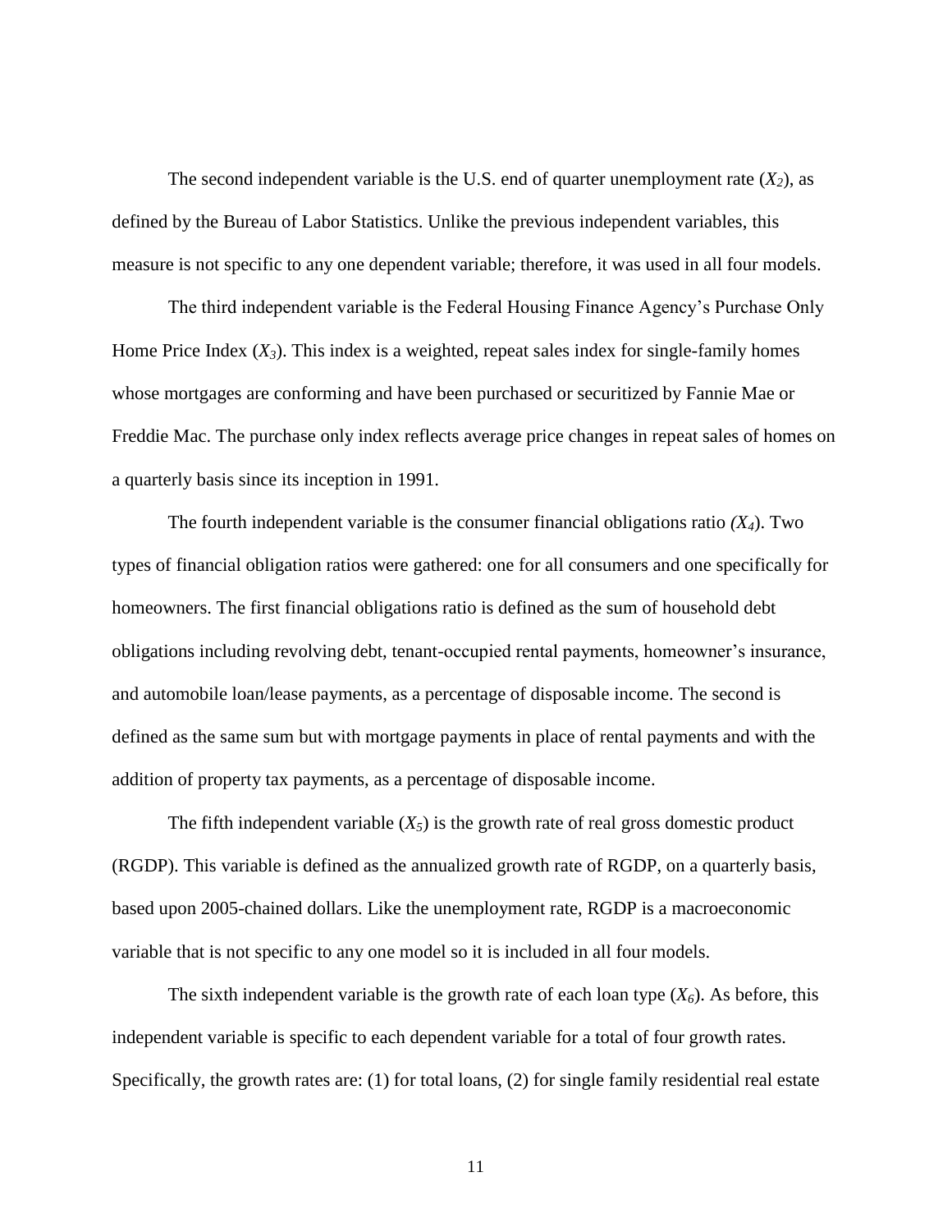The second independent variable is the U.S. end of quarter unemployment rate ($X_2$), as defined by the Bureau of Labor Statistics. Unlike the previous independent variables, this measure is not specific to any one dependent variable; therefore, it was used in all four models.

The third independent variable is the Federal Housing Finance Agency's Purchase Only Home Price Index ($X_3$). This index is a weighted, repeat sales index for single-family homes whose mortgages are conforming and have been purchased or securitized by Fannie Mae or Freddie Mac. The purchase only index reflects average price changes in repeat sales of homes on a quarterly basis since its inception in 1991.

The fourth independent variable is the consumer financial obligations ratio ($X_4$). Two types of financial obligation ratios were gathered: one for all consumers and one specifically for homeowners. The first financial obligations ratio is defined as the sum of household debt obligations including revolving debt, tenant-occupied rental payments, homeowner's insurance, and automobile loan/lease payments, as a percentage of disposable income. The second is defined as the same sum but with mortgage payments in place of rental payments and with the addition of property tax payments, as a percentage of disposable income.

The fifth independent variable ($X_5$) is the growth rate of real gross domestic product (RGDP). This variable is defined as the annualized growth rate of RGDP, on a quarterly basis, based upon 2005-chained dollars. Like the unemployment rate, RGDP is a macroeconomic variable that is not specific to any one model so it is included in all four models.

The sixth independent variable is the growth rate of each loan type ($X_6$). As before, this independent variable is specific to each dependent variable for a total of four growth rates. Specifically, the growth rates are: (1) for total loans, (2) for single family residential real estate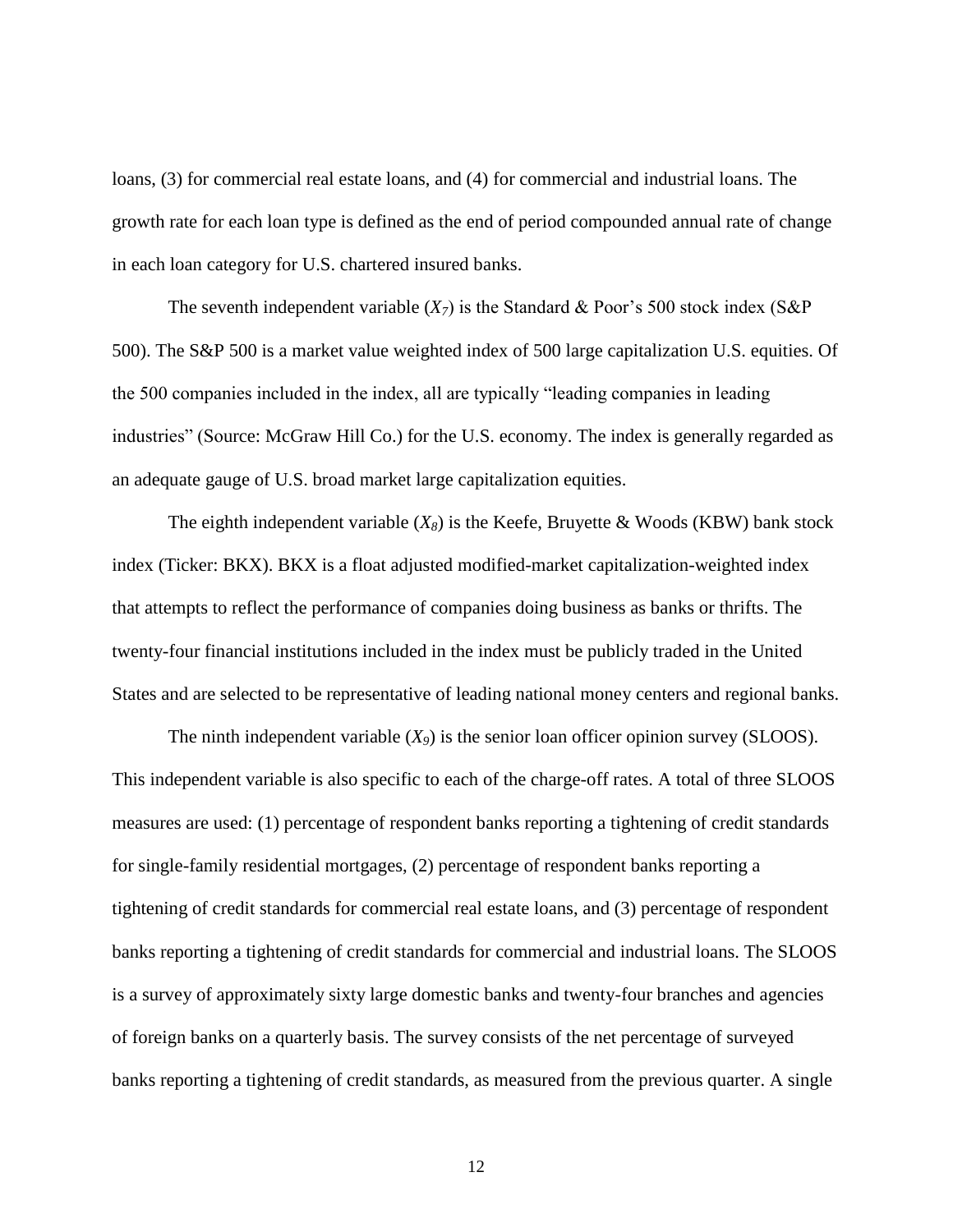loans, (3) for commercial real estate loans, and (4) for commercial and industrial loans. The growth rate for each loan type is defined as the end of period compounded annual rate of change in each loan category for U.S. chartered insured banks.

The seventh independent variable ($X_7$) is the Standard & Poor's 500 stock index (S&P 500). The S&P 500 is a market value weighted index of 500 large capitalization U.S. equities. Of the 500 companies included in the index, all are typically "leading companies in leading industries" (Source: McGraw Hill Co.) for the U.S. economy. The index is generally regarded as an adequate gauge of U.S. broad market large capitalization equities.

The eighth independent variable ($X_8$) is the Keefe, Bruyette & Woods (KBW) bank stock index (Ticker: BKX). BKX is a float adjusted modified-market capitalization-weighted index that attempts to reflect the performance of companies doing business as banks or thrifts. The twenty-four financial institutions included in the index must be publicly traded in the United States and are selected to be representative of leading national money centers and regional banks.

The ninth independent variable ($X_9$) is the senior loan officer opinion survey (SLOOS). This independent variable is also specific to each of the charge-off rates. A total of three SLOOS measures are used: (1) percentage of respondent banks reporting a tightening of credit standards for single-family residential mortgages, (2) percentage of respondent banks reporting a tightening of credit standards for commercial real estate loans, and (3) percentage of respondent banks reporting a tightening of credit standards for commercial and industrial loans. The SLOOS is a survey of approximately sixty large domestic banks and twenty-four branches and agencies of foreign banks on a quarterly basis. The survey consists of the net percentage of surveyed banks reporting a tightening of credit standards, as measured from the previous quarter. A single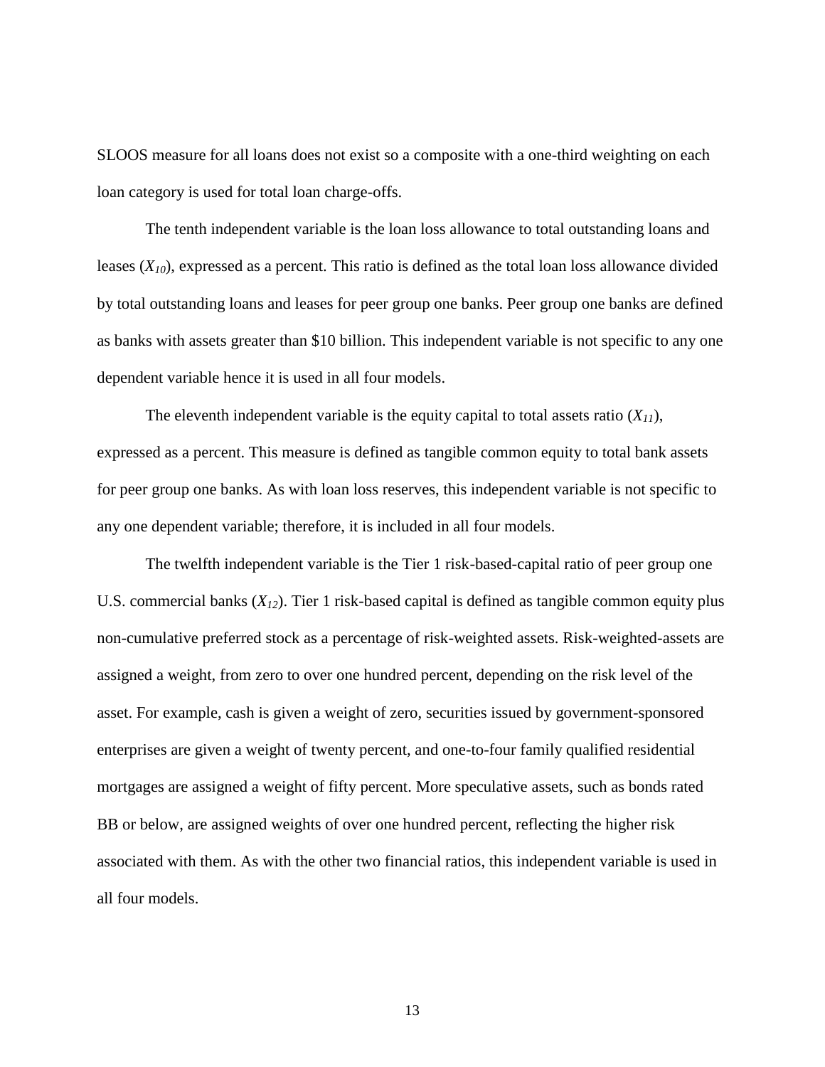SLOOS measure for all loans does not exist so a composite with a one-third weighting on each loan category is used for total loan charge-offs.

The tenth independent variable is the loan loss allowance to total outstanding loans and leases ($X_{10}$), expressed as a percent. This ratio is defined as the total loan loss allowance divided by total outstanding loans and leases for peer group one banks. Peer group one banks are defined as banks with assets greater than $10 billion. This independent variable is not specific to any one dependent variable hence it is used in all four models.

The eleventh independent variable is the equity capital to total assets ratio ($X_{11}$), expressed as a percent. This measure is defined as tangible common equity to total bank assets for peer group one banks. As with loan loss reserves, this independent variable is not specific to any one dependent variable; therefore, it is included in all four models.

The twelfth independent variable is the Tier 1 risk-based-capital ratio of peer group one U.S. commercial banks ($X_{12}$). Tier 1 risk-based capital is defined as tangible common equity plus non-cumulative preferred stock as a percentage of risk-weighted assets. Risk-weighted-assets are assigned a weight, from zero to over one hundred percent, depending on the risk level of the asset. For example, cash is given a weight of zero, securities issued by government-sponsored enterprises are given a weight of twenty percent, and one-to-four family qualified residential mortgages are assigned a weight of fifty percent. More speculative assets, such as bonds rated BB or below, are assigned weights of over one hundred percent, reflecting the higher risk associated with them. As with the other two financial ratios, this independent variable is used in all four models.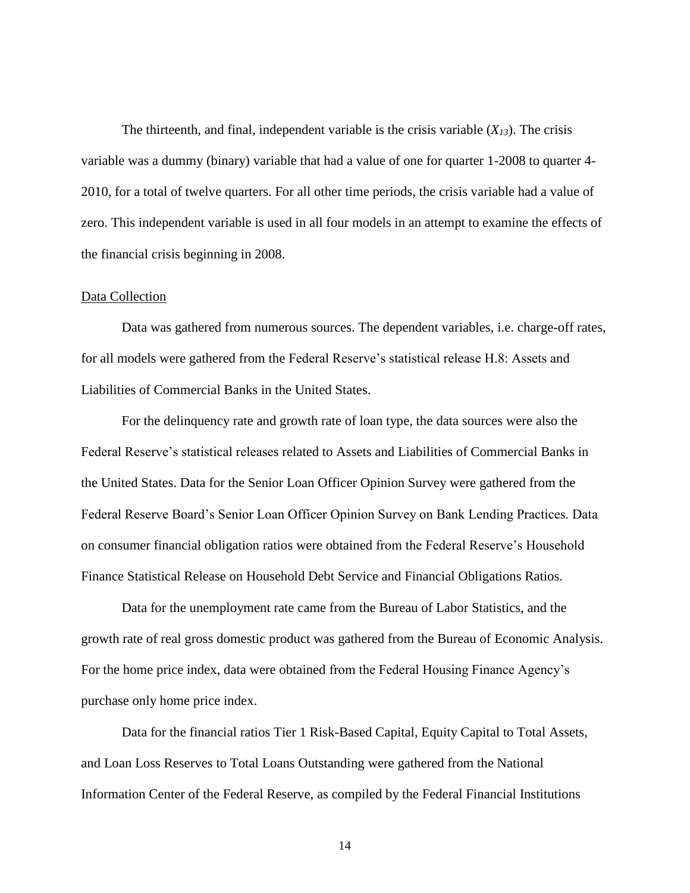The thirteenth, and final, independent variable is the crisis variable ($X_{13}$). The crisis variable was a dummy (binary) variable that had a value of one for quarter 1-2008 to quarter 4-2010, for a total of twelve quarters. For all other time periods, the crisis variable had a value of zero. This independent variable is used in all four models in an attempt to examine the effects of the financial crisis beginning in 2008.

Data Collection

Data was gathered from numerous sources. The dependent variables, i.e. charge-off rates, for all models were gathered from the Federal Reserve's statistical release H.8: Assets and Liabilities of Commercial Banks in the United States.

For the delinquency rate and growth rate of loan type, the data sources were also the Federal Reserve's statistical releases related to Assets and Liabilities of Commercial Banks in the United States. Data for the Senior Loan Officer Opinion Survey were gathered from the Federal Reserve Board's Senior Loan Officer Opinion Survey on Bank Lending Practices. Data on consumer financial obligation ratios were obtained from the Federal Reserve's Household Finance Statistical Release on Household Debt Service and Financial Obligations Ratios.

Data for the unemployment rate came from the Bureau of Labor Statistics, and the growth rate of real gross domestic product was gathered from the Bureau of Economic Analysis. For the home price index, data were obtained from the Federal Housing Finance Agency's purchase only home price index.

Data for the financial ratios Tier 1 Risk-Based Capital, Equity Capital to Total Assets, and Loan Loss Reserves to Total Loans Outstanding were gathered from the National Information Center of the Federal Reserve, as compiled by the Federal Financial Institutions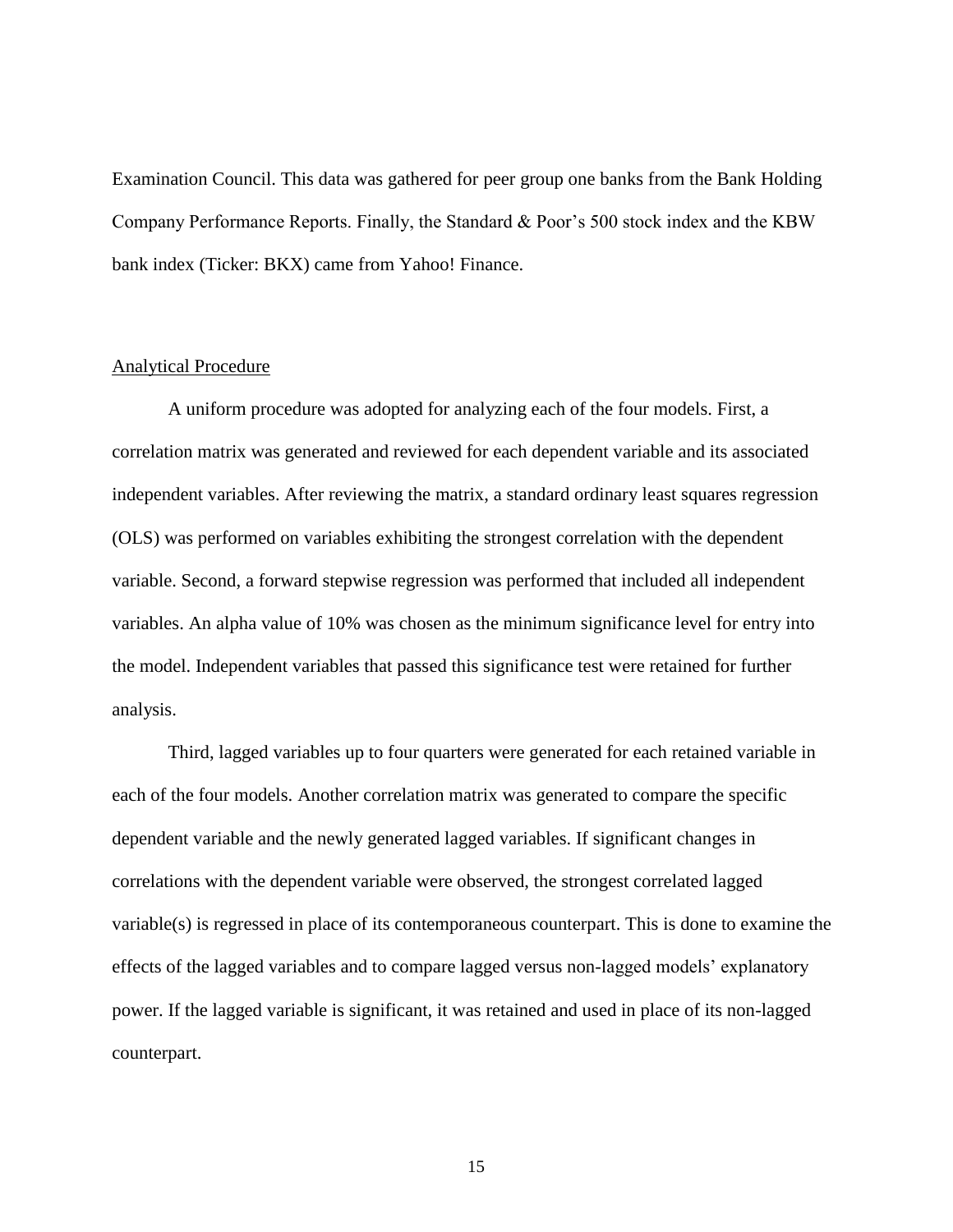Examination Council. This data was gathered for peer group one banks from the Bank Holding Company Performance Reports. Finally, the Standard & Poor's 500 stock index and the KBW bank index (Ticker: BKX) came from Yahoo! Finance.

## Analytical Procedure

A uniform procedure was adopted for analyzing each of the four models. First, a correlation matrix was generated and reviewed for each dependent variable and its associated independent variables. After reviewing the matrix, a standard ordinary least squares regression (OLS) was performed on variables exhibiting the strongest correlation with the dependent variable. Second, a forward stepwise regression was performed that included all independent variables. An alpha value of 10% was chosen as the minimum significance level for entry into the model. Independent variables that passed this significance test were retained for further analysis.

Third, lagged variables up to four quarters were generated for each retained variable in each of the four models. Another correlation matrix was generated to compare the specific dependent variable and the newly generated lagged variables. If significant changes in correlations with the dependent variable were observed, the strongest correlated lagged variable(s) is regressed in place of its contemporaneous counterpart. This is done to examine the effects of the lagged variables and to compare lagged versus non-lagged models' explanatory power. If the lagged variable is significant, it was retained and used in place of its non-lagged counterpart.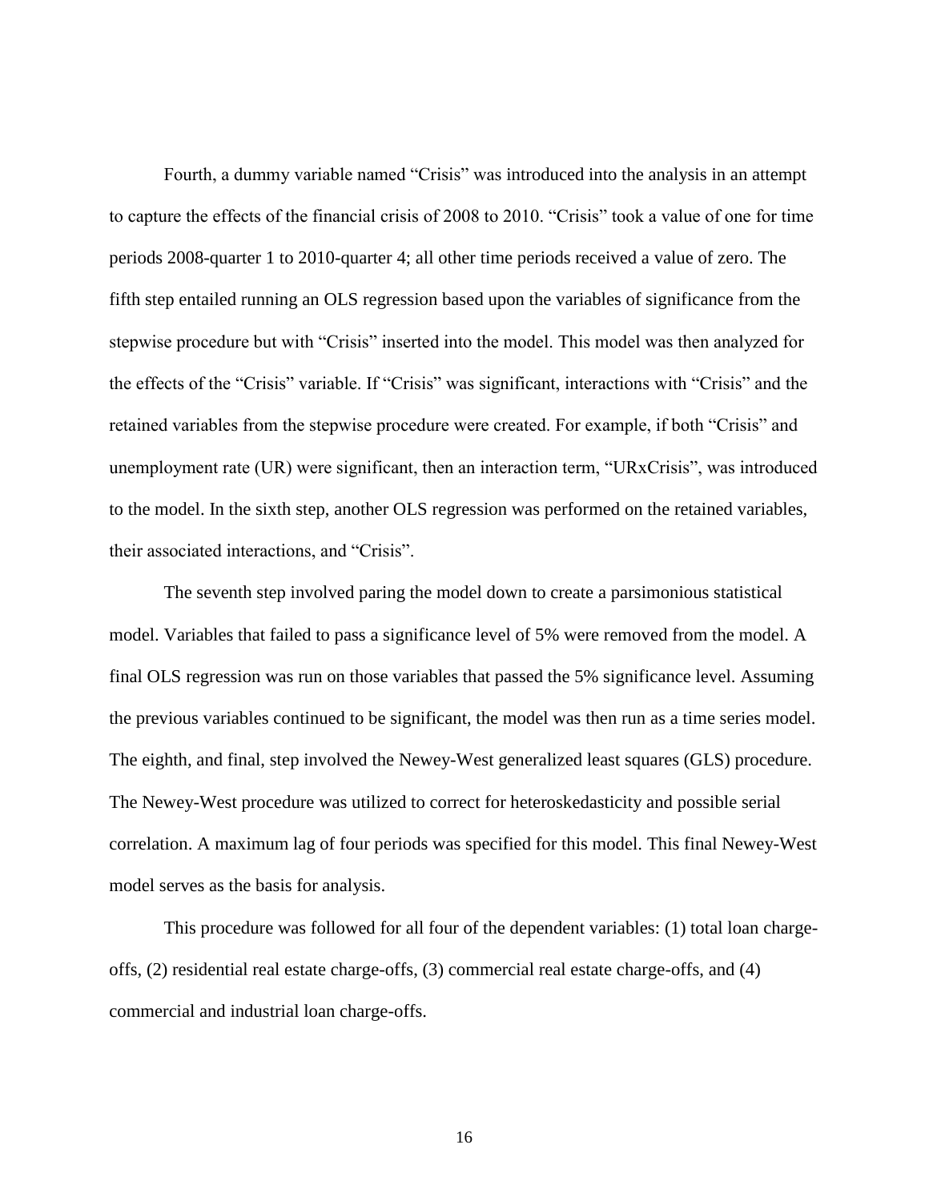Fourth, a dummy variable named "Crisis" was introduced into the analysis in an attempt to capture the effects of the financial crisis of 2008 to 2010. "Crisis" took a value of one for time periods 2008-quarter 1 to 2010-quarter 4; all other time periods received a value of zero. The fifth step entailed running an OLS regression based upon the variables of significance from the stepwise procedure but with "Crisis" inserted into the model. This model was then analyzed for the effects of the "Crisis" variable. If "Crisis" was significant, interactions with "Crisis" and the retained variables from the stepwise procedure were created. For example, if both "Crisis" and unemployment rate (UR) were significant, then an interaction term, "URxCrisis", was introduced to the model. In the sixth step, another OLS regression was performed on the retained variables, their associated interactions, and "Crisis".

The seventh step involved paring the model down to create a parsimonious statistical model. Variables that failed to pass a significance level of 5% were removed from the model. A final OLS regression was run on those variables that passed the 5% significance level. Assuming the previous variables continued to be significant, the model was then run as a time series model. The eighth, and final, step involved the Newey-West generalized least squares (GLS) procedure. The Newey-West procedure was utilized to correct for heteroskedasticity and possible serial correlation. A maximum lag of four periods was specified for this model. This final Newey-West model serves as the basis for analysis.

This procedure was followed for all four of the dependent variables: (1) total loan charge-offs, (2) residential real estate charge-offs, (3) commercial real estate charge-offs, and (4) commercial and industrial loan charge-offs.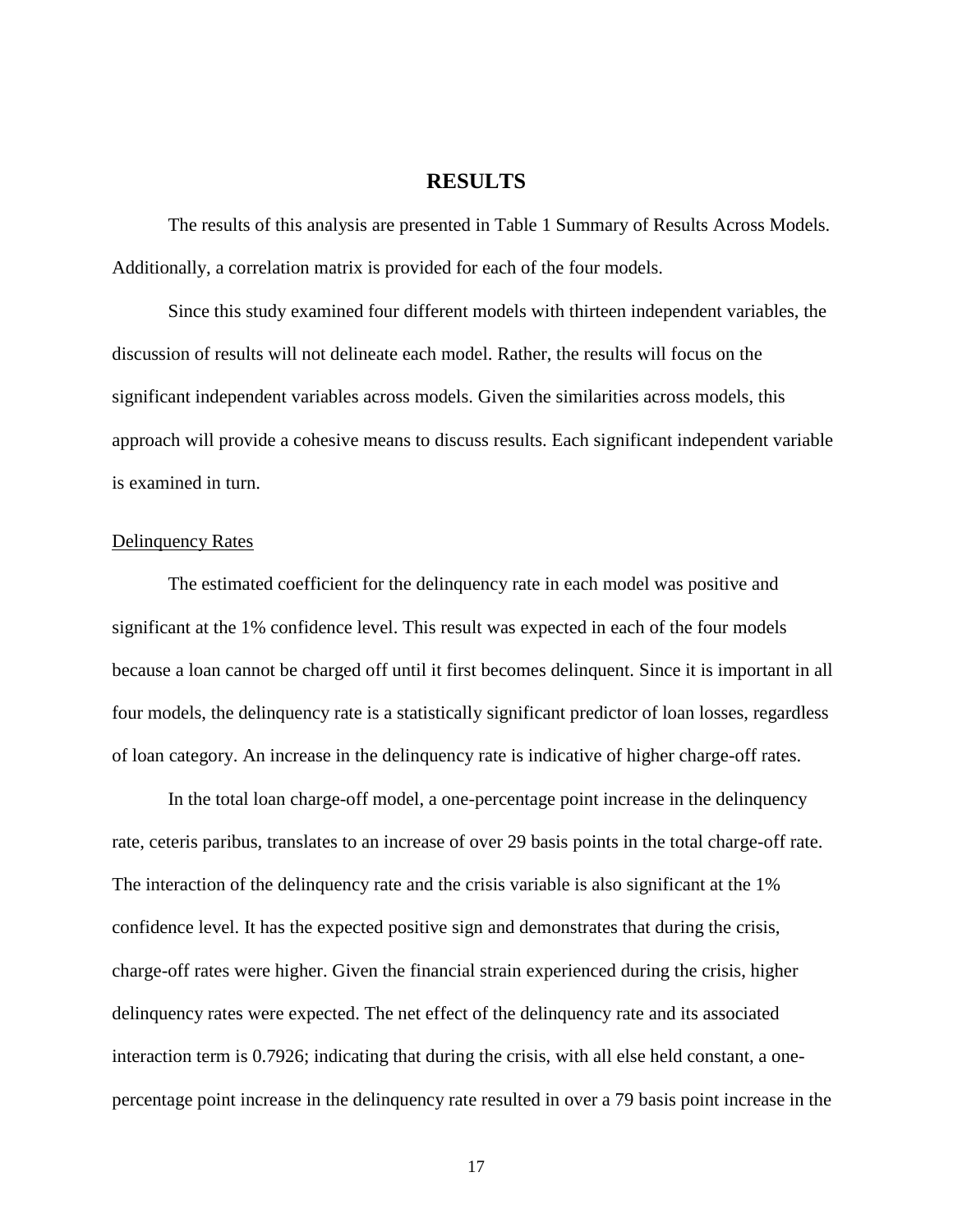# RESULTS

The results of this analysis are presented in Table 1 Summary of Results Across Models. Additionally, a correlation matrix is provided for each of the four models.

Since this study examined four different models with thirteen independent variables, the discussion of results will not delineate each model. Rather, the results will focus on the significant independent variables across models. Given the similarities across models, this approach will provide a cohesive means to discuss results. Each significant independent variable is examined in turn.

<u>Delinquency Rates</u>

The estimated coefficient for the delinquency rate in each model was positive and significant at the 1% confidence level. This result was expected in each of the four models because a loan cannot be charged off until it first becomes delinquent. Since it is important in all four models, the delinquency rate is a statistically significant predictor of loan losses, regardless of loan category. An increase in the delinquency rate is indicative of higher charge-off rates.

In the total loan charge-off model, a one-percentage point increase in the delinquency rate, ceteris paribus, translates to an increase of over 29 basis points in the total charge-off rate. The interaction of the delinquency rate and the crisis variable is also significant at the 1% confidence level. It has the expected positive sign and demonstrates that during the crisis, charge-off rates were higher. Given the financial strain experienced during the crisis, higher delinquency rates were expected. The net effect of the delinquency rate and its associated interaction term is 0.7926; indicating that during the crisis, with all else held constant, a one-percentage point increase in the delinquency rate resulted in over a 79 basis point increase in the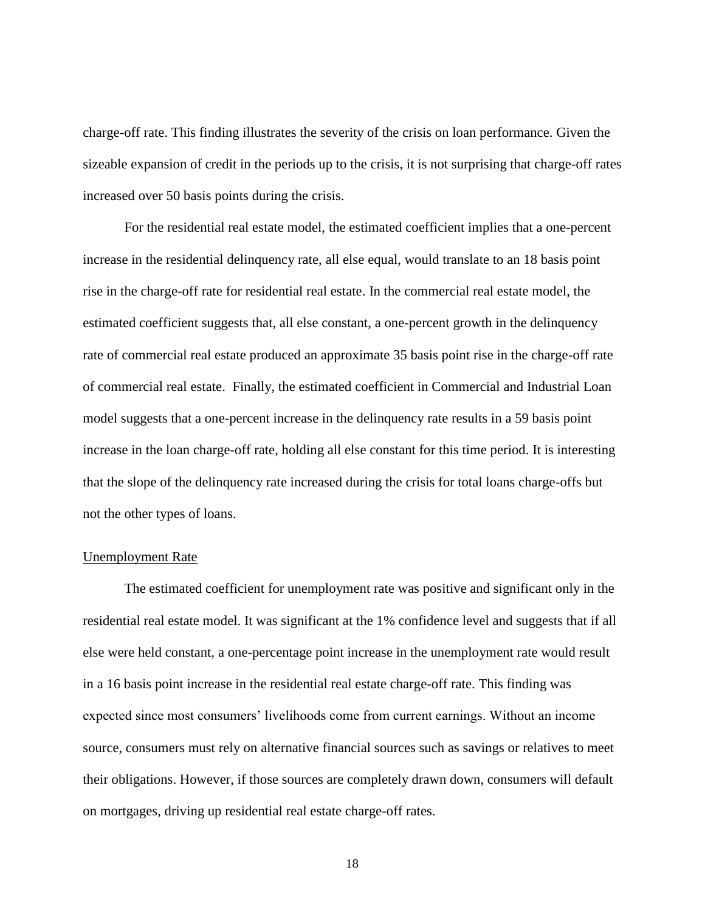charge-off rate. This finding illustrates the severity of the crisis on loan performance. Given the sizeable expansion of credit in the periods up to the crisis, it is not surprising that charge-off rates increased over 50 basis points during the crisis.

For the residential real estate model, the estimated coefficient implies that a one-percent increase in the residential delinquency rate, all else equal, would translate to an 18 basis point rise in the charge-off rate for residential real estate. In the commercial real estate model, the estimated coefficient suggests that, all else constant, a one-percent growth in the delinquency rate of commercial real estate produced an approximate 35 basis point rise in the charge-off rate of commercial real estate. Finally, the estimated coefficient in Commercial and Industrial Loan model suggests that a one-percent increase in the delinquency rate results in a 59 basis point increase in the loan charge-off rate, holding all else constant for this time period. It is interesting that the slope of the delinquency rate increased during the crisis for total loans charge-offs but not the other types of loans.

Unemployment Rate

The estimated coefficient for unemployment rate was positive and significant only in the residential real estate model. It was significant at the 1% confidence level and suggests that if all else were held constant, a one-percentage point increase in the unemployment rate would result in a 16 basis point increase in the residential real estate charge-off rate. This finding was expected since most consumers' livelihoods come from current earnings. Without an income source, consumers must rely on alternative financial sources such as savings or relatives to meet their obligations. However, if those sources are completely drawn down, consumers will default on mortgages, driving up residential real estate charge-off rates.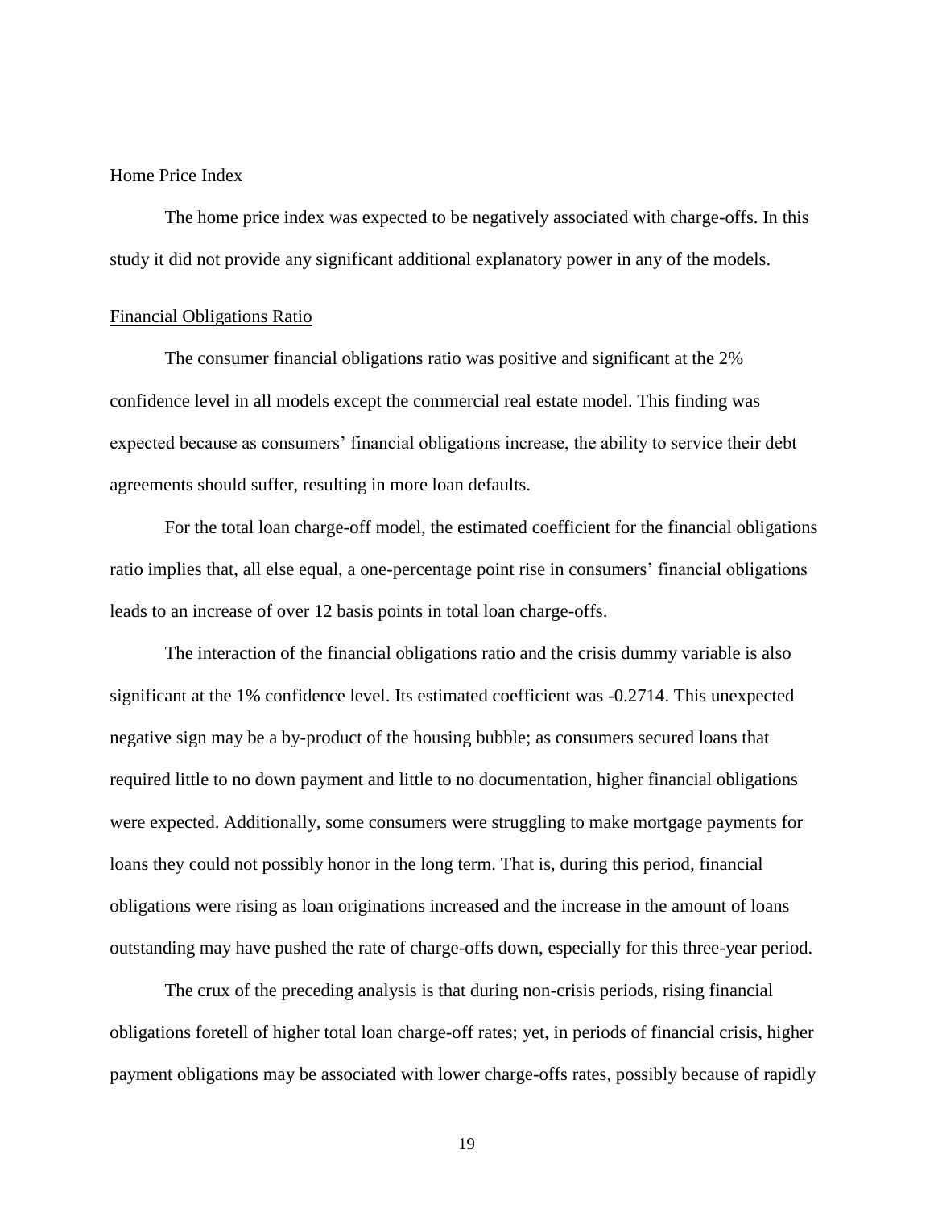Home Price Index

The home price index was expected to be negatively associated with charge-offs. In this study it did not provide any significant additional explanatory power in any of the models.

Financial Obligations Ratio

The consumer financial obligations ratio was positive and significant at the 2% confidence level in all models except the commercial real estate model. This finding was expected because as consumers' financial obligations increase, the ability to service their debt agreements should suffer, resulting in more loan defaults.

For the total loan charge-off model, the estimated coefficient for the financial obligations ratio implies that, all else equal, a one-percentage point rise in consumers' financial obligations leads to an increase of over 12 basis points in total loan charge-offs.

The interaction of the financial obligations ratio and the crisis dummy variable is also significant at the 1% confidence level. Its estimated coefficient was -0.2714. This unexpected negative sign may be a by-product of the housing bubble; as consumers secured loans that required little to no down payment and little to no documentation, higher financial obligations were expected. Additionally, some consumers were struggling to make mortgage payments for loans they could not possibly honor in the long term. That is, during this period, financial obligations were rising as loan originations increased and the increase in the amount of loans outstanding may have pushed the rate of charge-offs down, especially for this three-year period.

The crux of the preceding analysis is that during non-crisis periods, rising financial obligations foretell of higher total loan charge-off rates; yet, in periods of financial crisis, higher payment obligations may be associated with lower charge-offs rates, possibly because of rapidly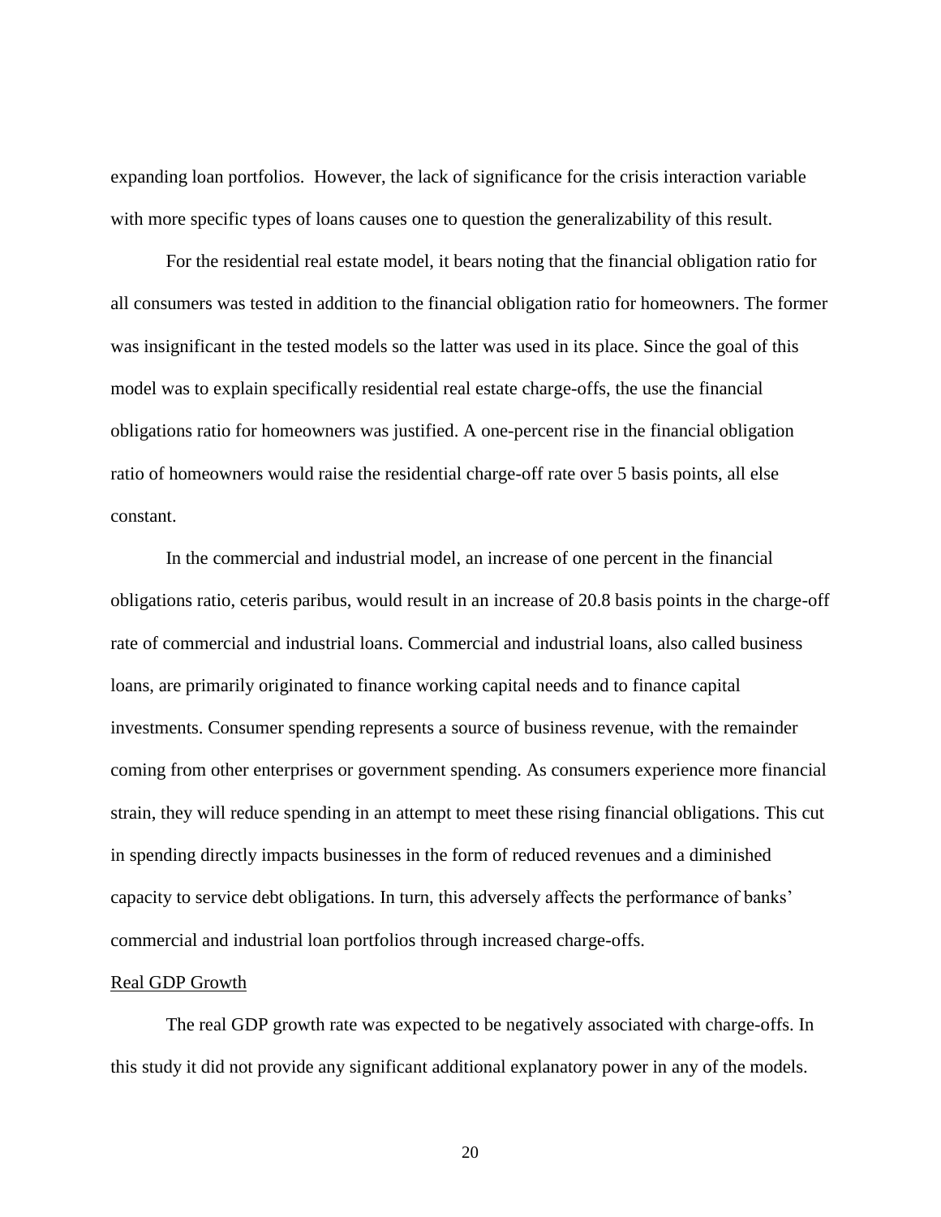expanding loan portfolios. However, the lack of significance for the crisis interaction variable with more specific types of loans causes one to question the generalizability of this result.

For the residential real estate model, it bears noting that the financial obligation ratio for all consumers was tested in addition to the financial obligation ratio for homeowners. The former was insignificant in the tested models so the latter was used in its place. Since the goal of this model was to explain specifically residential real estate charge-offs, the use the financial obligations ratio for homeowners was justified. A one-percent rise in the financial obligation ratio of homeowners would raise the residential charge-off rate over 5 basis points, all else constant.

In the commercial and industrial model, an increase of one percent in the financial obligations ratio, ceteris paribus, would result in an increase of 20.8 basis points in the charge-off rate of commercial and industrial loans. Commercial and industrial loans, also called business loans, are primarily originated to finance working capital needs and to finance capital investments. Consumer spending represents a source of business revenue, with the remainder coming from other enterprises or government spending. As consumers experience more financial strain, they will reduce spending in an attempt to meet these rising financial obligations. This cut in spending directly impacts businesses in the form of reduced revenues and a diminished capacity to service debt obligations. In turn, this adversely affects the performance of banks' commercial and industrial loan portfolios through increased charge-offs.

### Real GDP Growth

The real GDP growth rate was expected to be negatively associated with charge-offs. In this study it did not provide any significant additional explanatory power in any of the models.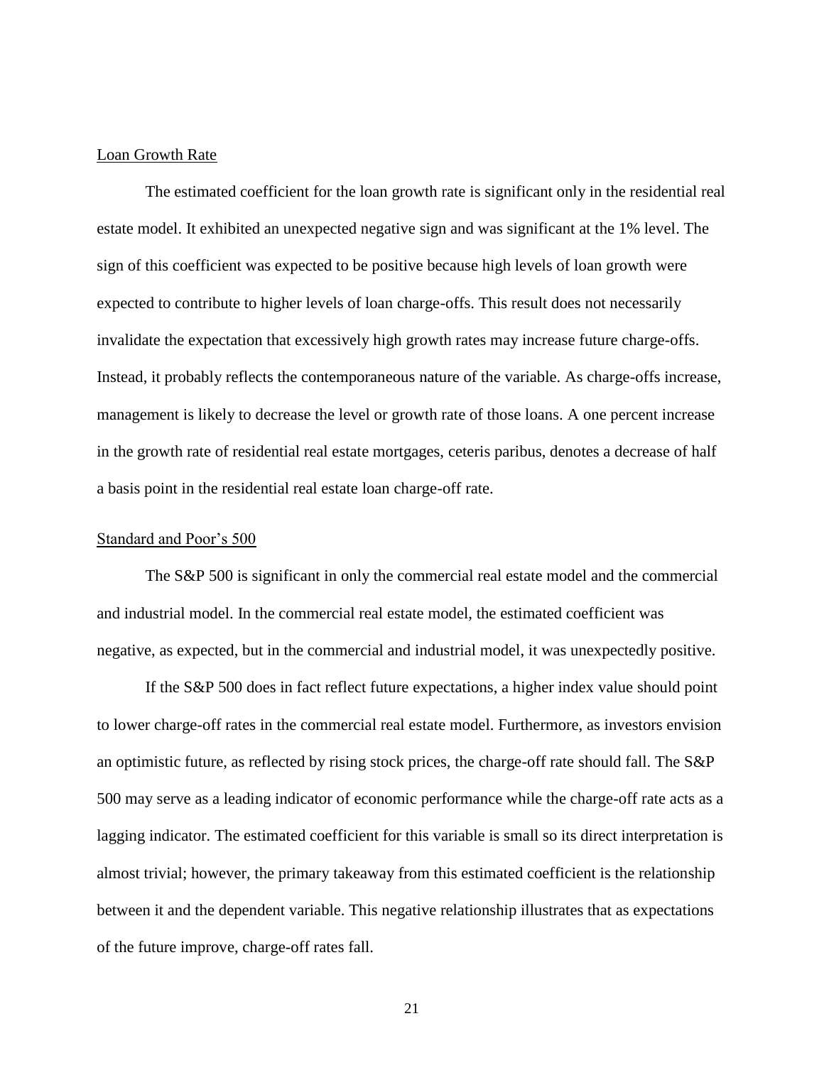### Loan Growth Rate

The estimated coefficient for the loan growth rate is significant only in the residential real estate model. It exhibited an unexpected negative sign and was significant at the 1% level. The sign of this coefficient was expected to be positive because high levels of loan growth were expected to contribute to higher levels of loan charge-offs. This result does not necessarily invalidate the expectation that excessively high growth rates may increase future charge-offs. Instead, it probably reflects the contemporaneous nature of the variable. As charge-offs increase, management is likely to decrease the level or growth rate of those loans. A one percent increase in the growth rate of residential real estate mortgages, ceteris paribus, denotes a decrease of half a basis point in the residential real estate loan charge-off rate.

### Standard and Poor's 500

The S&P 500 is significant in only the commercial real estate model and the commercial and industrial model. In the commercial real estate model, the estimated coefficient was negative, as expected, but in the commercial and industrial model, it was unexpectedly positive.

If the S&P 500 does in fact reflect future expectations, a higher index value should point to lower charge-off rates in the commercial real estate model. Furthermore, as investors envision an optimistic future, as reflected by rising stock prices, the charge-off rate should fall. The S&P 500 may serve as a leading indicator of economic performance while the charge-off rate acts as a lagging indicator. The estimated coefficient for this variable is small so its direct interpretation is almost trivial; however, the primary takeaway from this estimated coefficient is the relationship between it and the dependent variable. This negative relationship illustrates that as expectations of the future improve, charge-off rates fall.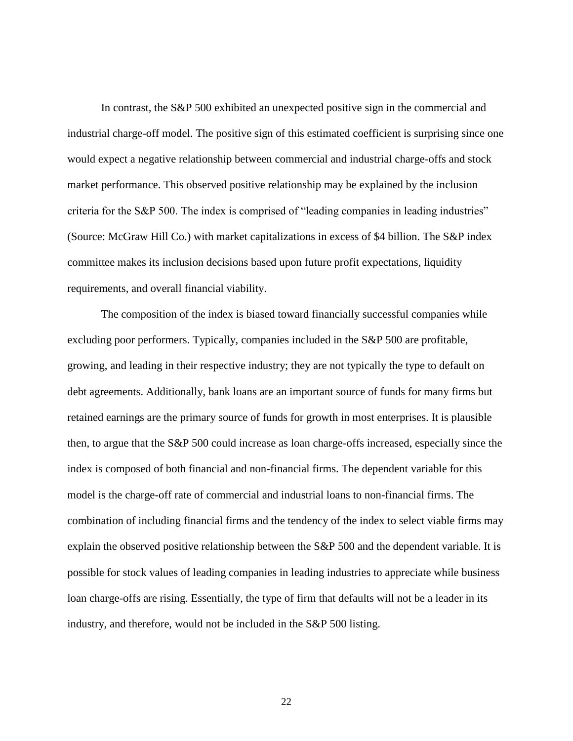In contrast, the S&P 500 exhibited an unexpected positive sign in the commercial and industrial charge-off model. The positive sign of this estimated coefficient is surprising since one would expect a negative relationship between commercial and industrial charge-offs and stock market performance. This observed positive relationship may be explained by the inclusion criteria for the S&P 500. The index is comprised of "leading companies in leading industries" (Source: McGraw Hill Co.) with market capitalizations in excess of $4 billion. The S&P index committee makes its inclusion decisions based upon future profit expectations, liquidity requirements, and overall financial viability.

The composition of the index is biased toward financially successful companies while excluding poor performers. Typically, companies included in the S&P 500 are profitable, growing, and leading in their respective industry; they are not typically the type to default on debt agreements. Additionally, bank loans are an important source of funds for many firms but retained earnings are the primary source of funds for growth in most enterprises. It is plausible then, to argue that the S&P 500 could increase as loan charge-offs increased, especially since the index is composed of both financial and non-financial firms. The dependent variable for this model is the charge-off rate of commercial and industrial loans to non-financial firms. The combination of including financial firms and the tendency of the index to select viable firms may explain the observed positive relationship between the S&P 500 and the dependent variable. It is possible for stock values of leading companies in leading industries to appreciate while business loan charge-offs are rising. Essentially, the type of firm that defaults will not be a leader in its industry, and therefore, would not be included in the S&P 500 listing.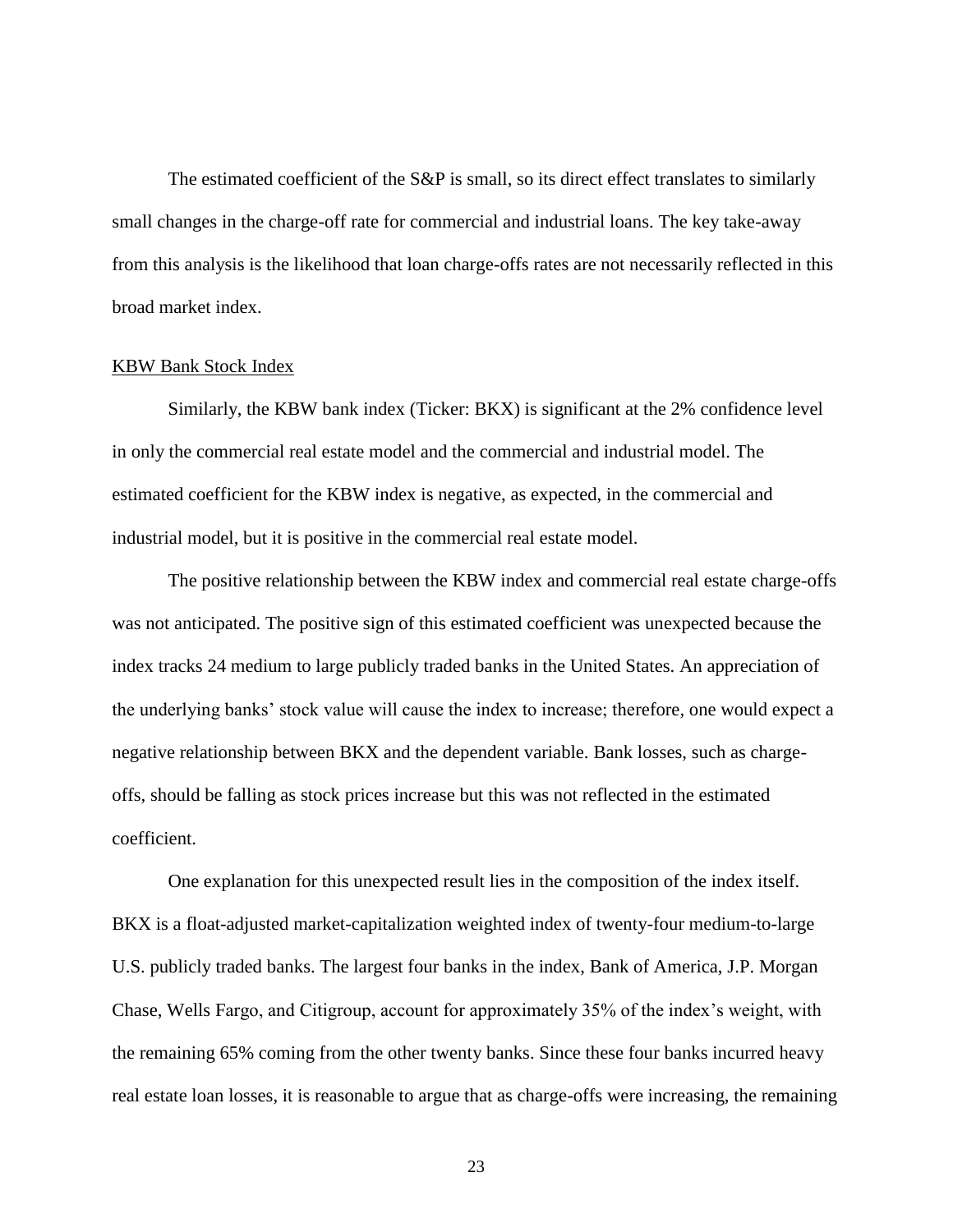The estimated coefficient of the S&P is small, so its direct effect translates to similarly small changes in the charge-off rate for commercial and industrial loans. The key take-away from this analysis is the likelihood that loan charge-offs rates are not necessarily reflected in this broad market index.

### KBW Bank Stock Index

Similarly, the KBW bank index (Ticker: BKX) is significant at the 2% confidence level in only the commercial real estate model and the commercial and industrial model. The estimated coefficient for the KBW index is negative, as expected, in the commercial and industrial model, but it is positive in the commercial real estate model.

The positive relationship between the KBW index and commercial real estate charge-offs was not anticipated. The positive sign of this estimated coefficient was unexpected because the index tracks 24 medium to large publicly traded banks in the United States. An appreciation of the underlying banks' stock value will cause the index to increase; therefore, one would expect a negative relationship between BKX and the dependent variable. Bank losses, such as charge-offs, should be falling as stock prices increase but this was not reflected in the estimated coefficient.

One explanation for this unexpected result lies in the composition of the index itself. BKX is a float-adjusted market-capitalization weighted index of twenty-four medium-to-large U.S. publicly traded banks. The largest four banks in the index, Bank of America, J.P. Morgan Chase, Wells Fargo, and Citigroup, account for approximately 35% of the index's weight, with the remaining 65% coming from the other twenty banks. Since these four banks incurred heavy real estate loan losses, it is reasonable to argue that as charge-offs were increasing, the remaining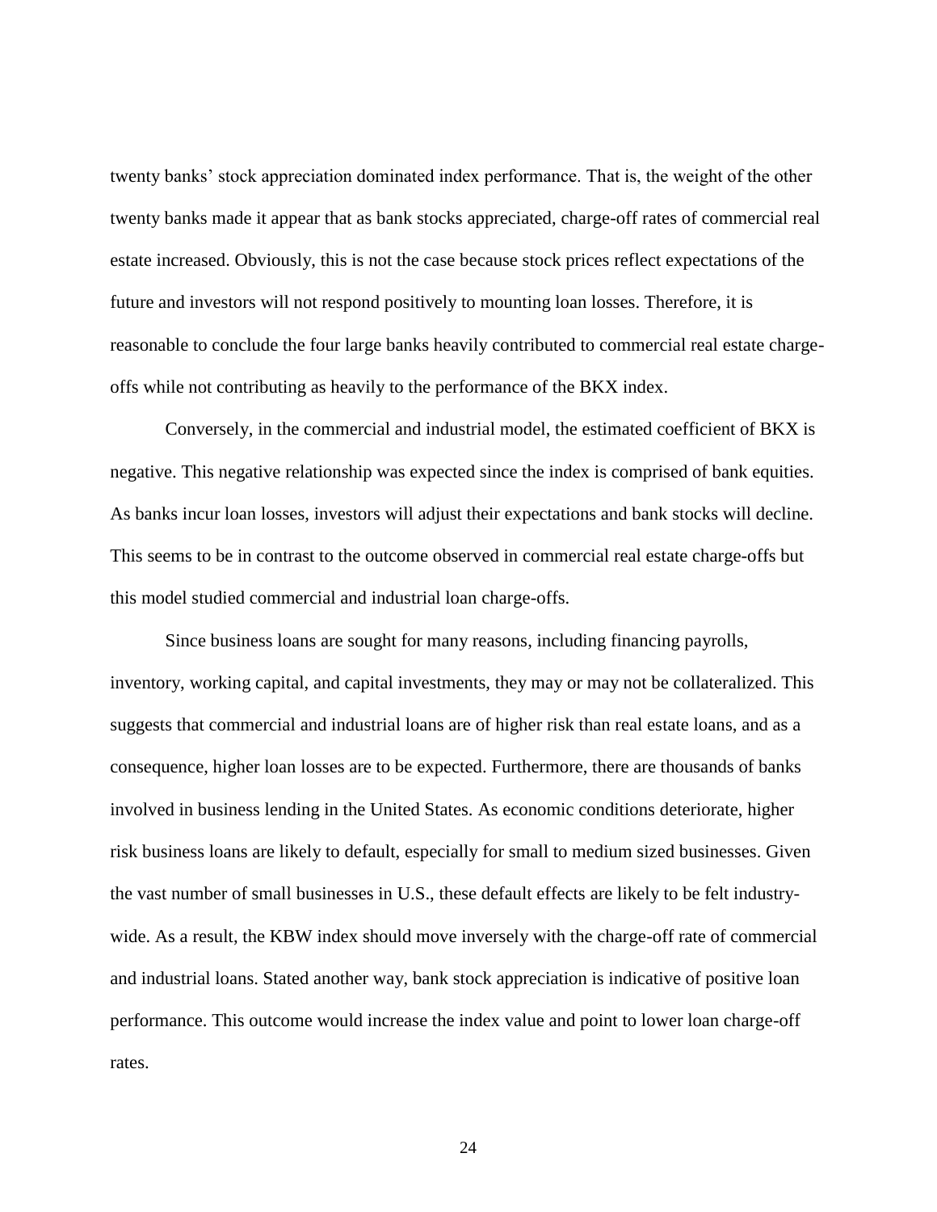twenty banks' stock appreciation dominated index performance. That is, the weight of the other twenty banks made it appear that as bank stocks appreciated, charge-off rates of commercial real estate increased. Obviously, this is not the case because stock prices reflect expectations of the future and investors will not respond positively to mounting loan losses. Therefore, it is reasonable to conclude the four large banks heavily contributed to commercial real estate charge-offs while not contributing as heavily to the performance of the BKX index.

Conversely, in the commercial and industrial model, the estimated coefficient of BKX is negative. This negative relationship was expected since the index is comprised of bank equities. As banks incur loan losses, investors will adjust their expectations and bank stocks will decline. This seems to be in contrast to the outcome observed in commercial real estate charge-offs but this model studied commercial and industrial loan charge-offs.

Since business loans are sought for many reasons, including financing payrolls, inventory, working capital, and capital investments, they may or may not be collateralized. This suggests that commercial and industrial loans are of higher risk than real estate loans, and as a consequence, higher loan losses are to be expected. Furthermore, there are thousands of banks involved in business lending in the United States. As economic conditions deteriorate, higher risk business loans are likely to default, especially for small to medium sized businesses. Given the vast number of small businesses in U.S., these default effects are likely to be felt industry-wide. As a result, the KBW index should move inversely with the charge-off rate of commercial and industrial loans. Stated another way, bank stock appreciation is indicative of positive loan performance. This outcome would increase the index value and point to lower loan charge-off rates.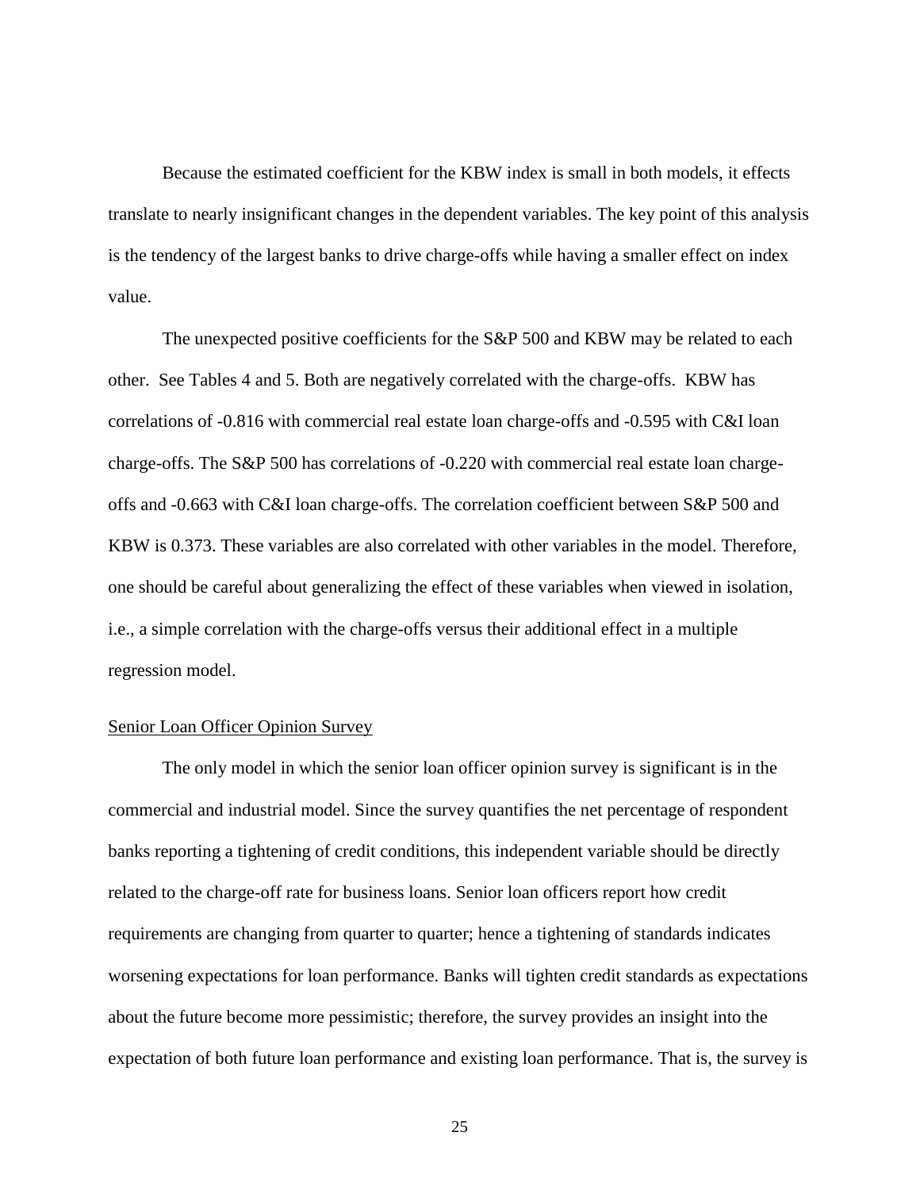Because the estimated coefficient for the KBW index is small in both models, it effects translate to nearly insignificant changes in the dependent variables. The key point of this analysis is the tendency of the largest banks to drive charge-offs while having a smaller effect on index value.

The unexpected positive coefficients for the S&P 500 and KBW may be related to each other. See Tables 4 and 5. Both are negatively correlated with the charge-offs. KBW has correlations of -0.816 with commercial real estate loan charge-offs and -0.595 with C&I loan charge-offs. The S&P 500 has correlations of -0.220 with commercial real estate loan charge-offs and -0.663 with C&I loan charge-offs. The correlation coefficient between S&P 500 and KBW is 0.373. These variables are also correlated with other variables in the model. Therefore, one should be careful about generalizing the effect of these variables when viewed in isolation, i.e., a simple correlation with the charge-offs versus their additional effect in a multiple regression model.

<u>Senior Loan Officer Opinion Survey</u>

The only model in which the senior loan officer opinion survey is significant is in the commercial and industrial model. Since the survey quantifies the net percentage of respondent banks reporting a tightening of credit conditions, this independent variable should be directly related to the charge-off rate for business loans. Senior loan officers report how credit requirements are changing from quarter to quarter; hence a tightening of standards indicates worsening expectations for loan performance. Banks will tighten credit standards as expectations about the future become more pessimistic; therefore, the survey provides an insight into the expectation of both future loan performance and existing loan performance. That is, the survey is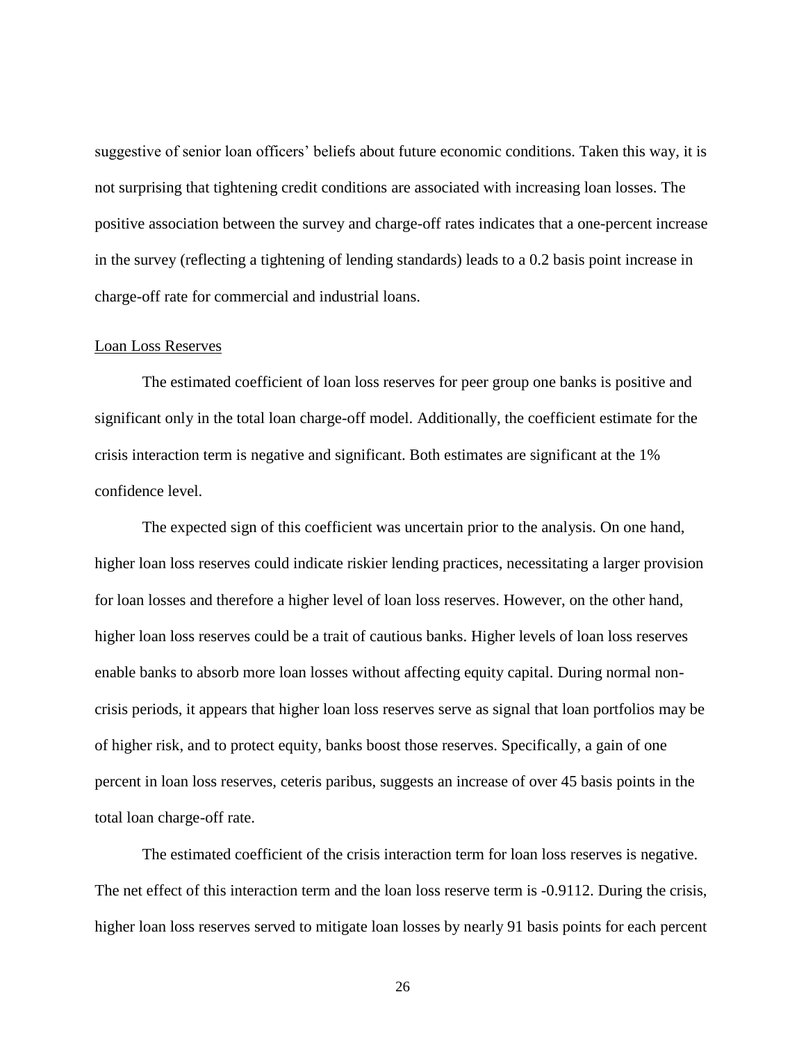suggestive of senior loan officers' beliefs about future economic conditions. Taken this way, it is not surprising that tightening credit conditions are associated with increasing loan losses. The positive association between the survey and charge-off rates indicates that a one-percent increase in the survey (reflecting a tightening of lending standards) leads to a 0.2 basis point increase in charge-off rate for commercial and industrial loans.

### Loan Loss Reserves

The estimated coefficient of loan loss reserves for peer group one banks is positive and significant only in the total loan charge-off model. Additionally, the coefficient estimate for the crisis interaction term is negative and significant. Both estimates are significant at the 1% confidence level.

The expected sign of this coefficient was uncertain prior to the analysis. On one hand, higher loan loss reserves could indicate riskier lending practices, necessitating a larger provision for loan losses and therefore a higher level of loan loss reserves. However, on the other hand, higher loan loss reserves could be a trait of cautious banks. Higher levels of loan loss reserves enable banks to absorb more loan losses without affecting equity capital. During normal non-crisis periods, it appears that higher loan loss reserves serve as signal that loan portfolios may be of higher risk, and to protect equity, banks boost those reserves. Specifically, a gain of one percent in loan loss reserves, ceteris paribus, suggests an increase of over 45 basis points in the total loan charge-off rate.

The estimated coefficient of the crisis interaction term for loan loss reserves is negative. The net effect of this interaction term and the loan loss reserve term is -0.9112. During the crisis, higher loan loss reserves served to mitigate loan losses by nearly 91 basis points for each percent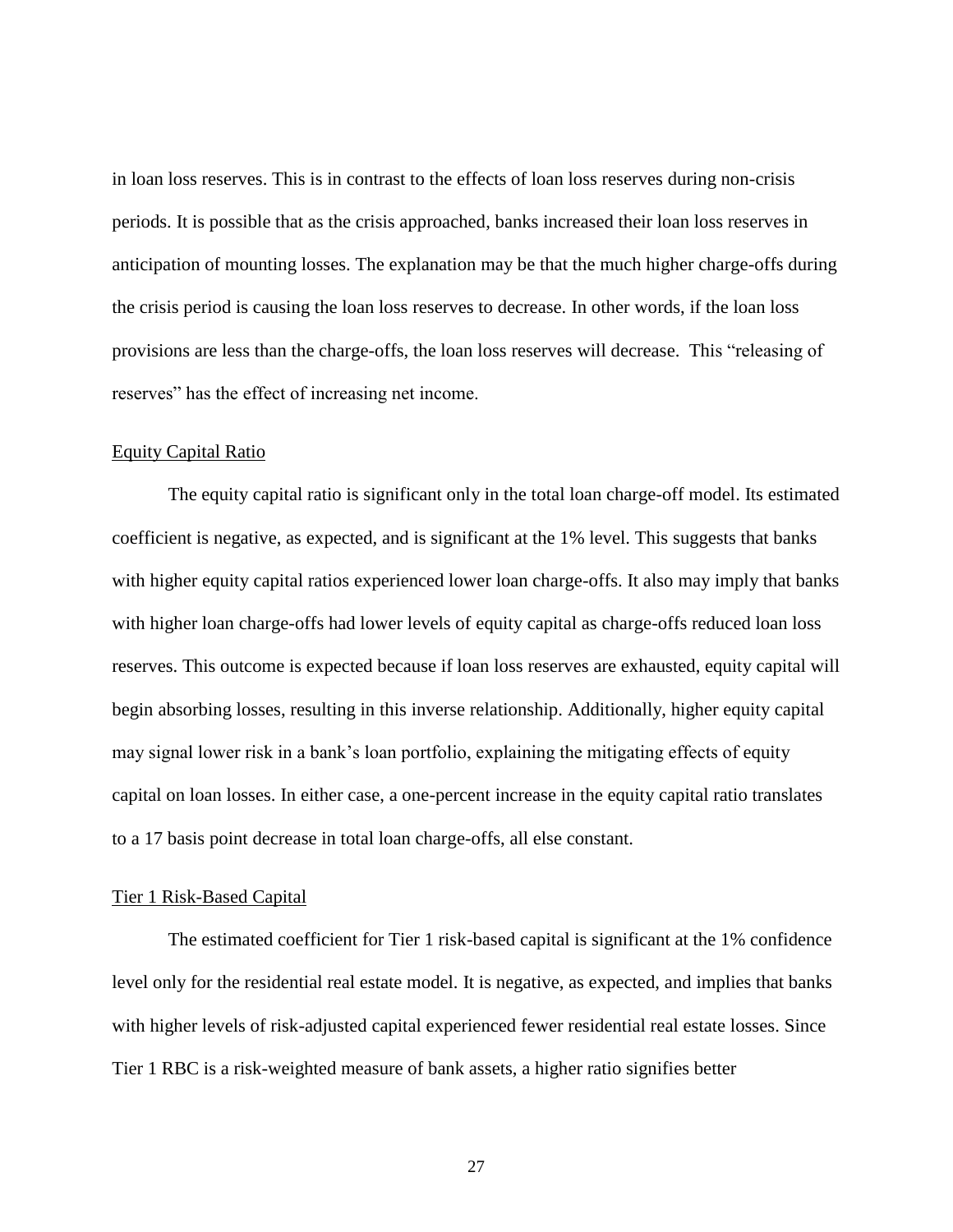in loan loss reserves. This is in contrast to the effects of loan loss reserves during non-crisis periods. It is possible that as the crisis approached, banks increased their loan loss reserves in anticipation of mounting losses. The explanation may be that the much higher charge-offs during the crisis period is causing the loan loss reserves to decrease. In other words, if the loan loss provisions are less than the charge-offs, the loan loss reserves will decrease. This "releasing of reserves" has the effect of increasing net income.

### Equity Capital Ratio

The equity capital ratio is significant only in the total loan charge-off model. Its estimated coefficient is negative, as expected, and is significant at the 1% level. This suggests that banks with higher equity capital ratios experienced lower loan charge-offs. It also may imply that banks with higher loan charge-offs had lower levels of equity capital as charge-offs reduced loan loss reserves. This outcome is expected because if loan loss reserves are exhausted, equity capital will begin absorbing losses, resulting in this inverse relationship. Additionally, higher equity capital may signal lower risk in a bank's loan portfolio, explaining the mitigating effects of equity capital on loan losses. In either case, a one-percent increase in the equity capital ratio translates to a 17 basis point decrease in total loan charge-offs, all else constant.

### Tier 1 Risk-Based Capital

The estimated coefficient for Tier 1 risk-based capital is significant at the 1% confidence level only for the residential real estate model. It is negative, as expected, and implies that banks with higher levels of risk-adjusted capital experienced fewer residential real estate losses. Since Tier 1 RBC is a risk-weighted measure of bank assets, a higher ratio signifies better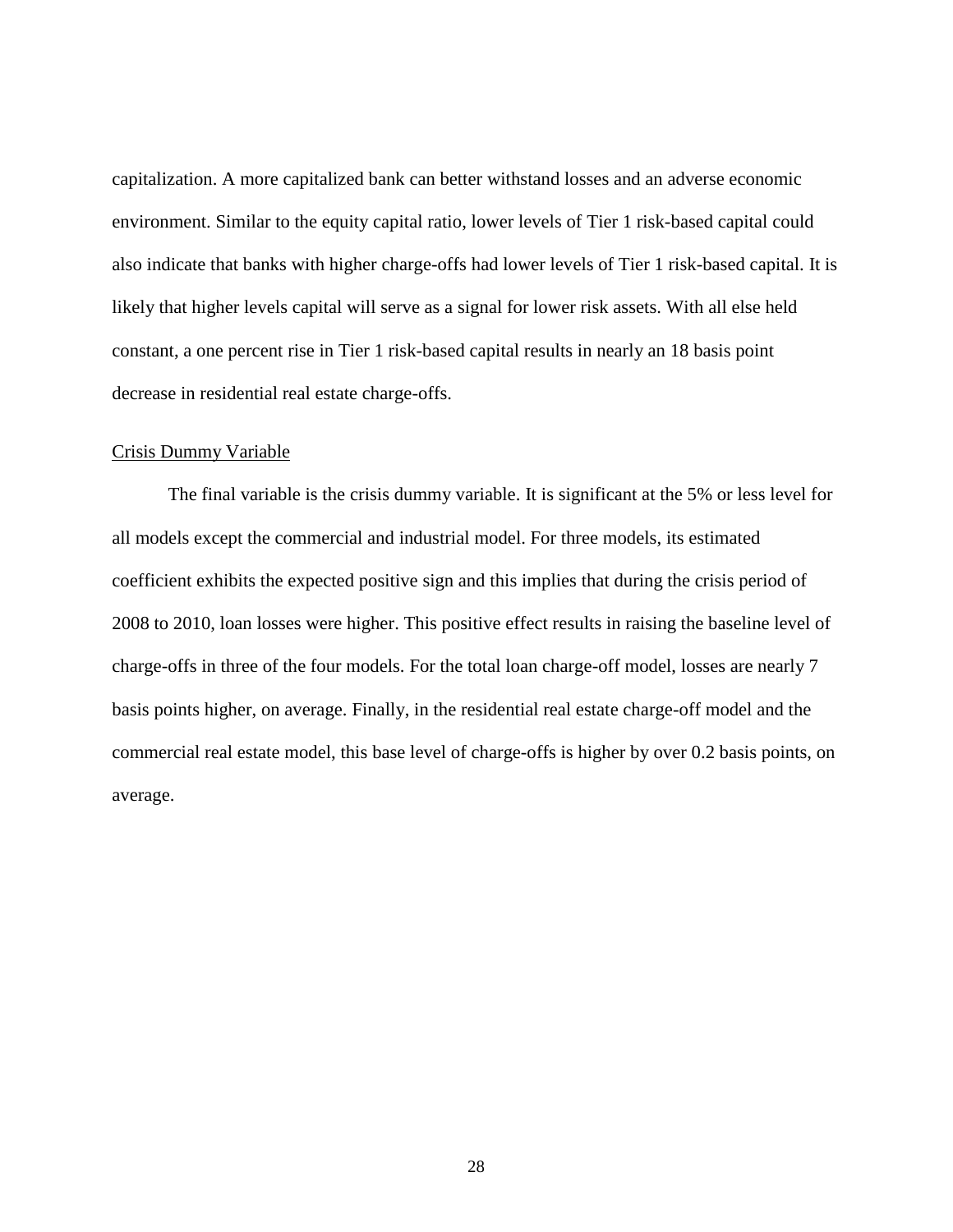capitalization. A more capitalized bank can better withstand losses and an adverse economic environment. Similar to the equity capital ratio, lower levels of Tier 1 risk-based capital could also indicate that banks with higher charge-offs had lower levels of Tier 1 risk-based capital. It is likely that higher levels capital will serve as a signal for lower risk assets. With all else held constant, a one percent rise in Tier 1 risk-based capital results in nearly an 18 basis point decrease in residential real estate charge-offs.

<u>Crisis Dummy Variable</u>

The final variable is the crisis dummy variable. It is significant at the 5% or less level for all models except the commercial and industrial model. For three models, its estimated coefficient exhibits the expected positive sign and this implies that during the crisis period of 2008 to 2010, loan losses were higher. This positive effect results in raising the baseline level of charge-offs in three of the four models. For the total loan charge-off model, losses are nearly 7 basis points higher, on average. Finally, in the residential real estate charge-off model and the commercial real estate model, this base level of charge-offs is higher by over 0.2 basis points, on average.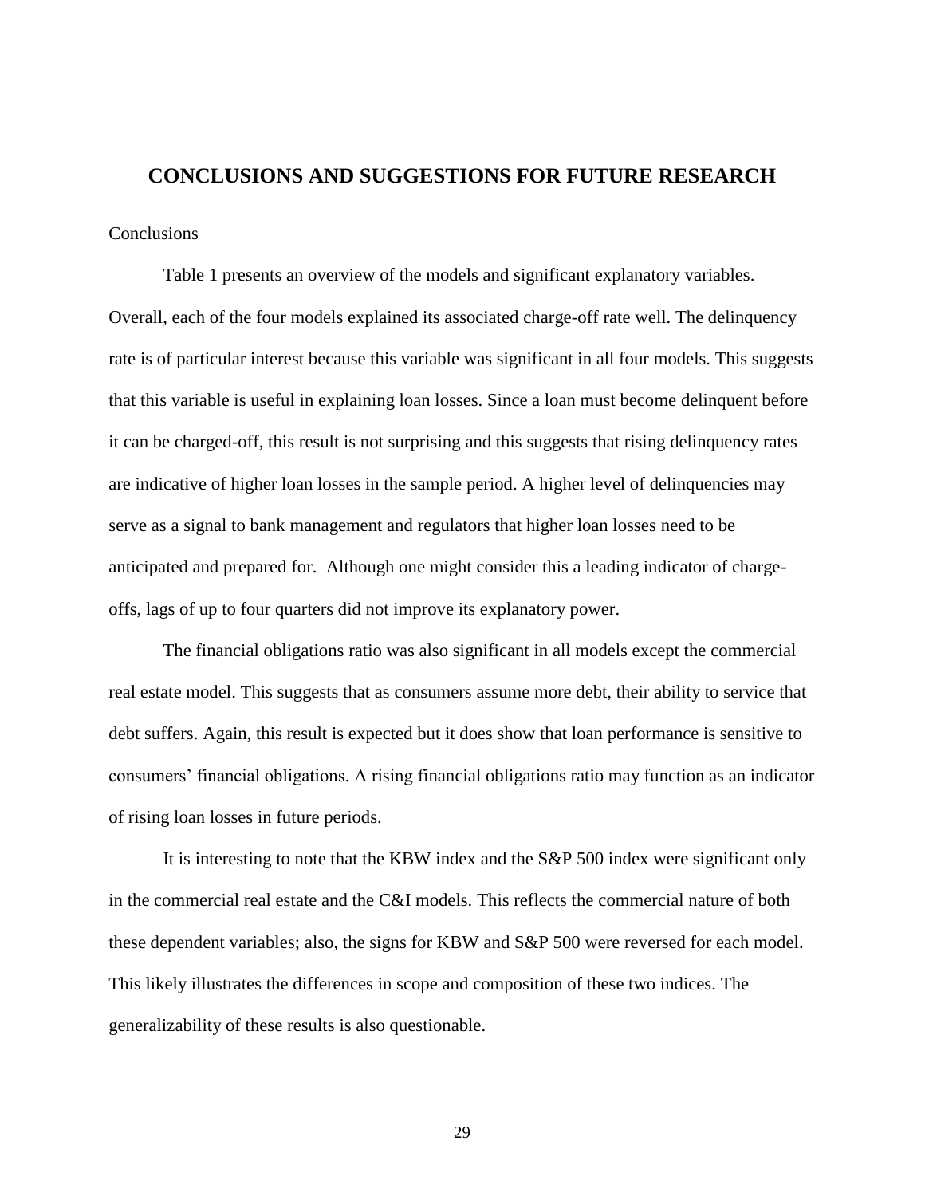# CONCLUSIONS AND SUGGESTIONS FOR FUTURE RESEARCH

## Conclusions

Table 1 presents an overview of the models and significant explanatory variables. Overall, each of the four models explained its associated charge-off rate well. The delinquency rate is of particular interest because this variable was significant in all four models. This suggests that this variable is useful in explaining loan losses. Since a loan must become delinquent before it can be charged-off, this result is not surprising and this suggests that rising delinquency rates are indicative of higher loan losses in the sample period. A higher level of delinquencies may serve as a signal to bank management and regulators that higher loan losses need to be anticipated and prepared for. Although one might consider this a leading indicator of charge-offs, lags of up to four quarters did not improve its explanatory power.

The financial obligations ratio was also significant in all models except the commercial real estate model. This suggests that as consumers assume more debt, their ability to service that debt suffers. Again, this result is expected but it does show that loan performance is sensitive to consumers' financial obligations. A rising financial obligations ratio may function as an indicator of rising loan losses in future periods.

It is interesting to note that the KBW index and the S&P 500 index were significant only in the commercial real estate and the C&I models. This reflects the commercial nature of both these dependent variables; also, the signs for KBW and S&P 500 were reversed for each model. This likely illustrates the differences in scope and composition of these two indices. The generalizability of these results is also questionable.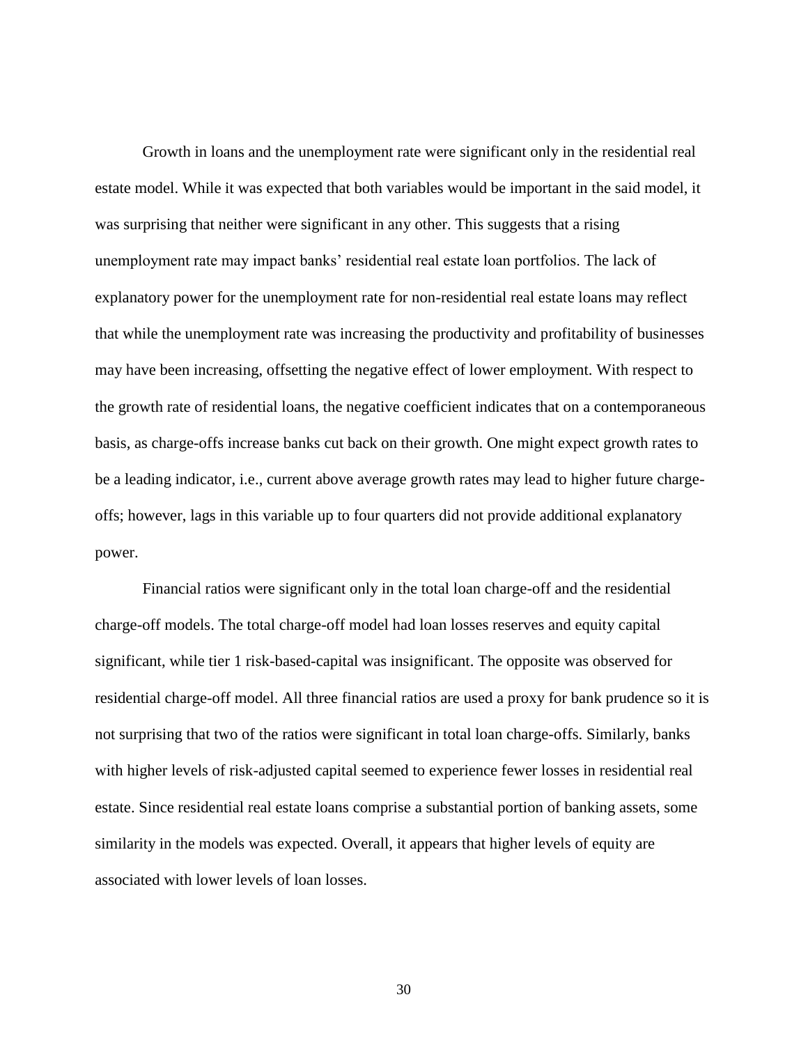Growth in loans and the unemployment rate were significant only in the residential real estate model. While it was expected that both variables would be important in the said model, it was surprising that neither were significant in any other. This suggests that a rising unemployment rate may impact banks' residential real estate loan portfolios. The lack of explanatory power for the unemployment rate for non-residential real estate loans may reflect that while the unemployment rate was increasing the productivity and profitability of businesses may have been increasing, offsetting the negative effect of lower employment. With respect to the growth rate of residential loans, the negative coefficient indicates that on a contemporaneous basis, as charge-offs increase banks cut back on their growth. One might expect growth rates to be a leading indicator, i.e., current above average growth rates may lead to higher future charge-offs; however, lags in this variable up to four quarters did not provide additional explanatory power.

Financial ratios were significant only in the total loan charge-off and the residential charge-off models. The total charge-off model had loan losses reserves and equity capital significant, while tier 1 risk-based-capital was insignificant. The opposite was observed for residential charge-off model. All three financial ratios are used a proxy for bank prudence so it is not surprising that two of the ratios were significant in total loan charge-offs. Similarly, banks with higher levels of risk-adjusted capital seemed to experience fewer losses in residential real estate. Since residential real estate loans comprise a substantial portion of banking assets, some similarity in the models was expected. Overall, it appears that higher levels of equity are associated with lower levels of loan losses.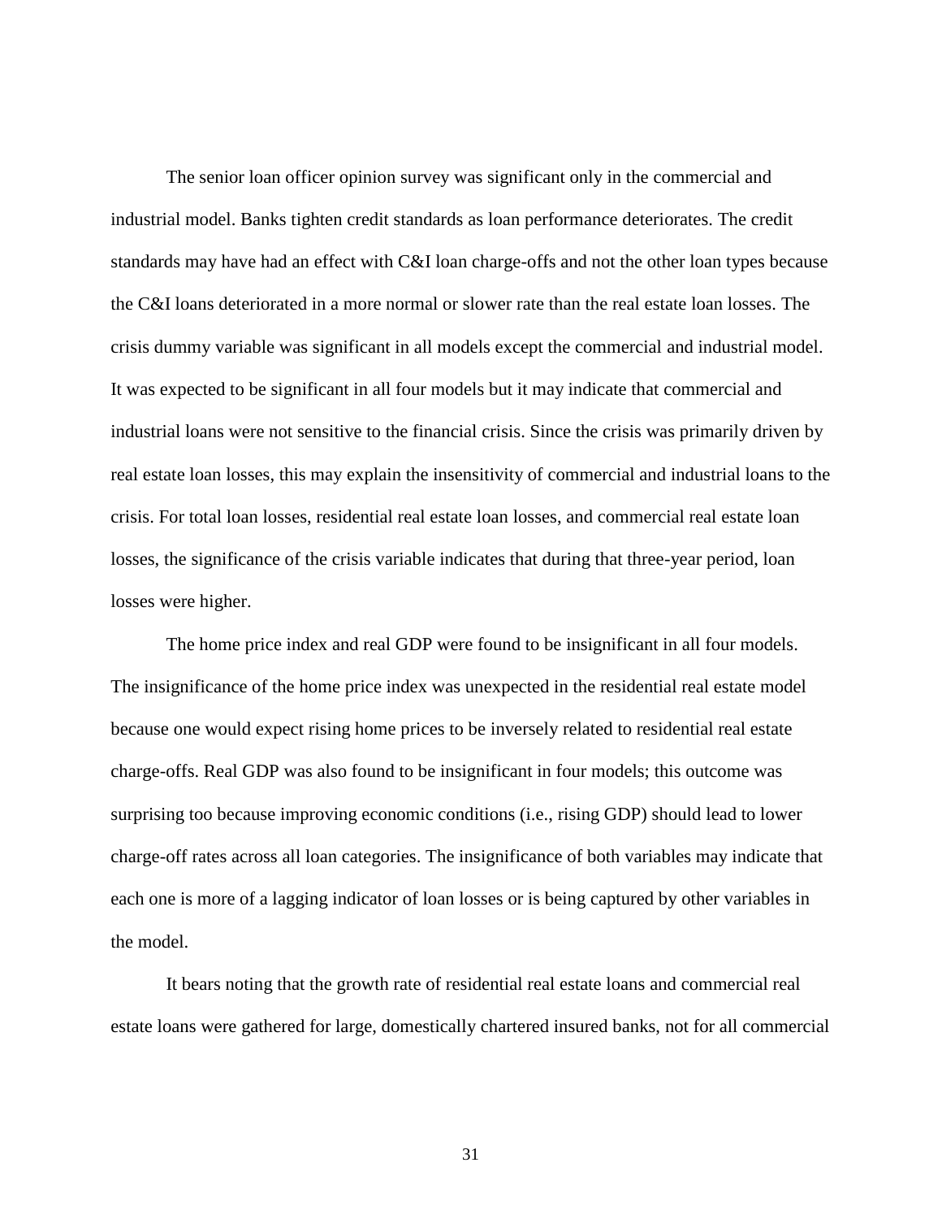The senior loan officer opinion survey was significant only in the commercial and industrial model. Banks tighten credit standards as loan performance deteriorates. The credit standards may have had an effect with C&I loan charge-offs and not the other loan types because the C&I loans deteriorated in a more normal or slower rate than the real estate loan losses. The crisis dummy variable was significant in all models except the commercial and industrial model. It was expected to be significant in all four models but it may indicate that commercial and industrial loans were not sensitive to the financial crisis. Since the crisis was primarily driven by real estate loan losses, this may explain the insensitivity of commercial and industrial loans to the crisis. For total loan losses, residential real estate loan losses, and commercial real estate loan losses, the significance of the crisis variable indicates that during that three-year period, loan losses were higher.

The home price index and real GDP were found to be insignificant in all four models. The insignificance of the home price index was unexpected in the residential real estate model because one would expect rising home prices to be inversely related to residential real estate charge-offs. Real GDP was also found to be insignificant in four models; this outcome was surprising too because improving economic conditions (i.e., rising GDP) should lead to lower charge-off rates across all loan categories. The insignificance of both variables may indicate that each one is more of a lagging indicator of loan losses or is being captured by other variables in the model.

It bears noting that the growth rate of residential real estate loans and commercial real estate loans were gathered for large, domestically chartered insured banks, not for all commercial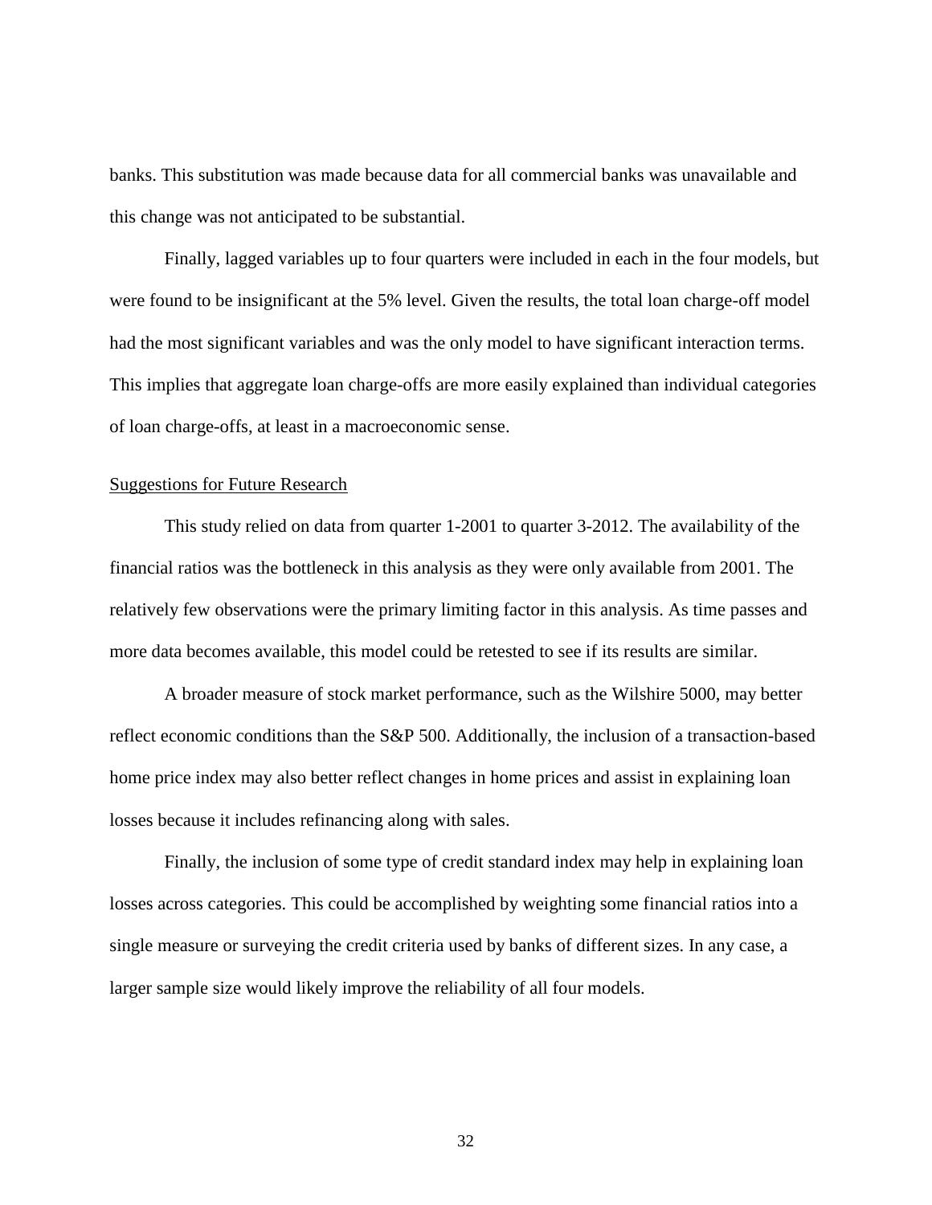banks. This substitution was made because data for all commercial banks was unavailable and this change was not anticipated to be substantial.

Finally, lagged variables up to four quarters were included in each in the four models, but were found to be insignificant at the 5% level. Given the results, the total loan charge-off model had the most significant variables and was the only model to have significant interaction terms. This implies that aggregate loan charge-offs are more easily explained than individual categories of loan charge-offs, at least in a macroeconomic sense.

## Suggestions for Future Research

This study relied on data from quarter 1-2001 to quarter 3-2012. The availability of the financial ratios was the bottleneck in this analysis as they were only available from 2001. The relatively few observations were the primary limiting factor in this analysis. As time passes and more data becomes available, this model could be retested to see if its results are similar.

A broader measure of stock market performance, such as the Wilshire 5000, may better reflect economic conditions than the S&P 500. Additionally, the inclusion of a transaction-based home price index may also better reflect changes in home prices and assist in explaining loan losses because it includes refinancing along with sales.

Finally, the inclusion of some type of credit standard index may help in explaining loan losses across categories. This could be accomplished by weighting some financial ratios into a single measure or surveying the credit criteria used by banks of different sizes. In any case, a larger sample size would likely improve the reliability of all four models.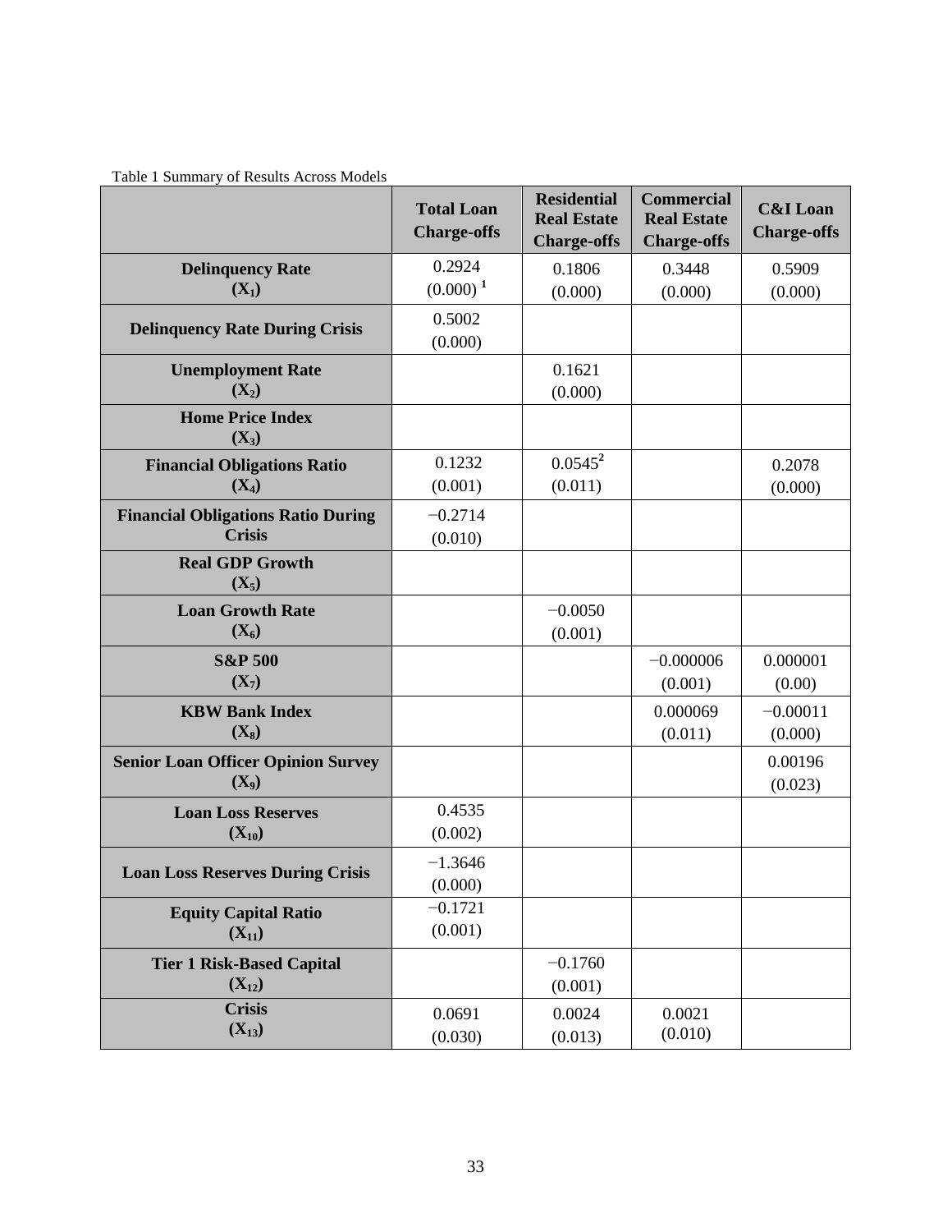Table 1 Summary of Results Across Models

| | Total Loan Charge-offs | Residential Real Estate Charge-offs | Commercial Real Estate Charge-offs | C&I Loan Charge-offs |
|---|---|---|---|---|
| **Delinquency Rate ($X_1$)** | 0.2924 (0.000) [1] | 0.1806 (0.000) | 0.3448 (0.000) | 0.5909 (0.000) |
| **Delinquency Rate During Crisis** | 0.5002 (0.000) | | | |
| **Unemployment Rate ($X_2$)** | | 0.1621 (0.000) | | |
| **Home Price Index ($X_3$)** | | | | |
| **Financial Obligations Ratio ($X_4$)** | 0.1232 (0.001) | 0.0545[2] (0.011) | | 0.2078 (0.000) |
| **Financial Obligations Ratio During Crisis** | −0.2714 (0.010) | | | |
| **Real GDP Growth ($X_5$)** | | | | |
| **Loan Growth Rate ($X_6$)** | | −0.0050 (0.001) | | |
| **S&P 500 ($X_7$)** | | | −0.000006 (0.001) | 0.000001 (0.00) |
| **KBW Bank Index ($X_8$)** | | | 0.000069 (0.011) | −0.00011 (0.000) |
| **Senior Loan Officer Opinion Survey ($X_9$)** | | | | 0.00196 (0.023) |
| **Loan Loss Reserves ($X_{10}$)** | 0.4535 (0.002) | | | |
| **Loan Loss Reserves During Crisis** | −1.3646 (0.000) | | | |
| **Equity Capital Ratio ($X_{11}$)** | −0.1721 (0.001) | | | |
| **Tier 1 Risk-Based Capital ($X_{12}$)** | | −0.1760 (0.001) | | |
| **Crisis ($X_{13}$)** | 0.0691 (0.030) | 0.0024 (0.013) | 0.0021 (0.010) | |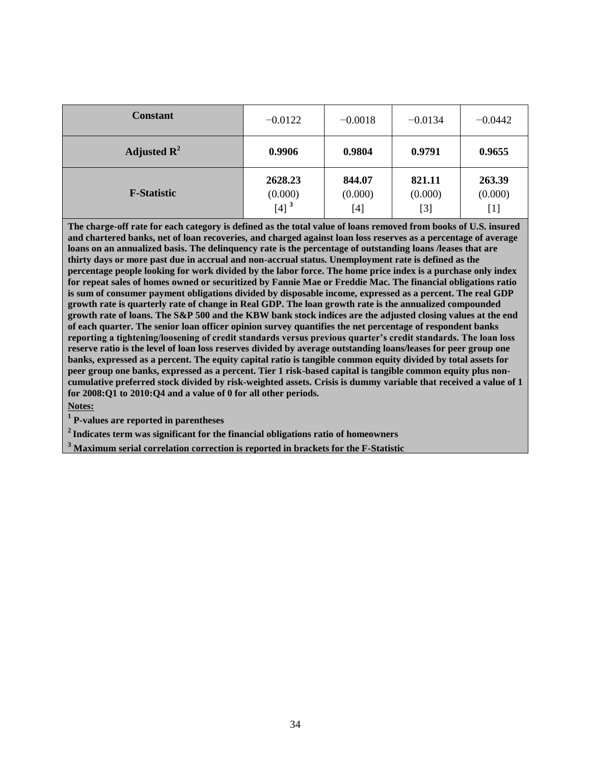| **Constant** | −0.0122 | −0.0018 | −0.0134 | −0.0442 |
|---|---|---|---|---|
| **Adjusted $R^2$** | **0.9906** | **0.9804** | **0.9791** | **0.9655** |
| **F-Statistic** | **2628.23** (0.000) [4] [3] | **844.07** (0.000) [4] | **821.11** (0.000) [3] | **263.39** (0.000) [1] |

**The charge-off rate for each category is defined as the total value of loans removed from books of U.S. insured and chartered banks, net of loan recoveries, and charged against loan loss reserves as a percentage of average loans on an annualized basis. The delinquency rate is the percentage of outstanding loans /leases that are thirty days or more past due in accrual and non-accrual status. Unemployment rate is defined as the percentage people looking for work divided by the labor force. The home price index is a purchase only index for repeat sales of homes owned or securitized by Fannie Mae or Freddie Mac. The financial obligations ratio is sum of consumer payment obligations divided by disposable income, expressed as a percent. The real GDP growth rate is quarterly rate of change in Real GDP. The loan growth rate is the annualized compounded growth rate of loans. The S&P 500 and the KBW bank stock indices are the adjusted closing values at the end of each quarter. The senior loan officer opinion survey quantifies the net percentage of respondent banks reporting a tightening/loosening of credit standards versus previous quarter's credit standards. The loan loss reserve ratio is the level of loan loss reserves divided by average outstanding loans/leases for peer group one banks, expressed as a percent. The equity capital ratio is tangible common equity divided by total assets for peer group one banks, expressed as a percent. Tier 1 risk-based capital is tangible common equity plus non-cumulative preferred stock divided by risk-weighted assets. Crisis is dummy variable that received a value of 1 for 2008:Q1 to 2010:Q4 and a value of 0 for all other periods.**

**Notes:**

[1] **P-values are reported in parentheses**

[2] **Indicates term was significant for the financial obligations ratio of homeowners**

[3] **Maximum serial correlation correction is reported in brackets for the F-Statistic**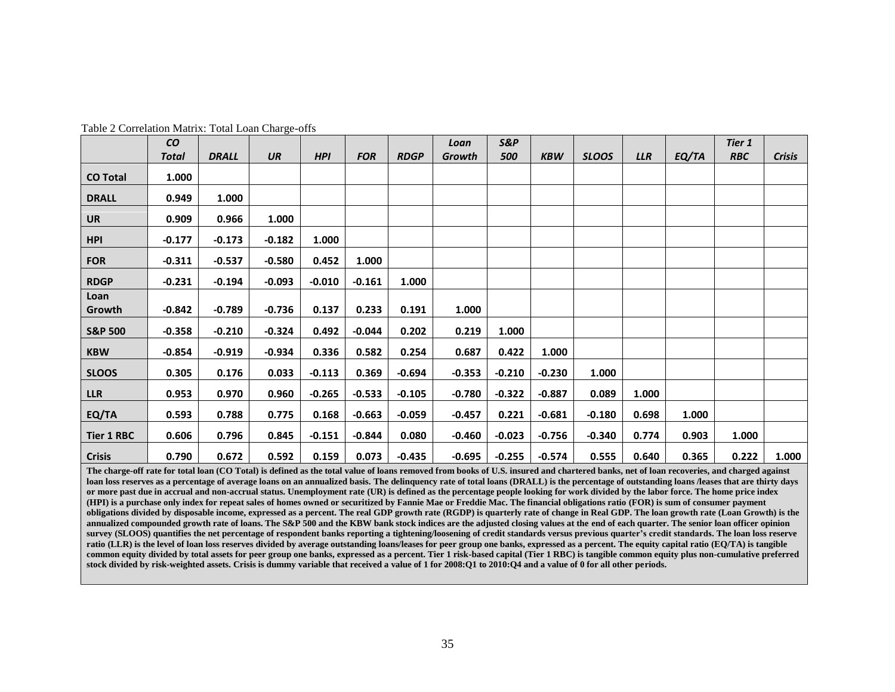Table 2 Correlation Matrix: Total Loan Charge-offs

| | CO Total | DRALL | UR | HPI | FOR | RDGP | Loan Growth | S&P 500 | KBW | SLOOS | LLR | EQ/TA | Tier 1 RBC | Crisis |
|---|---|---|---|---|---|---|---|---|---|---|---|---|---|---|
| **CO Total** | 1.000 | | | | | | | | | | | | | |
| **DRALL** | 0.949 | 1.000 | | | | | | | | | | | | |
| **UR** | 0.909 | 0.966 | 1.000 | | | | | | | | | | | |
| **HPI** | -0.177 | -0.173 | -0.182 | 1.000 | | | | | | | | | | |
| **FOR** | -0.311 | -0.537 | -0.580 | 0.452 | 1.000 | | | | | | | | | |
| **RDGP** | -0.231 | -0.194 | -0.093 | -0.010 | -0.161 | 1.000 | | | | | | | | |
| **Loan Growth** | -0.842 | -0.789 | -0.736 | 0.137 | 0.233 | 0.191 | 1.000 | | | | | | | |
| **S&P 500** | -0.358 | -0.210 | -0.324 | 0.492 | -0.044 | 0.202 | 0.219 | 1.000 | | | | | | |
| **KBW** | -0.854 | -0.919 | -0.934 | 0.336 | 0.582 | 0.254 | 0.687 | 0.422 | 1.000 | | | | | |
| **SLOOS** | 0.305 | 0.176 | 0.033 | -0.113 | 0.369 | -0.694 | -0.353 | -0.210 | -0.230 | 1.000 | | | | |
| **LLR** | 0.953 | 0.970 | 0.960 | -0.265 | -0.533 | -0.105 | -0.780 | -0.322 | -0.887 | 0.089 | 1.000 | | | |
| **EQ/TA** | 0.593 | 0.788 | 0.775 | 0.168 | -0.663 | -0.059 | -0.457 | 0.221 | -0.681 | -0.180 | 0.698 | 1.000 | | |
| **Tier 1 RBC** | 0.606 | 0.796 | 0.845 | -0.151 | -0.844 | 0.080 | -0.460 | -0.023 | -0.756 | -0.340 | 0.774 | 0.903 | 1.000 | |
| **Crisis** | 0.790 | 0.672 | 0.592 | 0.159 | 0.073 | -0.435 | -0.695 | -0.255 | -0.574 | 0.555 | 0.640 | 0.365 | 0.222 | 1.000 |

**The charge-off rate for total loan (CO Total) is defined as the total value of loans removed from books of U.S. insured and chartered banks, net of loan recoveries, and charged against loan loss reserves as a percentage of average loans on an annualized basis. The delinquency rate of total loans (DRALL) is the percentage of outstanding loans /leases that are thirty days or more past due in accrual and non-accrual status. Unemployment rate (UR) is defined as the percentage people looking for work divided by the labor force. The home price index (HPI) is a purchase only index for repeat sales of homes owned or securitized by Fannie Mae or Freddie Mac. The financial obligations ratio (FOR) is sum of consumer payment obligations divided by disposable income, expressed as a percent. The real GDP growth rate (RGDP) is quarterly rate of change in Real GDP. The loan growth rate (Loan Growth) is the annualized compounded growth rate of loans. The S&P 500 and the KBW bank stock indices are the adjusted closing values at the end of each quarter. The senior loan officer opinion survey (SLOOS) quantifies the net percentage of respondent banks reporting a tightening/loosening of credit standards versus previous quarter's credit standards. The loan loss reserve ratio (LLR) is the level of loan loss reserves divided by average outstanding loans/leases for peer group one banks, expressed as a percent. The equity capital ratio (EQ/TA) is tangible common equity divided by total assets for peer group one banks, expressed as a percent. Tier 1 risk-based capital (Tier 1 RBC) is tangible common equity plus non-cumulative preferred stock divided by risk-weighted assets. Crisis is dummy variable that received a value of 1 for 2008:Q1 to 2010:Q4 and a value of 0 for all other periods.**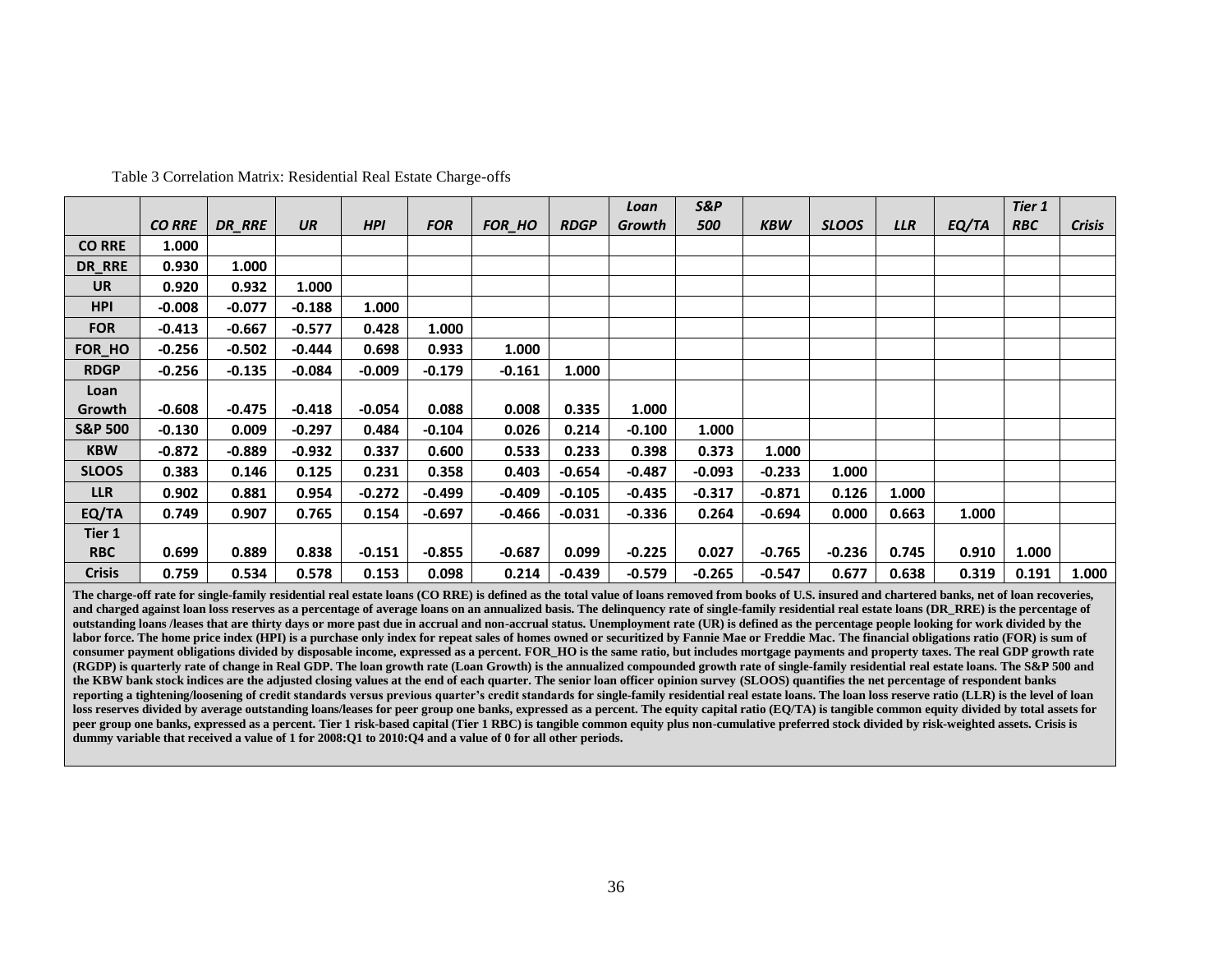Table 3 Correlation Matrix: Residential Real Estate Charge-offs

| | *CO RRE* | *DR_RRE* | *UR* | *HPI* | *FOR* | *FOR_HO* | *RDGP* | *Loan Growth* | *S&P 500* | *KBW* | *SLOOS* | *LLR* | *EQ/TA* | *Tier 1 RBC* | *Crisis* |
|---|---|---|---|---|---|---|---|---|---|---|---|---|---|---|---|
| **CO RRE** | **1.000** | | | | | | | | | | | | | | |
| **DR_RRE** | **0.930** | **1.000** | | | | | | | | | | | | | |
| **UR** | **0.920** | **0.932** | **1.000** | | | | | | | | | | | | |
| **HPI** | **-0.008** | **-0.077** | **-0.188** | **1.000** | | | | | | | | | | | |
| **FOR** | **-0.413** | **-0.667** | **-0.577** | **0.428** | **1.000** | | | | | | | | | | |
| **FOR_HO** | **-0.256** | **-0.502** | **-0.444** | **0.698** | **0.933** | **1.000** | | | | | | | | | |
| **RDGP** | **-0.256** | **-0.135** | **-0.084** | **-0.009** | **-0.179** | **-0.161** | **1.000** | | | | | | | | |
| **Loan Growth** | **-0.608** | **-0.475** | **-0.418** | **-0.054** | **0.088** | **0.008** | **0.335** | **1.000** | | | | | | | |
| **S&P 500** | **-0.130** | **0.009** | **-0.297** | **0.484** | **-0.104** | **0.026** | **0.214** | **-0.100** | **1.000** | | | | | | |
| **KBW** | **-0.872** | **-0.889** | **-0.932** | **0.337** | **0.600** | **0.533** | **0.233** | **0.398** | **0.373** | **1.000** | | | | | |
| **SLOOS** | **0.383** | **0.146** | **0.125** | **0.231** | **0.358** | **0.403** | **-0.654** | **-0.487** | **-0.093** | **-0.233** | **1.000** | | | | |
| **LLR** | **0.902** | **0.881** | **0.954** | **-0.272** | **-0.499** | **-0.409** | **-0.105** | **-0.435** | **-0.317** | **-0.871** | **0.126** | **1.000** | | | |
| **EQ/TA** | **0.749** | **0.907** | **0.765** | **0.154** | **-0.697** | **-0.466** | **-0.031** | **-0.336** | **0.264** | **-0.694** | **0.000** | **0.663** | **1.000** | | |
| **Tier 1 RBC** | **0.699** | **0.889** | **0.838** | **-0.151** | **-0.855** | **-0.687** | **0.099** | **-0.225** | **0.027** | **-0.765** | **-0.236** | **0.745** | **0.910** | **1.000** | |
| **Crisis** | **0.759** | **0.534** | **0.578** | **0.153** | **0.098** | **0.214** | **-0.439** | **-0.579** | **-0.265** | **-0.547** | **0.677** | **0.638** | **0.319** | **0.191** | **1.000** |

**The charge-off rate for single-family residential real estate loans (CO RRE) is defined as the total value of loans removed from books of U.S. insured and chartered banks, net of loan recoveries, and charged against loan loss reserves as a percentage of average loans on an annualized basis. The delinquency rate of single-family residential real estate loans (DR_RRE) is the percentage of outstanding loans /leases that are thirty days or more past due in accrual and non-accrual status. Unemployment rate (UR) is defined as the percentage people looking for work divided by the labor force. The home price index (HPI) is a purchase only index for repeat sales of homes owned or securitized by Fannie Mae or Freddie Mac. The financial obligations ratio (FOR) is sum of consumer payment obligations divided by disposable income, expressed as a percent. FOR_HO is the same ratio, but includes mortgage payments and property taxes. The real GDP growth rate (RGDP) is quarterly rate of change in Real GDP. The loan growth rate (Loan Growth) is the annualized compounded growth rate of single-family residential real estate loans. The S&P 500 and the KBW bank stock indices are the adjusted closing values at the end of each quarter. The senior loan officer opinion survey (SLOOS) quantifies the net percentage of respondent banks reporting a tightening/loosening of credit standards versus previous quarter's credit standards for single-family residential real estate loans. The loan loss reserve ratio (LLR) is the level of loan loss reserves divided by average outstanding loans/leases for peer group one banks, expressed as a percent. The equity capital ratio (EQ/TA) is tangible common equity divided by total assets for peer group one banks, expressed as a percent. Tier 1 risk-based capital (Tier 1 RBC) is tangible common equity plus non-cumulative preferred stock divided by risk-weighted assets. Crisis is dummy variable that received a value of 1 for 2008:Q1 to 2010:Q4 and a value of 0 for all other periods.**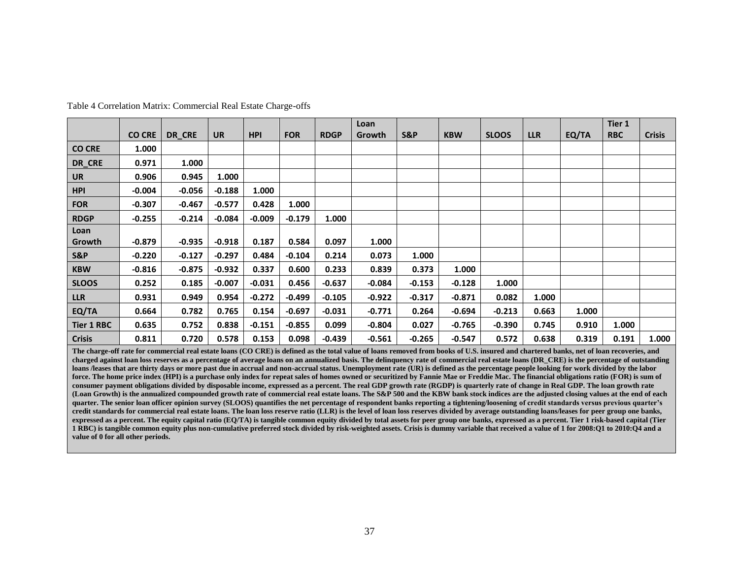Table 4 Correlation Matrix: Commercial Real Estate Charge-offs

| | CO CRE | DR_CRE | UR | HPI | FOR | RDGP | Loan Growth | S&P | KBW | SLOOS | LLR | EQ/TA | Tier 1 RBC | Crisis |
|---|---|---|---|---|---|---|---|---|---|---|---|---|---|---|
| **CO CRE** | 1.000 | | | | | | | | | | | | | |
| **DR_CRE** | 0.971 | 1.000 | | | | | | | | | | | | |
| **UR** | 0.906 | 0.945 | 1.000 | | | | | | | | | | | |
| **HPI** | -0.004 | -0.056 | -0.188 | 1.000 | | | | | | | | | | |
| **FOR** | -0.307 | -0.467 | -0.577 | 0.428 | 1.000 | | | | | | | | | |
| **RDGP** | -0.255 | -0.214 | -0.084 | -0.009 | -0.179 | 1.000 | | | | | | | | |
| **Loan Growth** | -0.879 | -0.935 | -0.918 | 0.187 | 0.584 | 0.097 | 1.000 | | | | | | | |
| **S&P** | -0.220 | -0.127 | -0.297 | 0.484 | -0.104 | 0.214 | 0.073 | 1.000 | | | | | | |
| **KBW** | -0.816 | -0.875 | -0.932 | 0.337 | 0.600 | 0.233 | 0.839 | 0.373 | 1.000 | | | | | |
| **SLOOS** | 0.252 | 0.185 | -0.007 | -0.031 | 0.456 | -0.637 | -0.084 | -0.153 | -0.128 | 1.000 | | | | |
| **LLR** | 0.931 | 0.949 | 0.954 | -0.272 | -0.499 | -0.105 | -0.922 | -0.317 | -0.871 | 0.082 | 1.000 | | | |
| **EQ/TA** | 0.664 | 0.782 | 0.765 | 0.154 | -0.697 | -0.031 | -0.771 | 0.264 | -0.694 | -0.213 | 0.663 | 1.000 | | |
| **Tier 1 RBC** | 0.635 | 0.752 | 0.838 | -0.151 | -0.855 | 0.099 | -0.804 | 0.027 | -0.765 | -0.390 | 0.745 | 0.910 | 1.000 | |
| **Crisis** | 0.811 | 0.720 | 0.578 | 0.153 | 0.098 | -0.439 | -0.561 | -0.265 | -0.547 | 0.572 | 0.638 | 0.319 | 0.191 | 1.000 |

**The charge-off rate for commercial real estate loans (CO CRE) is defined as the total value of loans removed from books of U.S. insured and chartered banks, net of loan recoveries, and charged against loan loss reserves as a percentage of average loans on an annualized basis. The delinquency rate of commercial real estate loans (DR_CRE) is the percentage of outstanding loans /leases that are thirty days or more past due in accrual and non-accrual status. Unemployment rate (UR) is defined as the percentage people looking for work divided by the labor force. The home price index (HPI) is a purchase only index for repeat sales of homes owned or securitized by Fannie Mae or Freddie Mac. The financial obligations ratio (FOR) is sum of consumer payment obligations divided by disposable income, expressed as a percent. The real GDP growth rate (RGDP) is quarterly rate of change in Real GDP. The loan growth rate (Loan Growth) is the annualized compounded growth rate of commercial real estate loans. The S&P 500 and the KBW bank stock indices are the adjusted closing values at the end of each quarter. The senior loan officer opinion survey (SLOOS) quantifies the net percentage of respondent banks reporting a tightening/loosening of credit standards versus previous quarter's credit standards for commercial real estate loans. The loan loss reserve ratio (LLR) is the level of loan loss reserves divided by average outstanding loans/leases for peer group one banks, expressed as a percent. The equity capital ratio (EQ/TA) is tangible common equity divided by total assets for peer group one banks, expressed as a percent. Tier 1 risk-based capital (Tier 1 RBC) is tangible common equity plus non-cumulative preferred stock divided by risk-weighted assets. Crisis is dummy variable that received a value of 1 for 2008:Q1 to 2010:Q4 and a value of 0 for all other periods.**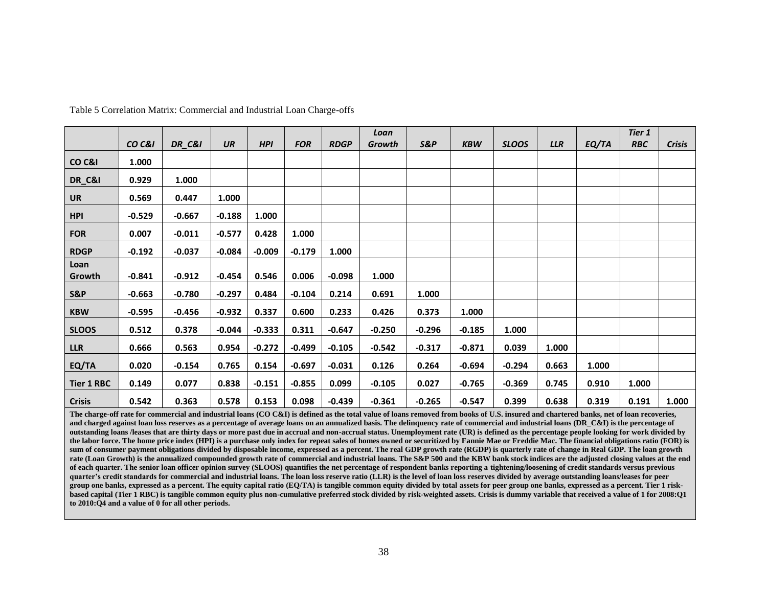Table 5 Correlation Matrix: Commercial and Industrial Loan Charge-offs

| | *CO C&I* | *DR_C&I* | *UR* | *HPI* | *FOR* | *RDGP* | *Loan Growth* | *S&P* | *KBW* | *SLOOS* | *LLR* | *EQ/TA* | *Tier 1 RBC* | *Crisis* |
|---|---|---|---|---|---|---|---|---|---|---|---|---|---|---|
| **CO C&I** | 1.000 | | | | | | | | | | | | | |
| **DR_C&I** | 0.929 | 1.000 | | | | | | | | | | | | |
| **UR** | 0.569 | 0.447 | 1.000 | | | | | | | | | | | |
| **HPI** | -0.529 | -0.667 | -0.188 | 1.000 | | | | | | | | | | |
| **FOR** | 0.007 | -0.011 | -0.577 | 0.428 | 1.000 | | | | | | | | | |
| **RDGP** | -0.192 | -0.037 | -0.084 | -0.009 | -0.179 | 1.000 | | | | | | | | |
| **Loan Growth** | -0.841 | -0.912 | -0.454 | 0.546 | 0.006 | -0.098 | 1.000 | | | | | | | |
| **S&P** | -0.663 | -0.780 | -0.297 | 0.484 | -0.104 | 0.214 | 0.691 | 1.000 | | | | | | |
| **KBW** | -0.595 | -0.456 | -0.932 | 0.337 | 0.600 | 0.233 | 0.426 | 0.373 | 1.000 | | | | | |
| **SLOOS** | 0.512 | 0.378 | -0.044 | -0.333 | 0.311 | -0.647 | -0.250 | -0.296 | -0.185 | 1.000 | | | | |
| **LLR** | 0.666 | 0.563 | 0.954 | -0.272 | -0.499 | -0.105 | -0.542 | -0.317 | -0.871 | 0.039 | 1.000 | | | |
| **EQ/TA** | 0.020 | -0.154 | 0.765 | 0.154 | -0.697 | -0.031 | 0.126 | 0.264 | -0.694 | -0.294 | 0.663 | 1.000 | | |
| **Tier 1 RBC** | 0.149 | 0.077 | 0.838 | -0.151 | -0.855 | 0.099 | -0.105 | 0.027 | -0.765 | -0.369 | 0.745 | 0.910 | 1.000 | |
| **Crisis** | 0.542 | 0.363 | 0.578 | 0.153 | 0.098 | -0.439 | -0.361 | -0.265 | -0.547 | 0.399 | 0.638 | 0.319 | 0.191 | 1.000 |

**The charge-off rate for commercial and industrial loans (CO C&I) is defined as the total value of loans removed from books of U.S. insured and chartered banks, net of loan recoveries, and charged against loan loss reserves as a percentage of average loans on an annualized basis. The delinquency rate of commercial and industrial loans (DR_C&I) is the percentage of outstanding loans /leases that are thirty days or more past due in accrual and non-accrual status. Unemployment rate (UR) is defined as the percentage people looking for work divided by the labor force. The home price index (HPI) is a purchase only index for repeat sales of homes owned or securitized by Fannie Mae or Freddie Mac. The financial obligations ratio (FOR) is sum of consumer payment obligations divided by disposable income, expressed as a percent. The real GDP growth rate (RGDP) is quarterly rate of change in Real GDP. The loan growth rate (Loan Growth) is the annualized compounded growth rate of commercial and industrial loans. The S&P 500 and the KBW bank stock indices are the adjusted closing values at the end of each quarter. The senior loan officer opinion survey (SLOOS) quantifies the net percentage of respondent banks reporting a tightening/loosening of credit standards versus previous quarter's credit standards for commercial and industrial loans. The loan loss reserve ratio (LLR) is the level of loan loss reserves divided by average outstanding loans/leases for peer group one banks, expressed as a percent. The equity capital ratio (EQ/TA) is tangible common equity divided by total assets for peer group one banks, expressed as a percent. Tier 1 risk-based capital (Tier 1 RBC) is tangible common equity plus non-cumulative preferred stock divided by risk-weighted assets. Crisis is dummy variable that received a value of 1 for 2008:Q1 to 2010:Q4 and a value of 0 for all other periods.**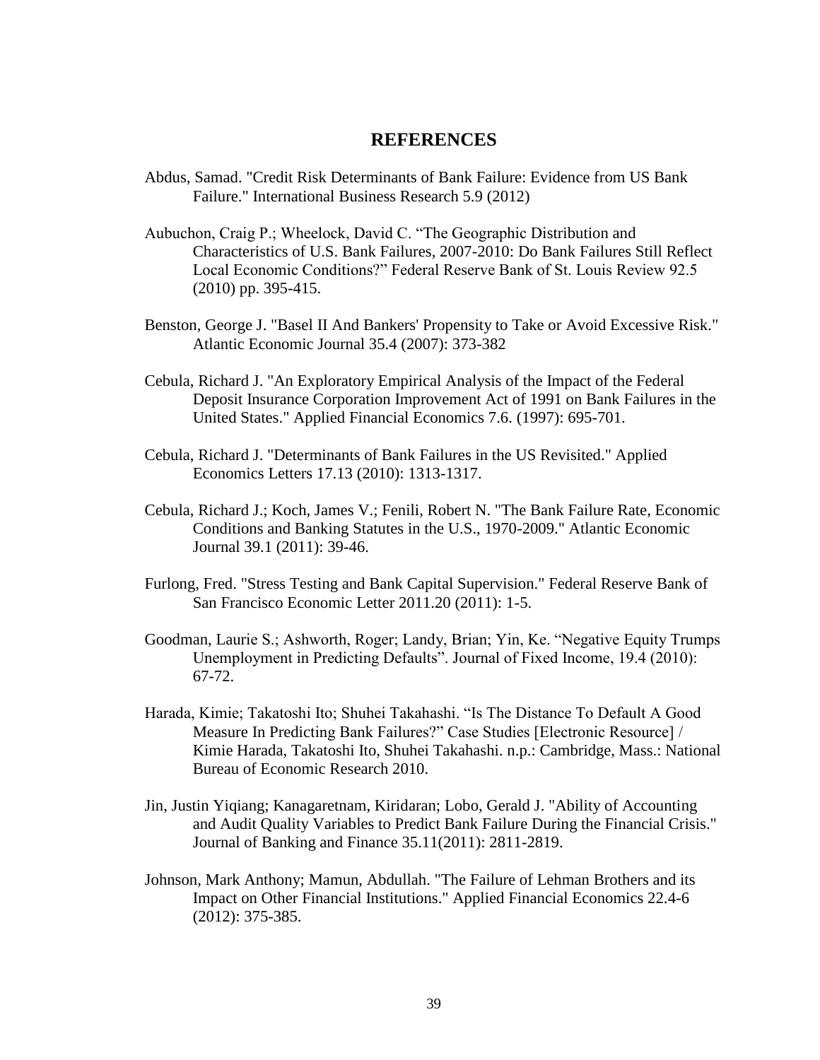# REFERENCES

Abdus, Samad. "Credit Risk Determinants of Bank Failure: Evidence from US Bank Failure." International Business Research 5.9 (2012)

Aubuchon, Craig P.; Wheelock, David C. "The Geographic Distribution and Characteristics of U.S. Bank Failures, 2007-2010: Do Bank Failures Still Reflect Local Economic Conditions?" Federal Reserve Bank of St. Louis Review 92.5 (2010) pp. 395-415.

Benston, George J. "Basel II And Bankers' Propensity to Take or Avoid Excessive Risk." Atlantic Economic Journal 35.4 (2007): 373-382

Cebula, Richard J. "An Exploratory Empirical Analysis of the Impact of the Federal Deposit Insurance Corporation Improvement Act of 1991 on Bank Failures in the United States." Applied Financial Economics 7.6. (1997): 695-701.

Cebula, Richard J. "Determinants of Bank Failures in the US Revisited." Applied Economics Letters 17.13 (2010): 1313-1317.

Cebula, Richard J.; Koch, James V.; Fenili, Robert N. "The Bank Failure Rate, Economic Conditions and Banking Statutes in the U.S., 1970-2009." Atlantic Economic Journal 39.1 (2011): 39-46.

Furlong, Fred. "Stress Testing and Bank Capital Supervision." Federal Reserve Bank of San Francisco Economic Letter 2011.20 (2011): 1-5.

Goodman, Laurie S.; Ashworth, Roger; Landy, Brian; Yin, Ke. "Negative Equity Trumps Unemployment in Predicting Defaults". Journal of Fixed Income, 19.4 (2010): 67-72.

Harada, Kimie; Takatoshi Ito; Shuhei Takahashi. "Is The Distance To Default A Good Measure In Predicting Bank Failures?" Case Studies [Electronic Resource] / Kimie Harada, Takatoshi Ito, Shuhei Takahashi. n.p.: Cambridge, Mass.: National Bureau of Economic Research 2010.

Jin, Justin Yiqiang; Kanagaretnam, Kiridaran; Lobo, Gerald J. "Ability of Accounting and Audit Quality Variables to Predict Bank Failure During the Financial Crisis." Journal of Banking and Finance 35.11(2011): 2811-2819.

Johnson, Mark Anthony; Mamun, Abdullah. "The Failure of Lehman Brothers and its Impact on Other Financial Institutions." Applied Financial Economics 22.4-6 (2012): 375-385.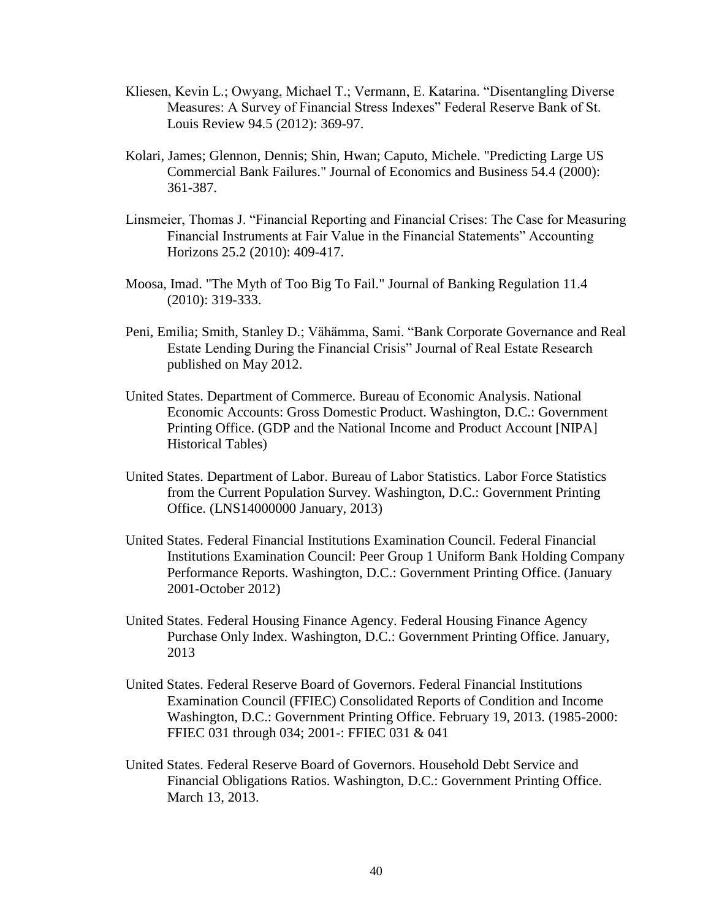Kliesen, Kevin L.; Owyang, Michael T.; Vermann, E. Katarina. "Disentangling Diverse Measures: A Survey of Financial Stress Indexes" Federal Reserve Bank of St. Louis Review 94.5 (2012): 369-97.

Kolari, James; Glennon, Dennis; Shin, Hwan; Caputo, Michele. "Predicting Large US Commercial Bank Failures." Journal of Economics and Business 54.4 (2000): 361-387.

Linsmeier, Thomas J. "Financial Reporting and Financial Crises: The Case for Measuring Financial Instruments at Fair Value in the Financial Statements" Accounting Horizons 25.2 (2010): 409-417.

Moosa, Imad. "The Myth of Too Big To Fail." Journal of Banking Regulation 11.4 (2010): 319-333.

Peni, Emilia; Smith, Stanley D.; Vähämma, Sami. "Bank Corporate Governance and Real Estate Lending During the Financial Crisis" Journal of Real Estate Research published on May 2012.

United States. Department of Commerce. Bureau of Economic Analysis. National Economic Accounts: Gross Domestic Product. Washington, D.C.: Government Printing Office. (GDP and the National Income and Product Account [NIPA] Historical Tables)

United States. Department of Labor. Bureau of Labor Statistics. Labor Force Statistics from the Current Population Survey. Washington, D.C.: Government Printing Office. (LNS14000000 January, 2013)

United States. Federal Financial Institutions Examination Council. Federal Financial Institutions Examination Council: Peer Group 1 Uniform Bank Holding Company Performance Reports. Washington, D.C.: Government Printing Office. (January 2001-October 2012)

United States. Federal Housing Finance Agency. Federal Housing Finance Agency Purchase Only Index. Washington, D.C.: Government Printing Office. January, 2013

United States. Federal Reserve Board of Governors. Federal Financial Institutions Examination Council (FFIEC) Consolidated Reports of Condition and Income Washington, D.C.: Government Printing Office. February 19, 2013. (1985-2000: FFIEC 031 through 034; 2001-: FFIEC 031 & 041

United States. Federal Reserve Board of Governors. Household Debt Service and Financial Obligations Ratios. Washington, D.C.: Government Printing Office. March 13, 2013.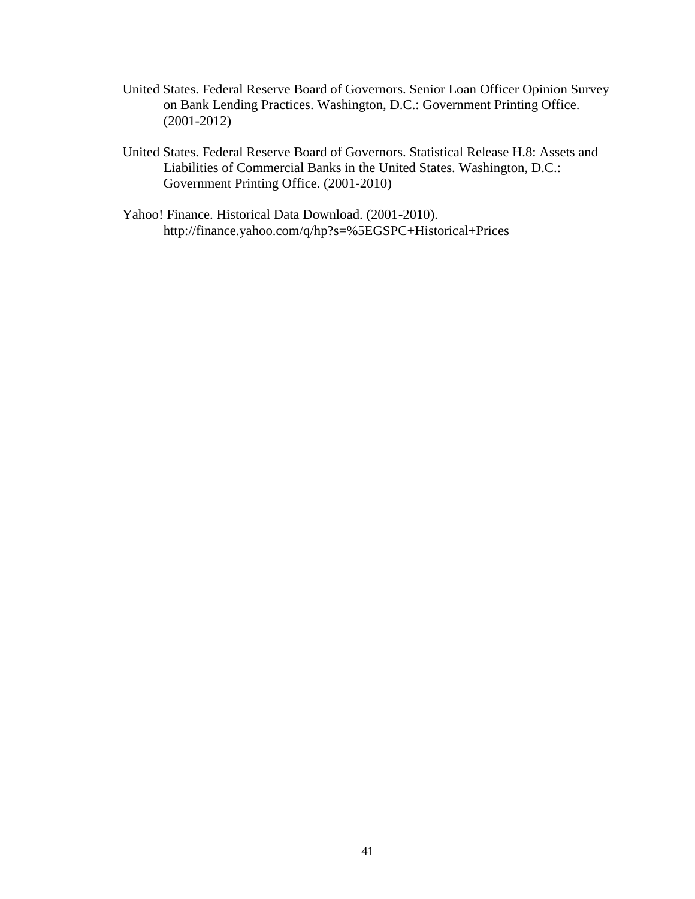United States. Federal Reserve Board of Governors. Senior Loan Officer Opinion Survey on Bank Lending Practices. Washington, D.C.: Government Printing Office. (2001-2012)

United States. Federal Reserve Board of Governors. Statistical Release H.8: Assets and Liabilities of Commercial Banks in the United States. Washington, D.C.: Government Printing Office. (2001-2010)

Yahoo! Finance. Historical Data Download. (2001-2010). http://finance.yahoo.com/q/hp?s=%5EGSPC+Historical+Prices